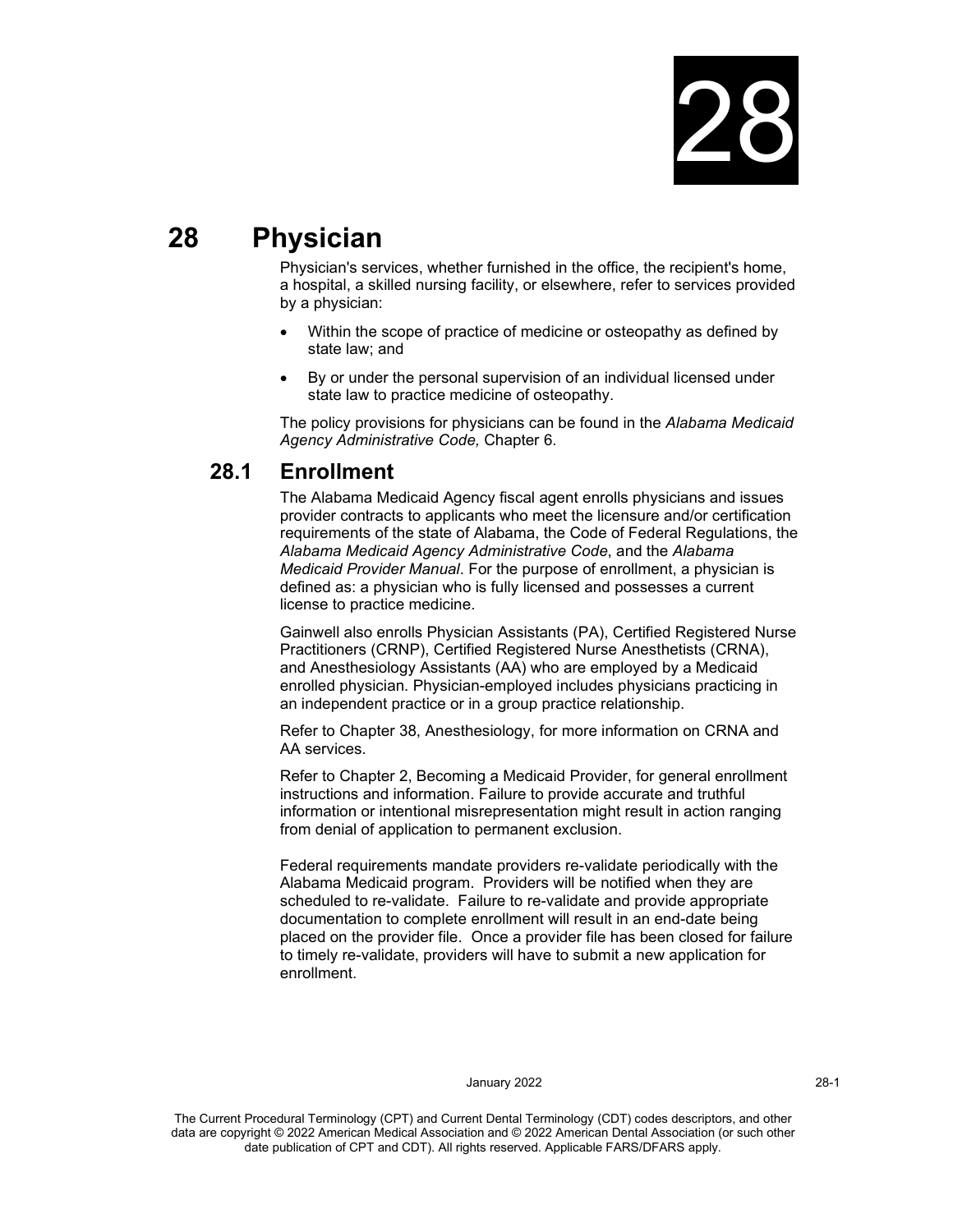# 28 Physician

Physician's services, whether furnished in the office, the recipient's home, a hospital, a skilled nursing facility, or elsewhere, refer to services provided by a physician:

- Within the scope of practice of medicine or osteopathy as defined by state law; and
- By or under the personal supervision of an individual licensed under state law to practice medicine of osteopathy.

The policy provisions for physicians can be found in the *Alabama Medicaid Agency Administrative Code,* Chapter 6.

## 28.1 Enrollment

The Alabama Medicaid Agency fiscal agent enrolls physicians and issues provider contracts to applicants who meet the licensure and/or certification requirements of the state of Alabama, the Code of Federal Regulations, the *Alabama Medicaid Agency Administrative Code*, and the *Alabama Medicaid Provider Manual*. For the purpose of enrollment, a physician is defined as: a physician who is fully licensed and possesses a current license to practice medicine.

Gainwell also enrolls Physician Assistants (PA), Certified Registered Nurse Practitioners (CRNP), Certified Registered Nurse Anesthetists (CRNA), and Anesthesiology Assistants (AA) who are employed by a Medicaid enrolled physician. Physician-employed includes physicians practicing in an independent practice or in a group practice relationship.

Refer to Chapter 38, Anesthesiology, for more information on CRNA and AA services.

Refer to Chapter 2, Becoming a Medicaid Provider, for general enrollment instructions and information. Failure to provide accurate and truthful information or intentional misrepresentation might result in action ranging from denial of application to permanent exclusion.

Federal requirements mandate providers re-validate periodically with the Alabama Medicaid program. Providers will be notified when they are scheduled to re-validate. Failure to re-validate and provide appropriate documentation to complete enrollment will result in an end-date being placed on the provider file. Once a provider file has been closed for failure to timely re-validate, providers will have to submit a new application for enrollment.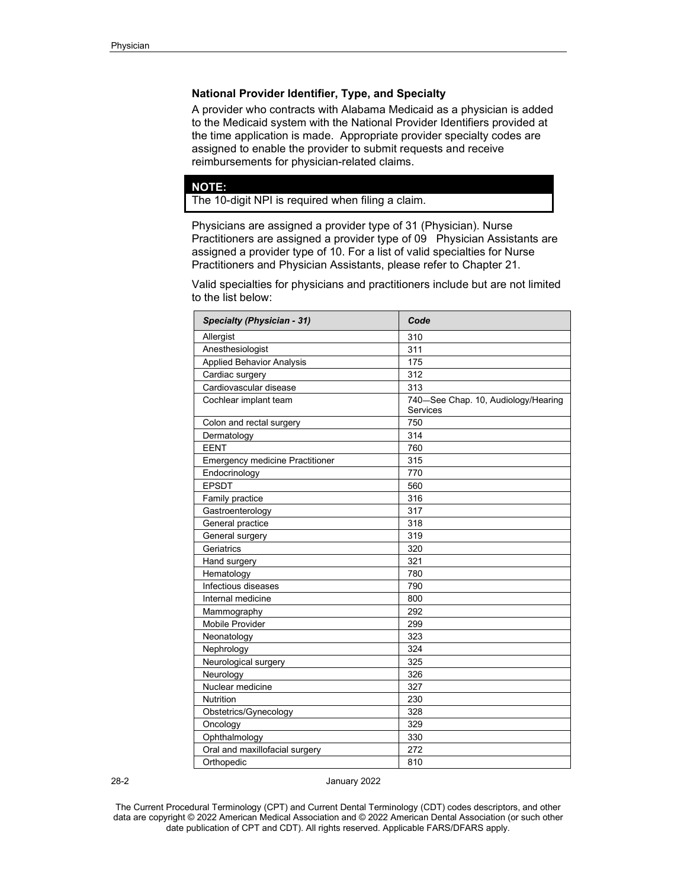### National Provider Identifier, Type, and Specialty

A provider who contracts with Alabama Medicaid as a physician is added to the Medicaid system with the National Provider Identifiers provided at the time application is made. Appropriate provider specialty codes are assigned to enable the provider to submit requests and receive reimbursements for physician-related claims.

> **NOTE:**
> The 10-digit NPI is required when filing a claim.

Physicians are assigned a provider type of 31 (Physician). Nurse Practitioners are assigned a provider type of 09 Physician Assistants are assigned a provider type of 10. For a list of valid specialties for Nurse Practitioners and Physician Assistants, please refer to Chapter 21.

Valid specialties for physicians and practitioners include but are not limited to the list below:

| *Specialty (Physician - 31)* | *Code* |
|---|---|
| Allergist | 310 |
| Anesthesiologist | 311 |
| Applied Behavior Analysis | 175 |
| Cardiac surgery | 312 |
| Cardiovascular disease | 313 |
| Cochlear implant team | 740—See Chap. 10, Audiology/Hearing Services |
| Colon and rectal surgery | 750 |
| Dermatology | 314 |
| EENT | 760 |
| Emergency medicine Practitioner | 315 |
| Endocrinology | 770 |
| EPSDT | 560 |
| Family practice | 316 |
| Gastroenterology | 317 |
| General practice | 318 |
| General surgery | 319 |
| Geriatrics | 320 |
| Hand surgery | 321 |
| Hematology | 780 |
| Infectious diseases | 790 |
| Internal medicine | 800 |
| Mammography | 292 |
| Mobile Provider | 299 |
| Neonatology | 323 |
| Nephrology | 324 |
| Neurological surgery | 325 |
| Neurology | 326 |
| Nuclear medicine | 327 |
| Nutrition | 230 |
| Obstetrics/Gynecology | 328 |
| Oncology | 329 |
| Ophthalmology | 330 |
| Oral and maxillofacial surgery | 272 |
| Orthopedic | 810 |

The Current Procedural Terminology (CPT) and Current Dental Terminology (CDT) codes descriptors, and other data are copyright © 2022 American Medical Association and © 2022 American Dental Association (or such other date publication of CPT and CDT). All rights reserved. Applicable FARS/DFARS apply.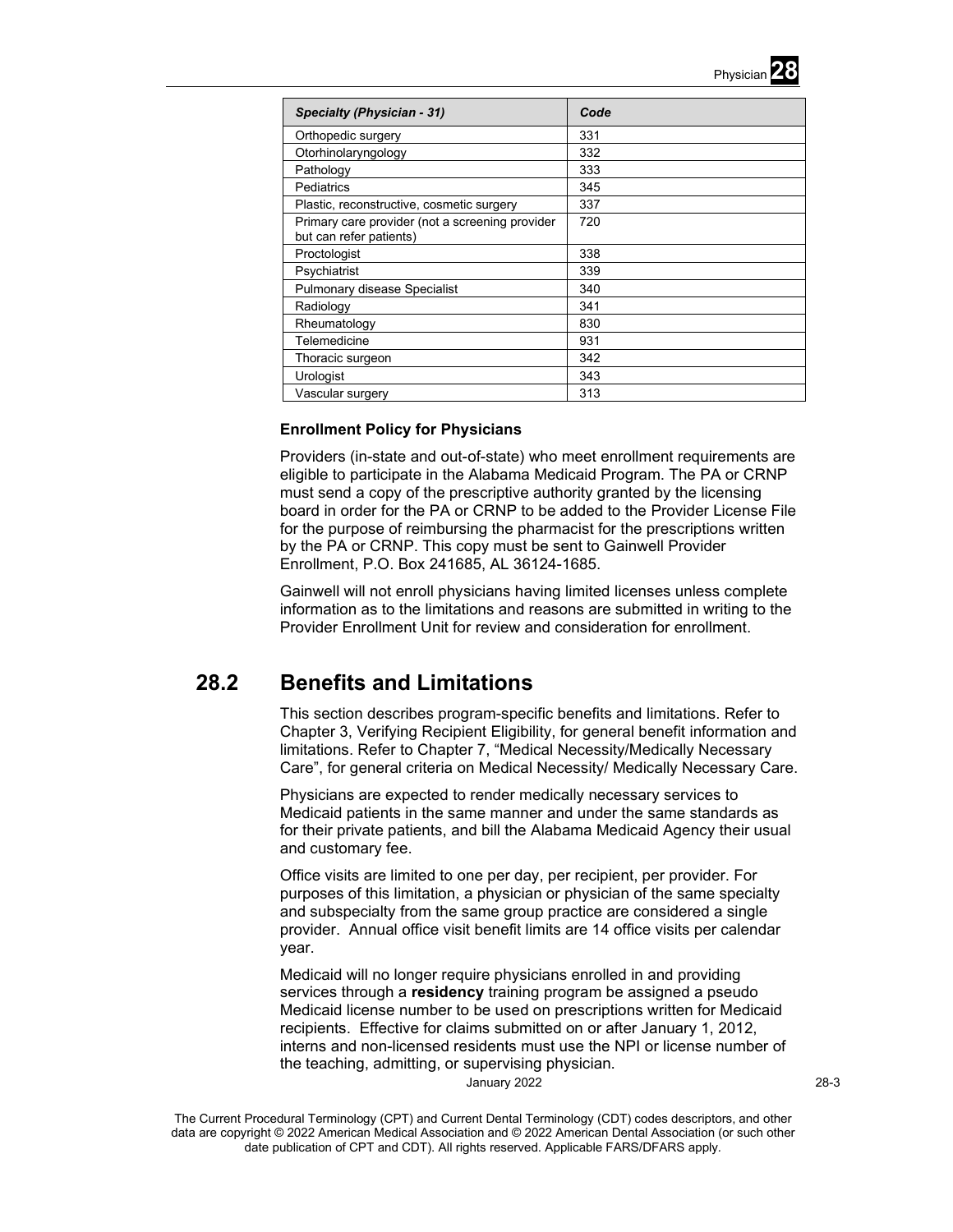| *Specialty (Physician - 31)* | *Code* |
|---|---|
| Orthopedic surgery | 331 |
| Otorhinolaryngology | 332 |
| Pathology | 333 |
| Pediatrics | 345 |
| Plastic, reconstructive, cosmetic surgery | 337 |
| Primary care provider (not a screening provider but can refer patients) | 720 |
| Proctologist | 338 |
| Psychiatrist | 339 |
| Pulmonary disease Specialist | 340 |
| Radiology | 341 |
| Rheumatology | 830 |
| Telemedicine | 931 |
| Thoracic surgeon | 342 |
| Urologist | 343 |
| Vascular surgery | 313 |

**Enrollment Policy for Physicians**

Providers (in-state and out-of-state) who meet enrollment requirements are eligible to participate in the Alabama Medicaid Program. The PA or CRNP must send a copy of the prescriptive authority granted by the licensing board in order for the PA or CRNP to be added to the Provider License File for the purpose of reimbursing the pharmacist for the prescriptions written by the PA or CRNP. This copy must be sent to Gainwell Provider Enrollment, P.O. Box 241685, AL 36124-1685.

Gainwell will not enroll physicians having limited licenses unless complete information as to the limitations and reasons are submitted in writing to the Provider Enrollment Unit for review and consideration for enrollment.

## 28.2 Benefits and Limitations

This section describes program-specific benefits and limitations. Refer to Chapter 3, Verifying Recipient Eligibility, for general benefit information and limitations. Refer to Chapter 7, "Medical Necessity/Medically Necessary Care", for general criteria on Medical Necessity/ Medically Necessary Care.

Physicians are expected to render medically necessary services to Medicaid patients in the same manner and under the same standards as for their private patients, and bill the Alabama Medicaid Agency their usual and customary fee.

Office visits are limited to one per day, per recipient, per provider. For purposes of this limitation, a physician or physician of the same specialty and subspecialty from the same group practice are considered a single provider. Annual office visit benefit limits are 14 office visits per calendar year.

Medicaid will no longer require physicians enrolled in and providing services through a **residency** training program be assigned a pseudo Medicaid license number to be used on prescriptions written for Medicaid recipients. Effective for claims submitted on or after January 1, 2012, interns and non-licensed residents must use the NPI or license number of the teaching, admitting, or supervising physician.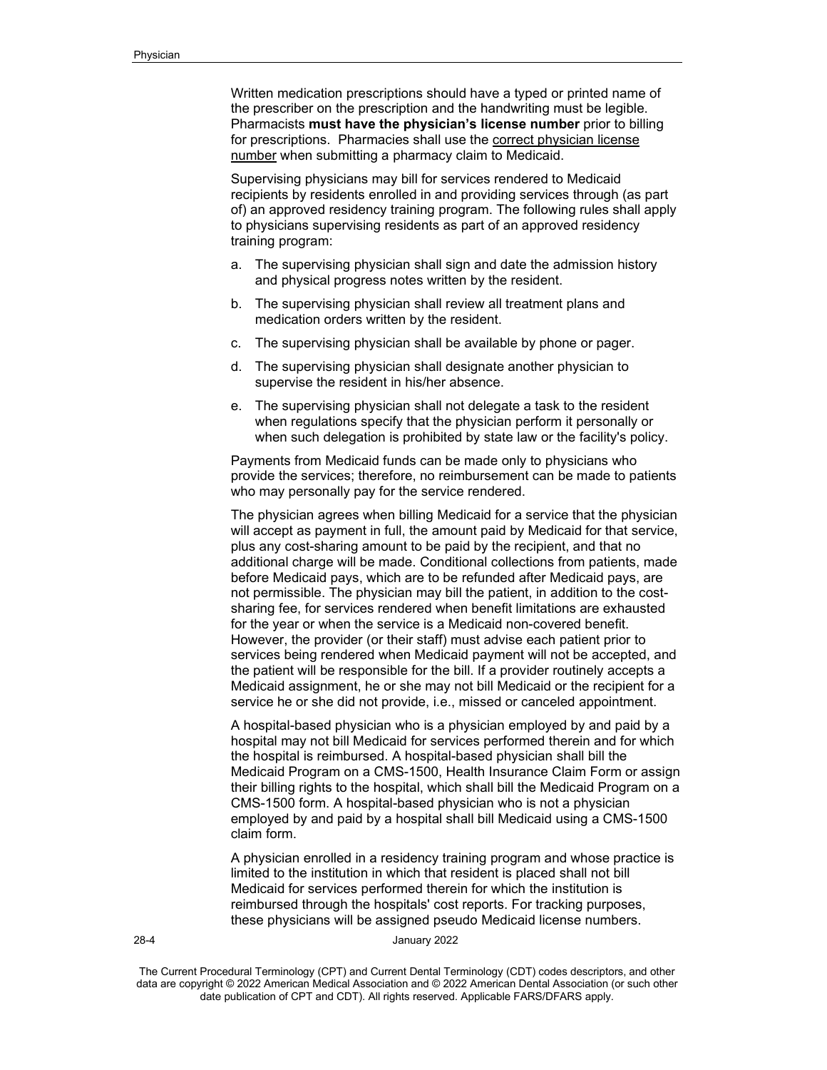Written medication prescriptions should have a typed or printed name of the prescriber on the prescription and the handwriting must be legible. Pharmacists **must have the physician's license number** prior to billing for prescriptions. Pharmacies shall use the <u>correct physician license number</u> when submitting a pharmacy claim to Medicaid.

Supervising physicians may bill for services rendered to Medicaid recipients by residents enrolled in and providing services through (as part of) an approved residency training program. The following rules shall apply to physicians supervising residents as part of an approved residency training program:

a. The supervising physician shall sign and date the admission history and physical progress notes written by the resident.

b. The supervising physician shall review all treatment plans and medication orders written by the resident.

c. The supervising physician shall be available by phone or pager.

d. The supervising physician shall designate another physician to supervise the resident in his/her absence.

e. The supervising physician shall not delegate a task to the resident when regulations specify that the physician perform it personally or when such delegation is prohibited by state law or the facility's policy.

Payments from Medicaid funds can be made only to physicians who provide the services; therefore, no reimbursement can be made to patients who may personally pay for the service rendered.

The physician agrees when billing Medicaid for a service that the physician will accept as payment in full, the amount paid by Medicaid for that service, plus any cost-sharing amount to be paid by the recipient, and that no additional charge will be made. Conditional collections from patients, made before Medicaid pays, which are to be refunded after Medicaid pays, are not permissible. The physician may bill the patient, in addition to the cost-sharing fee, for services rendered when benefit limitations are exhausted for the year or when the service is a Medicaid non-covered benefit. However, the provider (or their staff) must advise each patient prior to services being rendered when Medicaid payment will not be accepted, and the patient will be responsible for the bill. If a provider routinely accepts a Medicaid assignment, he or she may not bill Medicaid or the recipient for a service he or she did not provide, i.e., missed or canceled appointment.

A hospital-based physician who is a physician employed by and paid by a hospital may not bill Medicaid for services performed therein and for which the hospital is reimbursed. A hospital-based physician shall bill the Medicaid Program on a CMS-1500, Health Insurance Claim Form or assign their billing rights to the hospital, which shall bill the Medicaid Program on a CMS-1500 form. A hospital-based physician who is not a physician employed by and paid by a hospital shall bill Medicaid using a CMS-1500 claim form.

A physician enrolled in a residency training program and whose practice is limited to the institution in which that resident is placed shall not bill Medicaid for services performed therein for which the institution is reimbursed through the hospitals' cost reports. For tracking purposes, these physicians will be assigned pseudo Medicaid license numbers.

The Current Procedural Terminology (CPT) and Current Dental Terminology (CDT) codes descriptors, and other data are copyright © 2022 American Medical Association and © 2022 American Dental Association (or such other date publication of CPT and CDT). All rights reserved. Applicable FARS/DFARS apply.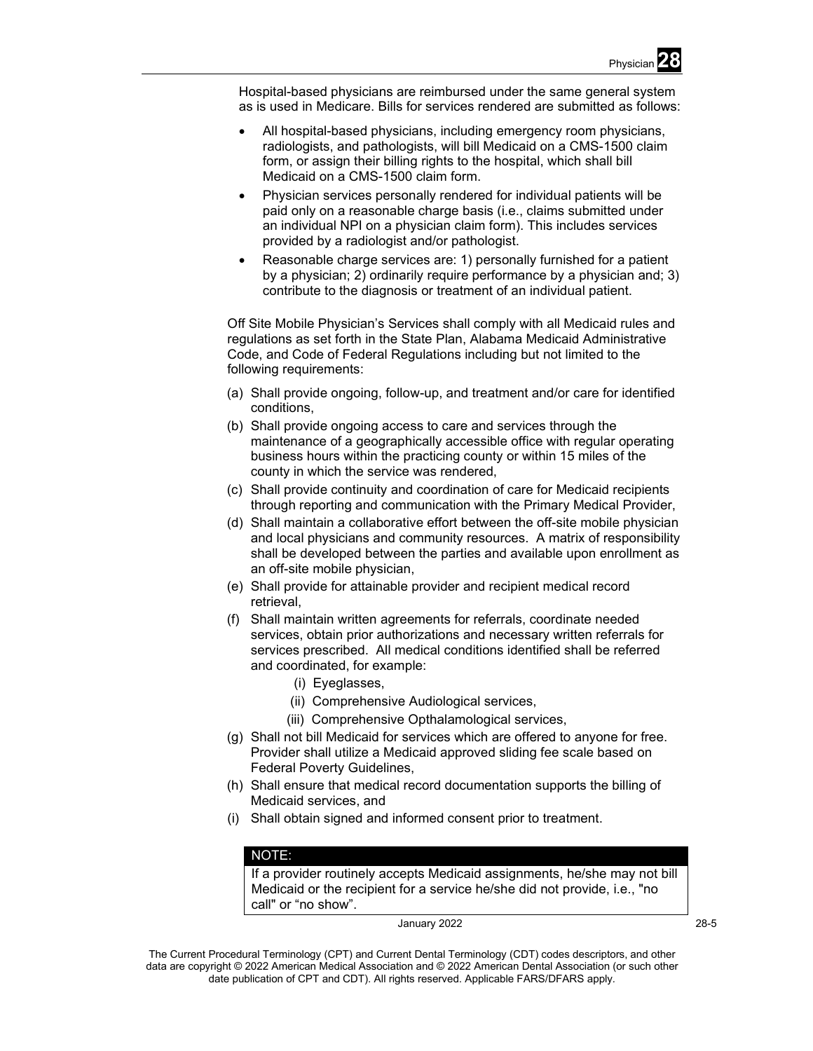Hospital-based physicians are reimbursed under the same general system as is used in Medicare. Bills for services rendered are submitted as follows:

- All hospital-based physicians, including emergency room physicians, radiologists, and pathologists, will bill Medicaid on a CMS-1500 claim form, or assign their billing rights to the hospital, which shall bill Medicaid on a CMS-1500 claim form.
- Physician services personally rendered for individual patients will be paid only on a reasonable charge basis (i.e., claims submitted under an individual NPI on a physician claim form). This includes services provided by a radiologist and/or pathologist.
- Reasonable charge services are: 1) personally furnished for a patient by a physician; 2) ordinarily require performance by a physician and; 3) contribute to the diagnosis or treatment of an individual patient.

Off Site Mobile Physician's Services shall comply with all Medicaid rules and regulations as set forth in the State Plan, Alabama Medicaid Administrative Code, and Code of Federal Regulations including but not limited to the following requirements:

(a) Shall provide ongoing, follow-up, and treatment and/or care for identified conditions,
(b) Shall provide ongoing access to care and services through the maintenance of a geographically accessible office with regular operating business hours within the practicing county or within 15 miles of the county in which the service was rendered,
(c) Shall provide continuity and coordination of care for Medicaid recipients through reporting and communication with the Primary Medical Provider,
(d) Shall maintain a collaborative effort between the off-site mobile physician and local physicians and community resources. A matrix of responsibility shall be developed between the parties and available upon enrollment as an off-site mobile physician,
(e) Shall provide for attainable provider and recipient medical record retrieval,
(f) Shall maintain written agreements for referrals, coordinate needed services, obtain prior authorizations and necessary written referrals for services prescribed. All medical conditions identified shall be referred and coordinated, for example:
    (i) Eyeglasses,
    (ii) Comprehensive Audiological services,
    (iii) Comprehensive Opthalamological services,
(g) Shall not bill Medicaid for services which are offered to anyone for free. Provider shall utilize a Medicaid approved sliding fee scale based on Federal Poverty Guidelines,
(h) Shall ensure that medical record documentation supports the billing of Medicaid services, and
(i) Shall obtain signed and informed consent prior to treatment.

**NOTE:**

If a provider routinely accepts Medicaid assignments, he/she may not bill Medicaid or the recipient for a service he/she did not provide, i.e., "no call" or "no show".

January 2022

The Current Procedural Terminology (CPT) and Current Dental Terminology (CDT) codes descriptors, and other data are copyright © 2022 American Medical Association and © 2022 American Dental Association (or such other date publication of CPT and CDT). All rights reserved. Applicable FARS/DFARS apply.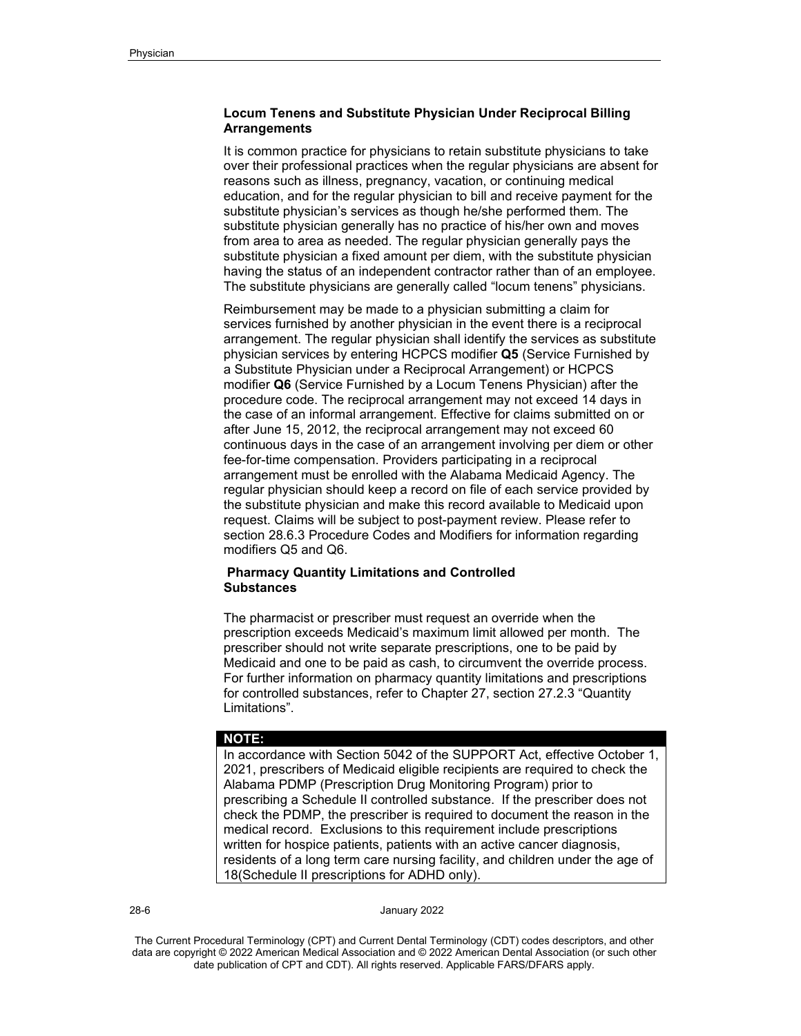### Locum Tenens and Substitute Physician Under Reciprocal Billing Arrangements

It is common practice for physicians to retain substitute physicians to take over their professional practices when the regular physicians are absent for reasons such as illness, pregnancy, vacation, or continuing medical education, and for the regular physician to bill and receive payment for the substitute physician's services as though he/she performed them. The substitute physician generally has no practice of his/her own and moves from area to area as needed. The regular physician generally pays the substitute physician a fixed amount per diem, with the substitute physician having the status of an independent contractor rather than of an employee. The substitute physicians are generally called "locum tenens" physicians.

Reimbursement may be made to a physician submitting a claim for services furnished by another physician in the event there is a reciprocal arrangement. The regular physician shall identify the services as substitute physician services by entering HCPCS modifier **Q5** (Service Furnished by a Substitute Physician under a Reciprocal Arrangement) or HCPCS modifier **Q6** (Service Furnished by a Locum Tenens Physician) after the procedure code. The reciprocal arrangement may not exceed 14 days in the case of an informal arrangement. Effective for claims submitted on or after June 15, 2012, the reciprocal arrangement may not exceed 60 continuous days in the case of an arrangement involving per diem or other fee-for-time compensation. Providers participating in a reciprocal arrangement must be enrolled with the Alabama Medicaid Agency. The regular physician should keep a record on file of each service provided by the substitute physician and make this record available to Medicaid upon request. Claims will be subject to post-payment review. Please refer to section 28.6.3 Procedure Codes and Modifiers for information regarding modifiers Q5 and Q6.

### Pharmacy Quantity Limitations and Controlled Substances

The pharmacist or prescriber must request an override when the prescription exceeds Medicaid's maximum limit allowed per month. The prescriber should not write separate prescriptions, one to be paid by Medicaid and one to be paid as cash, to circumvent the override process. For further information on pharmacy quantity limitations and prescriptions for controlled substances, refer to Chapter 27, section 27.2.3 "Quantity Limitations".

**NOTE:**

In accordance with Section 5042 of the SUPPORT Act, effective October 1, 2021, prescribers of Medicaid eligible recipients are required to check the Alabama PDMP (Prescription Drug Monitoring Program) prior to prescribing a Schedule II controlled substance. If the prescriber does not check the PDMP, the prescriber is required to document the reason in the medical record. Exclusions to this requirement include prescriptions written for hospice patients, patients with an active cancer diagnosis, residents of a long term care nursing facility, and children under the age of 18(Schedule II prescriptions for ADHD only).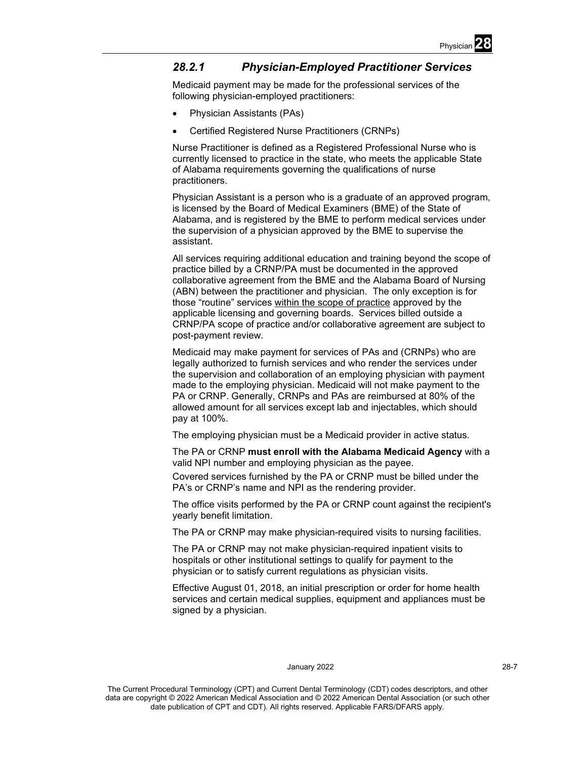### *28.2.1 Physician-Employed Practitioner Services*

Medicaid payment may be made for the professional services of the following physician-employed practitioners:

- Physician Assistants (PAs)
- Certified Registered Nurse Practitioners (CRNPs)

Nurse Practitioner is defined as a Registered Professional Nurse who is currently licensed to practice in the state, who meets the applicable State of Alabama requirements governing the qualifications of nurse practitioners.

Physician Assistant is a person who is a graduate of an approved program, is licensed by the Board of Medical Examiners (BME) of the State of Alabama, and is registered by the BME to perform medical services under the supervision of a physician approved by the BME to supervise the assistant.

All services requiring additional education and training beyond the scope of practice billed by a CRNP/PA must be documented in the approved collaborative agreement from the BME and the Alabama Board of Nursing (ABN) between the practitioner and physician. The only exception is for those "routine" services within the scope of practice approved by the applicable licensing and governing boards. Services billed outside a CRNP/PA scope of practice and/or collaborative agreement are subject to post-payment review.

Medicaid may make payment for services of PAs and (CRNPs) who are legally authorized to furnish services and who render the services under the supervision and collaboration of an employing physician with payment made to the employing physician. Medicaid will not make payment to the PA or CRNP. Generally, CRNPs and PAs are reimbursed at 80% of the allowed amount for all services except lab and injectables, which should pay at 100%.

The employing physician must be a Medicaid provider in active status.

The PA or CRNP **must enroll with the Alabama Medicaid Agency** with a valid NPI number and employing physician as the payee.

Covered services furnished by the PA or CRNP must be billed under the PA's or CRNP's name and NPI as the rendering provider.

The office visits performed by the PA or CRNP count against the recipient's yearly benefit limitation.

The PA or CRNP may make physician-required visits to nursing facilities.

The PA or CRNP may not make physician-required inpatient visits to hospitals or other institutional settings to qualify for payment to the physician or to satisfy current regulations as physician visits.

Effective August 01, 2018, an initial prescription or order for home health services and certain medical supplies, equipment and appliances must be signed by a physician.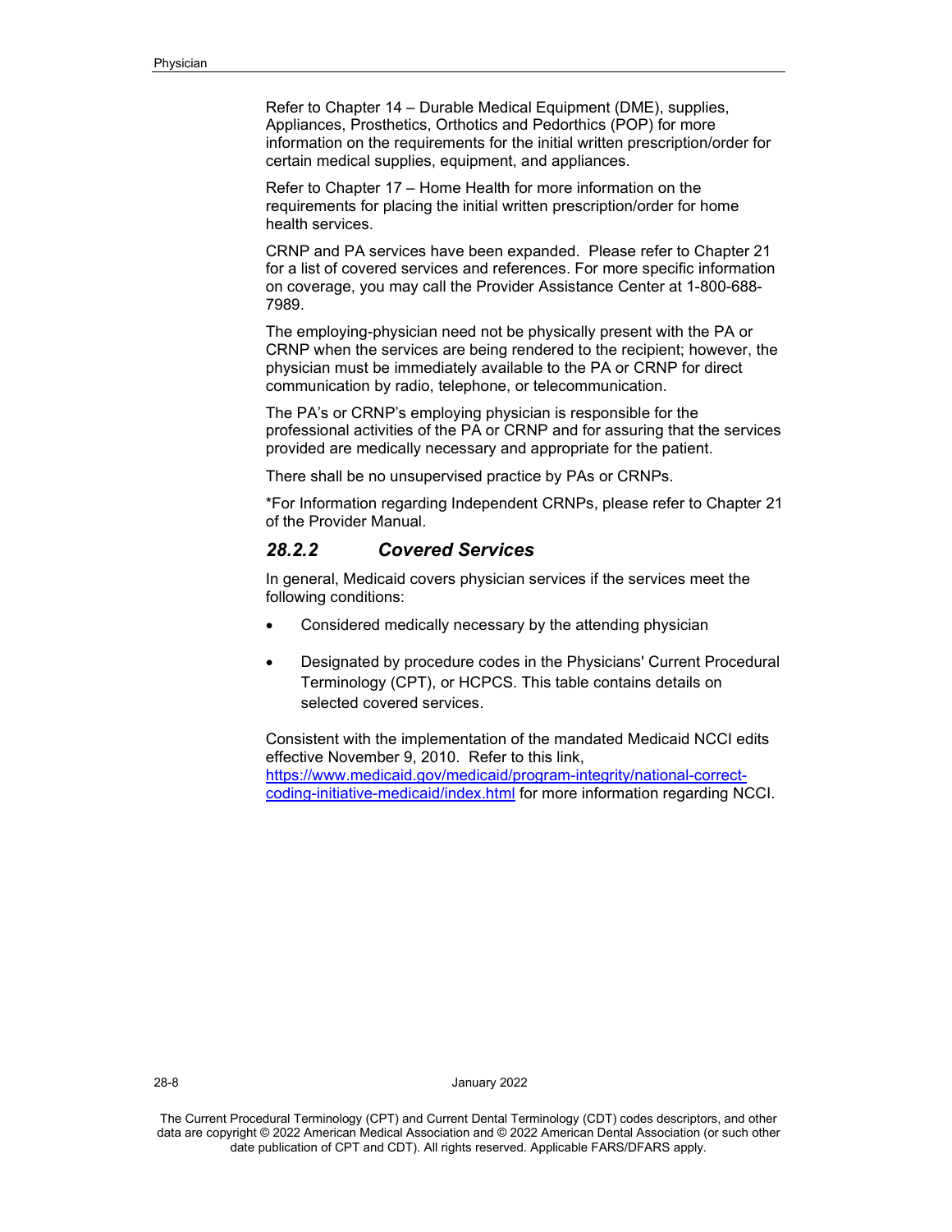Refer to Chapter 14 – Durable Medical Equipment (DME), supplies, Appliances, Prosthetics, Orthotics and Pedorthics (POP) for more information on the requirements for the initial written prescription/order for certain medical supplies, equipment, and appliances.

Refer to Chapter 17 – Home Health for more information on the requirements for placing the initial written prescription/order for home health services.

CRNP and PA services have been expanded. Please refer to Chapter 21 for a list of covered services and references. For more specific information on coverage, you may call the Provider Assistance Center at 1-800-688-7989.

The employing-physician need not be physically present with the PA or CRNP when the services are being rendered to the recipient; however, the physician must be immediately available to the PA or CRNP for direct communication by radio, telephone, or telecommunication.

The PA's or CRNP's employing physician is responsible for the professional activities of the PA or CRNP and for assuring that the services provided are medically necessary and appropriate for the patient.

There shall be no unsupervised practice by PAs or CRNPs.

*For Information regarding Independent CRNPs, please refer to Chapter 21 of the Provider Manual.

### *28.2.2 Covered Services*

In general, Medicaid covers physician services if the services meet the following conditions:

- Considered medically necessary by the attending physician
- Designated by procedure codes in the Physicians' Current Procedural Terminology (CPT), or HCPCS. This table contains details on selected covered services.

Consistent with the implementation of the mandated Medicaid NCCI edits effective November 9, 2010. Refer to this link, [https://www.medicaid.gov/medicaid/program-integrity/national-correct-coding-initiative-medicaid/index.html](https://www.medicaid.gov/medicaid/program-integrity/national-correct-coding-initiative-medicaid/index.html) for more information regarding NCCI.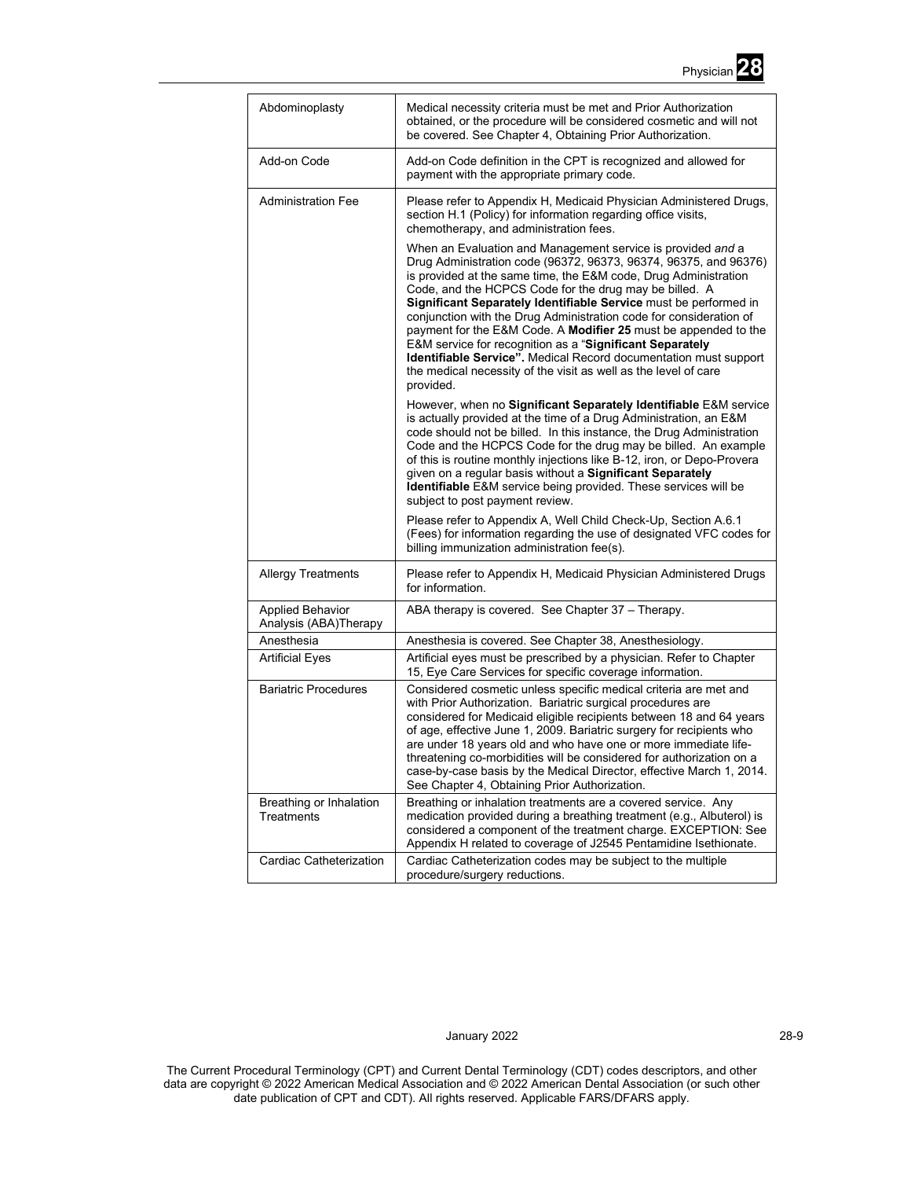| | |
|---|---|
| Abdominoplasty | Medical necessity criteria must be met and Prior Authorization obtained, or the procedure will be considered cosmetic and will not be covered. See Chapter 4, Obtaining Prior Authorization. |
| Add-on Code | Add-on Code definition in the CPT is recognized and allowed for payment with the appropriate primary code. |
| Administration Fee | Please refer to Appendix H, Medicaid Physician Administered Drugs, section H.1 (Policy) for information regarding office visits, chemotherapy, and administration fees.<br><br>When an Evaluation and Management service is provided *and* a Drug Administration code (96372, 96373, 96374, 96375, and 96376) is provided at the same time, the E&M code, Drug Administration Code, and the HCPCS Code for the drug may be billed. A **Significant Separately Identifiable Service** must be performed in conjunction with the Drug Administration code for consideration of payment for the E&M Code. A **Modifier 25** must be appended to the E&M service for recognition as a "**Significant Separately Identifiable Service".** Medical Record documentation must support the medical necessity of the visit as well as the level of care provided.<br><br>However, when no **Significant Separately Identifiable** E&M service is actually provided at the time of a Drug Administration, an E&M code should not be billed. In this instance, the Drug Administration Code and the HCPCS Code for the drug may be billed. An example of this is routine monthly injections like B-12, iron, or Depo-Provera given on a regular basis without a **Significant Separately Identifiable** E&M service being provided. These services will be subject to post payment review.<br><br>Please refer to Appendix A, Well Child Check-Up, Section A.6.1 (Fees) for information regarding the use of designated VFC codes for billing immunization administration fee(s). |
| Allergy Treatments | Please refer to Appendix H, Medicaid Physician Administered Drugs for information. |
| Applied Behavior Analysis (ABA)Therapy | ABA therapy is covered. See Chapter 37 – Therapy. |
| Anesthesia | Anesthesia is covered. See Chapter 38, Anesthesiology. |
| Artificial Eyes | Artificial eyes must be prescribed by a physician. Refer to Chapter 15, Eye Care Services for specific coverage information. |
| Bariatric Procedures | Considered cosmetic unless specific medical criteria are met and with Prior Authorization. Bariatric surgical procedures are considered for Medicaid eligible recipients between 18 and 64 years of age, effective June 1, 2009. Bariatric surgery for recipients who are under 18 years old and who have one or more immediate life-threatening co-morbidities will be considered for authorization on a case-by-case basis by the Medical Director, effective March 1, 2014. See Chapter 4, Obtaining Prior Authorization. |
| Breathing or Inhalation Treatments | Breathing or inhalation treatments are a covered service. Any medication provided during a breathing treatment (e.g., Albuterol) is considered a component of the treatment charge. EXCEPTION: See Appendix H related to coverage of J2545 Pentamidine Isethionate. |
| Cardiac Catheterization | Cardiac Catheterization codes may be subject to the multiple procedure/surgery reductions. |

The Current Procedural Terminology (CPT) and Current Dental Terminology (CDT) codes descriptors, and other data are copyright © 2022 American Medical Association and © 2022 American Dental Association (or such other date publication of CPT and CDT). All rights reserved. Applicable FARS/DFARS apply.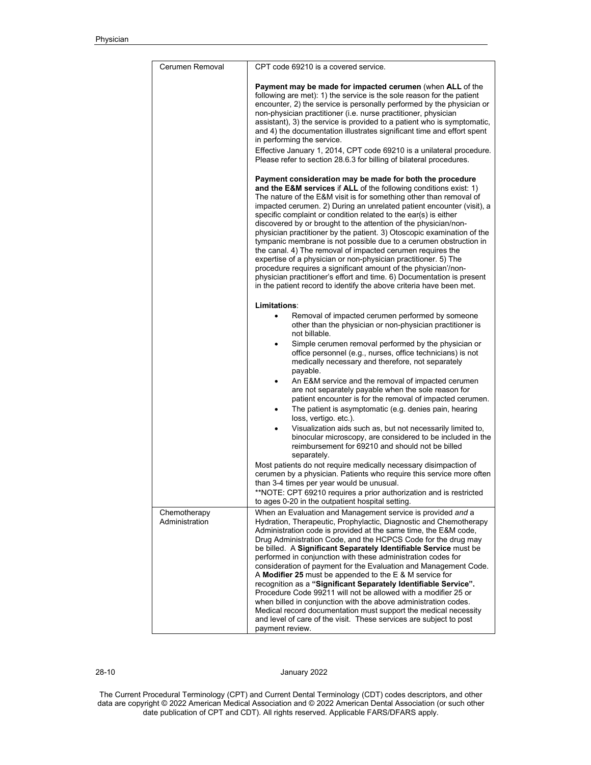| | |
|---|---|
| Cerumen Removal | CPT code 69210 is a covered service.<br><br>**Payment may be made for impacted cerumen** (when **ALL** of the following are met): 1) the service is the sole reason for the patient encounter, 2) the service is personally performed by the physician or non-physician practitioner (i.e. nurse practitioner, physician assistant), 3) the service is provided to a patient who is symptomatic, and 4) the documentation illustrates significant time and effort spent in performing the service.<br>Effective January 1, 2014, CPT code 69210 is a unilateral procedure. Please refer to section 28.6.3 for billing of bilateral procedures.<br><br>**Payment consideration may be made for both the procedure and the E&M services** if **ALL** of the following conditions exist: 1) The nature of the E&M visit is for something other than removal of impacted cerumen. 2) During an unrelated patient encounter (visit), a specific complaint or condition related to the ear(s) is either discovered by or brought to the attention of the physician/non-physician practitioner by the patient. 3) Otoscopic examination of the tympanic membrane is not possible due to a cerumen obstruction in the canal. 4) The removal of impacted cerumen requires the expertise of a physician or non-physician practitioner. 5) The procedure requires a significant amount of the physician'/non-physician practitioner's effort and time. 6) Documentation is present in the patient record to identify the above criteria have been met.<br><br>**Limitations**:<br>• Removal of impacted cerumen performed by someone other than the physician or non-physician practitioner is not billable.<br>• Simple cerumen removal performed by the physician or office personnel (e.g., nurses, office technicians) is not medically necessary and therefore, not separately payable.<br>• An E&M service and the removal of impacted cerumen are not separately payable when the sole reason for patient encounter is for the removal of impacted cerumen.<br>• The patient is asymptomatic (e.g. denies pain, hearing loss, vertigo. etc.).<br>• Visualization aids such as, but not necessarily limited to, binocular microscopy, are considered to be included in the reimbursement for 69210 and should not be billed separately.<br>Most patients do not require medically necessary disimpaction of cerumen by a physician. Patients who require this service more often than 3-4 times per year would be unusual.<br>**NOTE: CPT 69210 requires a prior authorization and is restricted to ages 0-20 in the outpatient hospital setting. |
| Chemotherapy Administration | When an Evaluation and Management service is provided *and* a Hydration, Therapeutic, Prophylactic, Diagnostic and Chemotherapy Administration code is provided at the same time, the E&M code, Drug Administration Code, and the HCPCS Code for the drug may be billed. A **Significant Separately Identifiable Service** must be performed in conjunction with these administration codes for consideration of payment for the Evaluation and Management Code. A **Modifier 25** must be appended to the E & M service for recognition as a **"Significant Separately Identifiable Service".** Procedure Code 99211 will not be allowed with a modifier 25 or when billed in conjunction with the above administration codes. Medical record documentation must support the medical necessity and level of care of the visit. These services are subject to post payment review. |

The Current Procedural Terminology (CPT) and Current Dental Terminology (CDT) codes descriptors, and other data are copyright © 2022 American Medical Association and © 2022 American Dental Association (or such other date publication of CPT and CDT). All rights reserved. Applicable FARS/DFARS apply.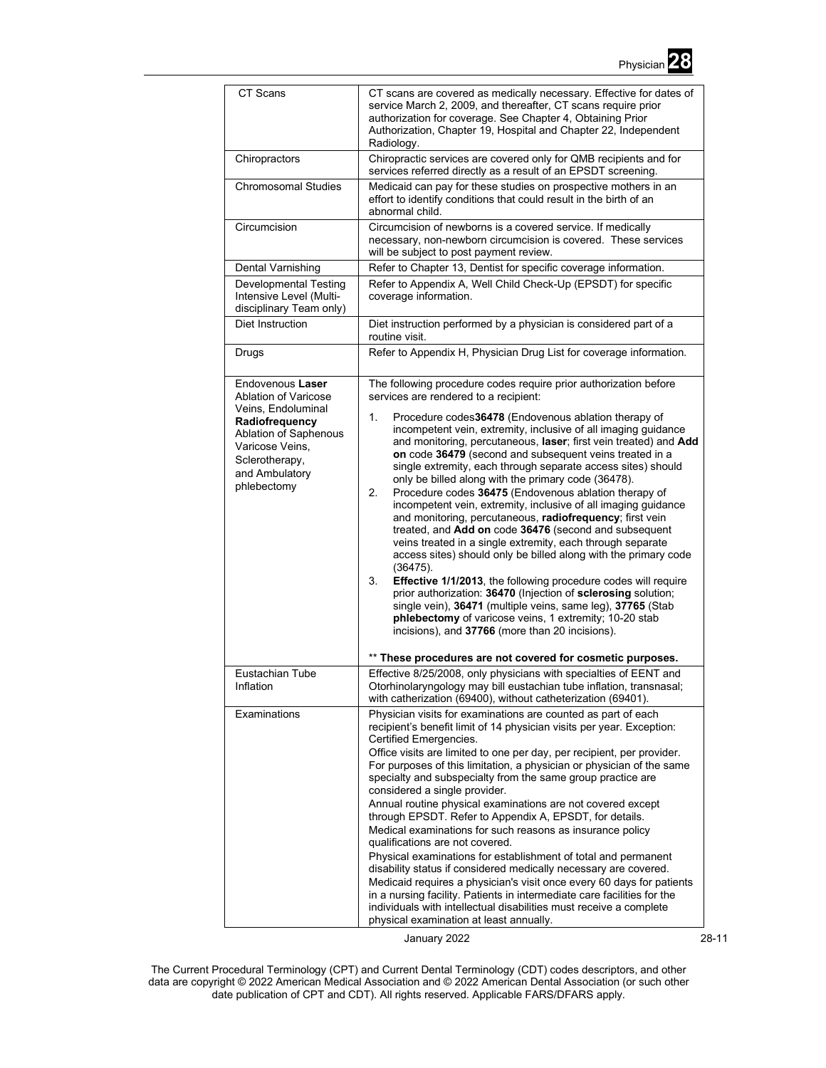| | |
|---|---|
| CT Scans | CT scans are covered as medically necessary. Effective for dates of service March 2, 2009, and thereafter, CT scans require prior authorization for coverage. See Chapter 4, Obtaining Prior Authorization, Chapter 19, Hospital and Chapter 22, Independent Radiology. |
| Chiropractors | Chiropractic services are covered only for QMB recipients and for services referred directly as a result of an EPSDT screening. |
| Chromosomal Studies | Medicaid can pay for these studies on prospective mothers in an effort to identify conditions that could result in the birth of an abnormal child. |
| Circumcision | Circumcision of newborns is a covered service. If medically necessary, non-newborn circumcision is covered. These services will be subject to post payment review. |
| Dental Varnishing | Refer to Chapter 13, Dentist for specific coverage information. |
| Developmental Testing Intensive Level (Multi-disciplinary Team only) | Refer to Appendix A, Well Child Check-Up (EPSDT) for specific coverage information. |
| Diet Instruction | Diet instruction performed by a physician is considered part of a routine visit. |
| Drugs | Refer to Appendix H, Physician Drug List for coverage information. |
| Endovenous **Laser** Ablation of Varicose Veins, Endoluminal **Radiofrequency** Ablation of Saphenous Varicose Veins, Sclerotherapy, and Ambulatory phlebectomy | The following procedure codes require prior authorization before services are rendered to a recipient:<br>1. Procedure codes**36478** (Endovenous ablation therapy of incompetent vein, extremity, inclusive of all imaging guidance and monitoring, percutaneous, **laser**; first vein treated) and **Add on** code **36479** (second and subsequent veins treated in a single extremity, each through separate access sites) should only be billed along with the primary code (36478).<br>2. Procedure codes **36475** (Endovenous ablation therapy of incompetent vein, extremity, inclusive of all imaging guidance and monitoring, percutaneous, **radiofrequency**; first vein treated, and **Add on** code **36476** (second and subsequent veins treated in a single extremity, each through separate access sites) should only be billed along with the primary code (36475).<br>3. **Effective 1/1/2013**, the following procedure codes will require prior authorization: **36470** (Injection of **sclerosing** solution; single vein), **36471** (multiple veins, same leg), **37765** (Stab **phlebectomy** of varicose veins, 1 extremity; 10-20 stab incisions), and **37766** (more than 20 incisions).<br><br>\*\* **These procedures are not covered for cosmetic purposes.** |
| Eustachian Tube Inflation | Effective 8/25/2008, only physicians with specialties of EENT and Otorhinolaryngology may bill eustachian tube inflation, transnasal; with catherization (69400), without catheterization (69401). |
| Examinations | Physician visits for examinations are counted as part of each recipient's benefit limit of 14 physician visits per year. Exception: Certified Emergencies.<br>Office visits are limited to one per day, per recipient, per provider. For purposes of this limitation, a physician or physician of the same specialty and subspecialty from the same group practice are considered a single provider.<br>Annual routine physical examinations are not covered except through EPSDT. Refer to Appendix A, EPSDT, for details.<br>Medical examinations for such reasons as insurance policy qualifications are not covered.<br>Physical examinations for establishment of total and permanent disability status if considered medically necessary are covered.<br>Medicaid requires a physician's visit once every 60 days for patients in a nursing facility. Patients in intermediate care facilities for the individuals with intellectual disabilities must receive a complete physical examination at least annually. |

The Current Procedural Terminology (CPT) and Current Dental Terminology (CDT) codes descriptors, and other data are copyright © 2022 American Medical Association and © 2022 American Dental Association (or such other date publication of CPT and CDT). All rights reserved. Applicable FARS/DFARS apply.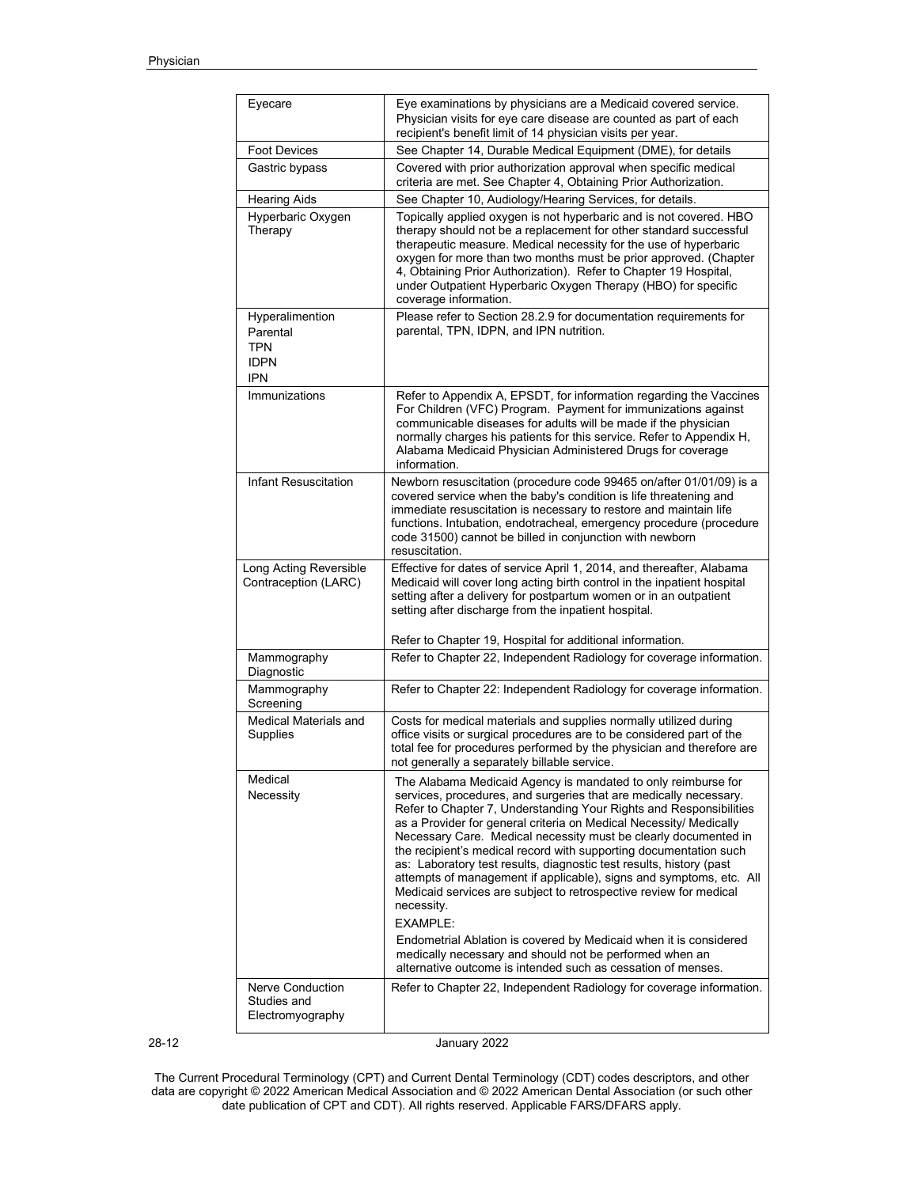| | |
|---|---|
| Eyecare | Eye examinations by physicians are a Medicaid covered service. Physician visits for eye care disease are counted as part of each recipient's benefit limit of 14 physician visits per year. |
| Foot Devices | See Chapter 14, Durable Medical Equipment (DME), for details |
| Gastric bypass | Covered with prior authorization approval when specific medical criteria are met. See Chapter 4, Obtaining Prior Authorization. |
| Hearing Aids | See Chapter 10, Audiology/Hearing Services, for details. |
| Hyperbaric Oxygen Therapy | Topically applied oxygen is not hyperbaric and is not covered. HBO therapy should not be a replacement for other standard successful therapeutic measure. Medical necessity for the use of hyperbaric oxygen for more than two months must be prior approved. (Chapter 4, Obtaining Prior Authorization). Refer to Chapter 19 Hospital, under Outpatient Hyperbaric Oxygen Therapy (HBO) for specific coverage information. |
| Hyperalimention<br>Parental<br>TPN<br>IDPN<br>IPN | Please refer to Section 28.2.9 for documentation requirements for parental, TPN, IDPN, and IPN nutrition. |
| Immunizations | Refer to Appendix A, EPSDT, for information regarding the Vaccines For Children (VFC) Program. Payment for immunizations against communicable diseases for adults will be made if the physician normally charges his patients for this service. Refer to Appendix H, Alabama Medicaid Physician Administered Drugs for coverage information. |
| Infant Resuscitation | Newborn resuscitation (procedure code 99465 on/after 01/01/09) is a covered service when the baby's condition is life threatening and immediate resuscitation is necessary to restore and maintain life functions. Intubation, endotracheal, emergency procedure (procedure code 31500) cannot be billed in conjunction with newborn resuscitation. |
| Long Acting Reversible Contraception (LARC) | Effective for dates of service April 1, 2014, and thereafter, Alabama Medicaid will cover long acting birth control in the inpatient hospital setting after a delivery for postpartum women or in an outpatient setting after discharge from the inpatient hospital.<br><br>Refer to Chapter 19, Hospital for additional information. |
| Mammography Diagnostic | Refer to Chapter 22, Independent Radiology for coverage information. |
| Mammography Screening | Refer to Chapter 22: Independent Radiology for coverage information. |
| Medical Materials and Supplies | Costs for medical materials and supplies normally utilized during office visits or surgical procedures are to be considered part of the total fee for procedures performed by the physician and therefore are not generally a separately billable service. |
| Medical Necessity | The Alabama Medicaid Agency is mandated to only reimburse for services, procedures, and surgeries that are medically necessary. Refer to Chapter 7, Understanding Your Rights and Responsibilities as a Provider for general criteria on Medical Necessity/ Medically Necessary Care. Medical necessity must be clearly documented in the recipient's medical record with supporting documentation such as: Laboratory test results, diagnostic test results, history (past attempts of management if applicable), signs and symptoms, etc. All Medicaid services are subject to retrospective review for medical necessity.<br>EXAMPLE:<br>Endometrial Ablation is covered by Medicaid when it is considered medically necessary and should not be performed when an alternative outcome is intended such as cessation of menses. |
| Nerve Conduction Studies and Electromyography | Refer to Chapter 22, Independent Radiology for coverage information. |

The Current Procedural Terminology (CPT) and Current Dental Terminology (CDT) codes descriptors, and other data are copyright © 2022 American Medical Association and © 2022 American Dental Association (or such other date publication of CPT and CDT). All rights reserved. Applicable FARS/DFARS apply.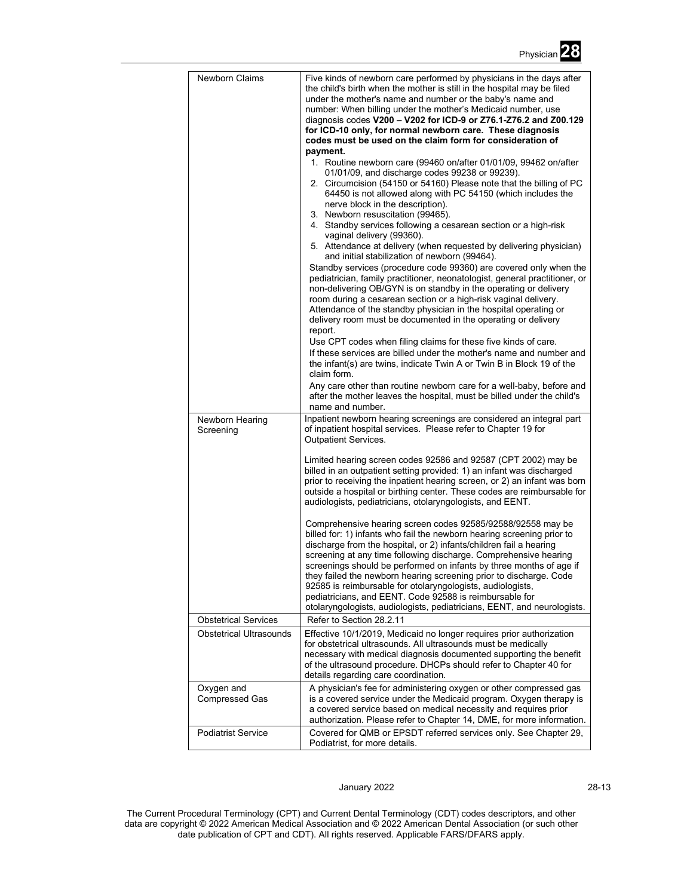| | |
|---|---|
| Newborn Claims | Five kinds of newborn care performed by physicians in the days after the child's birth when the mother is still in the hospital may be filed under the mother's name and number or the baby's name and number: When billing under the mother's Medicaid number, use diagnosis codes **V200 – V202 for ICD-9 or Z76.1-Z76.2 and Z00.129 for ICD-10 only, for normal newborn care. These diagnosis codes must be used on the claim form for consideration of payment.**<br>1. Routine newborn care (99460 on/after 01/01/09, 99462 on/after 01/01/09, and discharge codes 99238 or 99239).<br>2. Circumcision (54150 or 54160) Please note that the billing of PC 64450 is not allowed along with PC 54150 (which includes the nerve block in the description).<br>3. Newborn resuscitation (99465).<br>4. Standby services following a cesarean section or a high-risk vaginal delivery (99360).<br>5. Attendance at delivery (when requested by delivering physician) and initial stabilization of newborn (99464).<br>Standby services (procedure code 99360) are covered only when the pediatrician, family practitioner, neonatologist, general practitioner, or non-delivering OB/GYN is on standby in the operating or delivery room during a cesarean section or a high-risk vaginal delivery. Attendance of the standby physician in the hospital operating or delivery room must be documented in the operating or delivery report.<br>Use CPT codes when filing claims for these five kinds of care.<br>If these services are billed under the mother's name and number and the infant(s) are twins, indicate Twin A or Twin B in Block 19 of the claim form.<br>Any care other than routine newborn care for a well-baby, before and after the mother leaves the hospital, must be billed under the child's name and number. |
| Newborn Hearing Screening | Inpatient newborn hearing screenings are considered an integral part of inpatient hospital services. Please refer to Chapter 19 for Outpatient Services.<br><br>Limited hearing screen codes 92586 and 92587 (CPT 2002) may be billed in an outpatient setting provided: 1) an infant was discharged prior to receiving the inpatient hearing screen, or 2) an infant was born outside a hospital or birthing center. These codes are reimbursable for audiologists, pediatricians, otolaryngologists, and EENT.<br><br>Comprehensive hearing screen codes 92585/92588/92558 may be billed for: 1) infants who fail the newborn hearing screening prior to discharge from the hospital, or 2) infants/children fail a hearing screening at any time following discharge. Comprehensive hearing screenings should be performed on infants by three months of age if they failed the newborn hearing screening prior to discharge. Code 92585 is reimbursable for otolaryngologists, audiologists, pediatricians, and EENT. Code 92588 is reimbursable for otolaryngologists, audiologists, pediatricians, EENT, and neurologists. |
| Obstetrical Services | Refer to Section 28.2.11 |
| Obstetrical Ultrasounds | Effective 10/1/2019, Medicaid no longer requires prior authorization for obstetrical ultrasounds. All ultrasounds must be medically necessary with medical diagnosis documented supporting the benefit of the ultrasound procedure. DHCPs should refer to Chapter 40 for details regarding care coordination. |
| Oxygen and Compressed Gas | A physician's fee for administering oxygen or other compressed gas is a covered service under the Medicaid program. Oxygen therapy is a covered service based on medical necessity and requires prior authorization. Please refer to Chapter 14, DME, for more information. |
| Podiatrist Service | Covered for QMB or EPSDT referred services only. See Chapter 29, Podiatrist, for more details. |

The Current Procedural Terminology (CPT) and Current Dental Terminology (CDT) codes descriptors, and other data are copyright © 2022 American Medical Association and © 2022 American Dental Association (or such other date publication of CPT and CDT). All rights reserved. Applicable FARS/DFARS apply.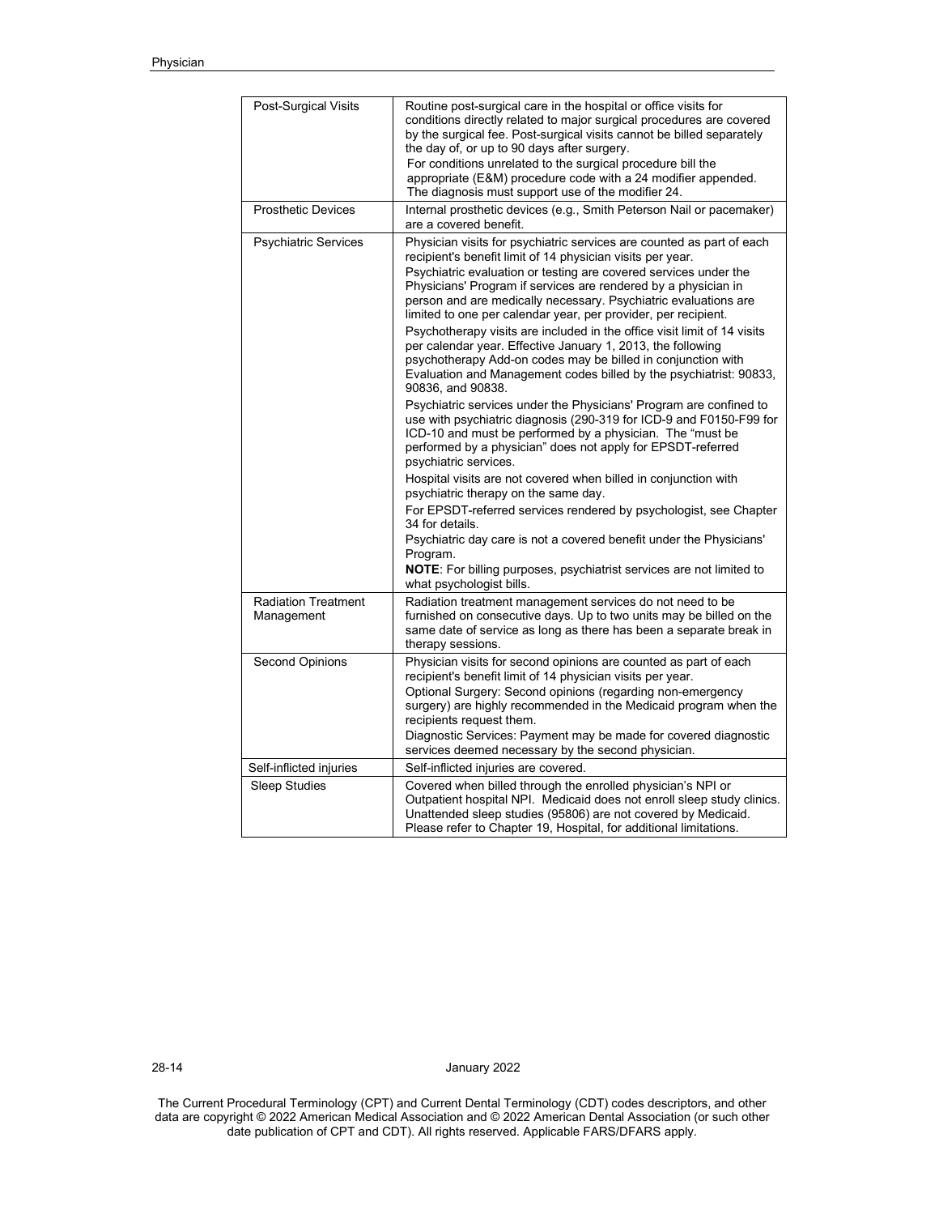| | |
|---|---|
| Post-Surgical Visits | Routine post-surgical care in the hospital or office visits for conditions directly related to major surgical procedures are covered by the surgical fee. Post-surgical visits cannot be billed separately the day of, or up to 90 days after surgery.<br>For conditions unrelated to the surgical procedure bill the appropriate (E&M) procedure code with a 24 modifier appended. The diagnosis must support use of the modifier 24. |
| Prosthetic Devices | Internal prosthetic devices (e.g., Smith Peterson Nail or pacemaker) are a covered benefit. |
| Psychiatric Services | Physician visits for psychiatric services are counted as part of each recipient's benefit limit of 14 physician visits per year.<br>Psychiatric evaluation or testing are covered services under the Physicians' Program if services are rendered by a physician in person and are medically necessary. Psychiatric evaluations are limited to one per calendar year, per provider, per recipient.<br>Psychotherapy visits are included in the office visit limit of 14 visits per calendar year. Effective January 1, 2013, the following psychotherapy Add-on codes may be billed in conjunction with Evaluation and Management codes billed by the psychiatrist: 90833, 90836, and 90838.<br>Psychiatric services under the Physicians' Program are confined to use with psychiatric diagnosis (290-319 for ICD-9 and F0150-F99 for ICD-10 and must be performed by a physician. The "must be performed by a physician" does not apply for EPSDT-referred psychiatric services.<br>Hospital visits are not covered when billed in conjunction with psychiatric therapy on the same day.<br>For EPSDT-referred services rendered by psychologist, see Chapter 34 for details.<br>Psychiatric day care is not a covered benefit under the Physicians' Program.<br>**NOTE**: For billing purposes, psychiatrist services are not limited to what psychologist bills. |
| Radiation Treatment Management | Radiation treatment management services do not need to be furnished on consecutive days. Up to two units may be billed on the same date of service as long as there has been a separate break in therapy sessions. |
| Second Opinions | Physician visits for second opinions are counted as part of each recipient's benefit limit of 14 physician visits per year.<br>Optional Surgery: Second opinions (regarding non-emergency surgery) are highly recommended in the Medicaid program when the recipients request them.<br>Diagnostic Services: Payment may be made for covered diagnostic services deemed necessary by the second physician. |
| Self-inflicted injuries | Self-inflicted injuries are covered. |
| Sleep Studies | Covered when billed through the enrolled physician's NPI or Outpatient hospital NPI. Medicaid does not enroll sleep study clinics. Unattended sleep studies (95806) are not covered by Medicaid. Please refer to Chapter 19, Hospital, for additional limitations. |

The Current Procedural Terminology (CPT) and Current Dental Terminology (CDT) codes descriptors, and other data are copyright © 2022 American Medical Association and © 2022 American Dental Association (or such other date publication of CPT and CDT). All rights reserved. Applicable FARS/DFARS apply.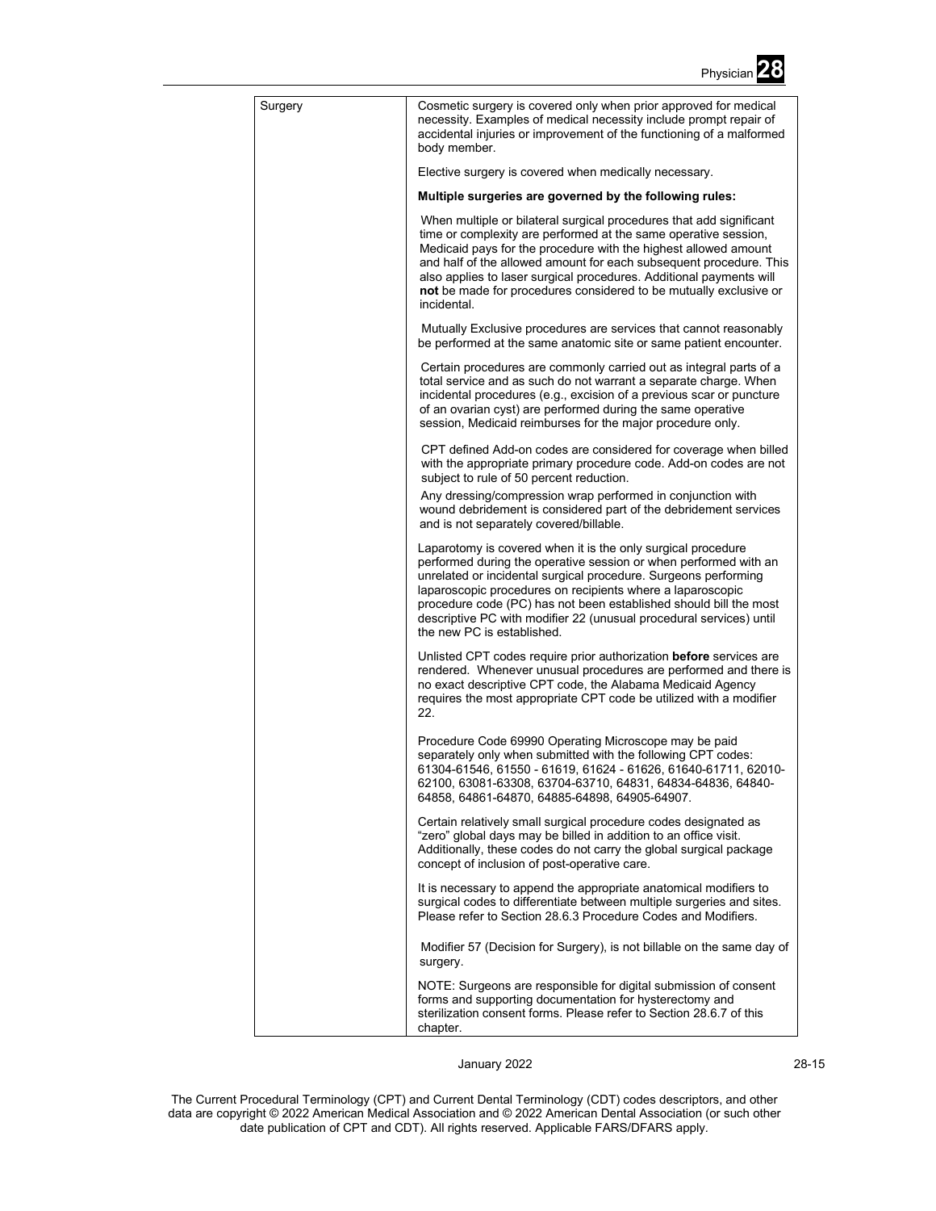| Surgery | Cosmetic surgery is covered only when prior approved for medical necessity. Examples of medical necessity include prompt repair of accidental injuries or improvement of the functioning of a malformed body member.<br><br>Elective surgery is covered when medically necessary.<br><br>**Multiple surgeries are governed by the following rules:**<br><br>When multiple or bilateral surgical procedures that add significant time or complexity are performed at the same operative session, Medicaid pays for the procedure with the highest allowed amount and half of the allowed amount for each subsequent procedure. This also applies to laser surgical procedures. Additional payments will **not** be made for procedures considered to be mutually exclusive or incidental.<br><br>Mutually Exclusive procedures are services that cannot reasonably be performed at the same anatomic site or same patient encounter.<br><br>Certain procedures are commonly carried out as integral parts of a total service and as such do not warrant a separate charge. When incidental procedures (e.g., excision of a previous scar or puncture of an ovarian cyst) are performed during the same operative session, Medicaid reimburses for the major procedure only.<br><br>CPT defined Add-on codes are considered for coverage when billed with the appropriate primary procedure code. Add-on codes are not subject to rule of 50 percent reduction.<br>Any dressing/compression wrap performed in conjunction with wound debridement is considered part of the debridement services and is not separately covered/billable.<br><br>Laparotomy is covered when it is the only surgical procedure performed during the operative session or when performed with an unrelated or incidental surgical procedure. Surgeons performing laparoscopic procedures on recipients where a laparoscopic procedure code (PC) has not been established should bill the most descriptive PC with modifier 22 (unusual procedural services) until the new PC is established.<br><br>Unlisted CPT codes require prior authorization **before** services are rendered. Whenever unusual procedures are performed and there is no exact descriptive CPT code, the Alabama Medicaid Agency requires the most appropriate CPT code be utilized with a modifier 22.<br><br>Procedure Code 69990 Operating Microscope may be paid separately only when submitted with the following CPT codes: 61304-61546, 61550 - 61619, 61624 - 61626, 61640-61711, 62010-62100, 63081-63308, 63704-63710, 64831, 64834-64836, 64840-64858, 64861-64870, 64885-64898, 64905-64907.<br><br>Certain relatively small surgical procedure codes designated as "zero" global days may be billed in addition to an office visit. Additionally, these codes do not carry the global surgical package concept of inclusion of post-operative care.<br><br>It is necessary to append the appropriate anatomical modifiers to surgical codes to differentiate between multiple surgeries and sites. Please refer to Section 28.6.3 Procedure Codes and Modifiers.<br><br>Modifier 57 (Decision for Surgery), is not billable on the same day of surgery.<br><br>NOTE: Surgeons are responsible for digital submission of consent forms and supporting documentation for hysterectomy and sterilization consent forms. Please refer to Section 28.6.7 of this chapter. |
|---|---|

The Current Procedural Terminology (CPT) and Current Dental Terminology (CDT) codes descriptors, and other data are copyright © 2022 American Medical Association and © 2022 American Dental Association (or such other date publication of CPT and CDT). All rights reserved. Applicable FARS/DFARS apply.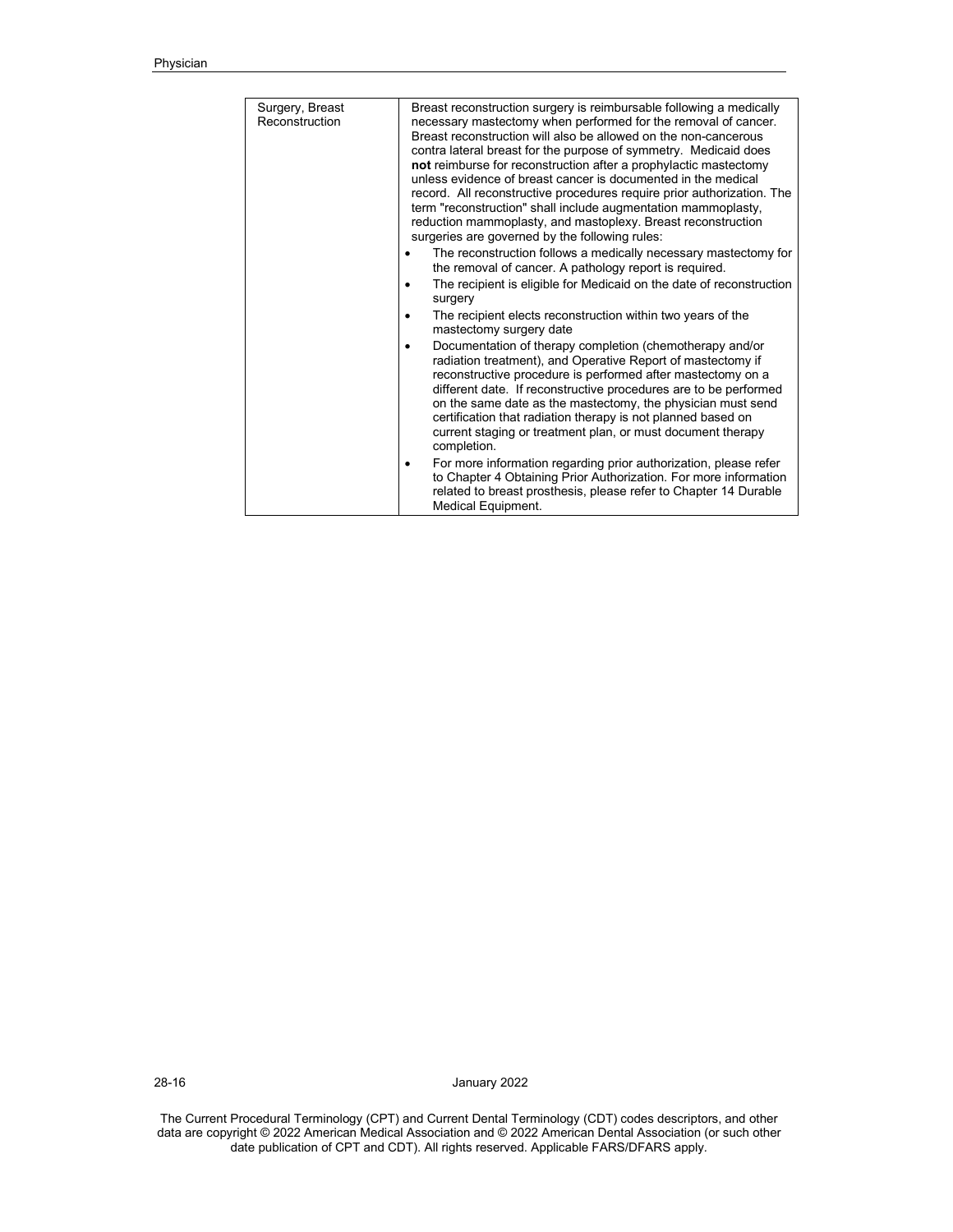| | |
|---|---|
| Surgery, Breast Reconstruction | Breast reconstruction surgery is reimbursable following a medically necessary mastectomy when performed for the removal of cancer. Breast reconstruction will also be allowed on the non-cancerous contra lateral breast for the purpose of symmetry. Medicaid does **not** reimburse for reconstruction after a prophylactic mastectomy unless evidence of breast cancer is documented in the medical record. All reconstructive procedures require prior authorization. The term "reconstruction" shall include augmentation mammoplasty, reduction mammoplasty, and mastoplexy. Breast reconstruction surgeries are governed by the following rules:<br>• The reconstruction follows a medically necessary mastectomy for the removal of cancer. A pathology report is required.<br>• The recipient is eligible for Medicaid on the date of reconstruction surgery<br>• The recipient elects reconstruction within two years of the mastectomy surgery date<br>• Documentation of therapy completion (chemotherapy and/or radiation treatment), and Operative Report of mastectomy if reconstructive procedure is performed after mastectomy on a different date. If reconstructive procedures are to be performed on the same date as the mastectomy, the physician must send certification that radiation therapy is not planned based on current staging or treatment plan, or must document therapy completion.<br>• For more information regarding prior authorization, please refer to Chapter 4 Obtaining Prior Authorization. For more information related to breast prosthesis, please refer to Chapter 14 Durable Medical Equipment. |

The Current Procedural Terminology (CPT) and Current Dental Terminology (CDT) codes descriptors, and other data are copyright © 2022 American Medical Association and © 2022 American Dental Association (or such other date publication of CPT and CDT). All rights reserved. Applicable FARS/DFARS apply.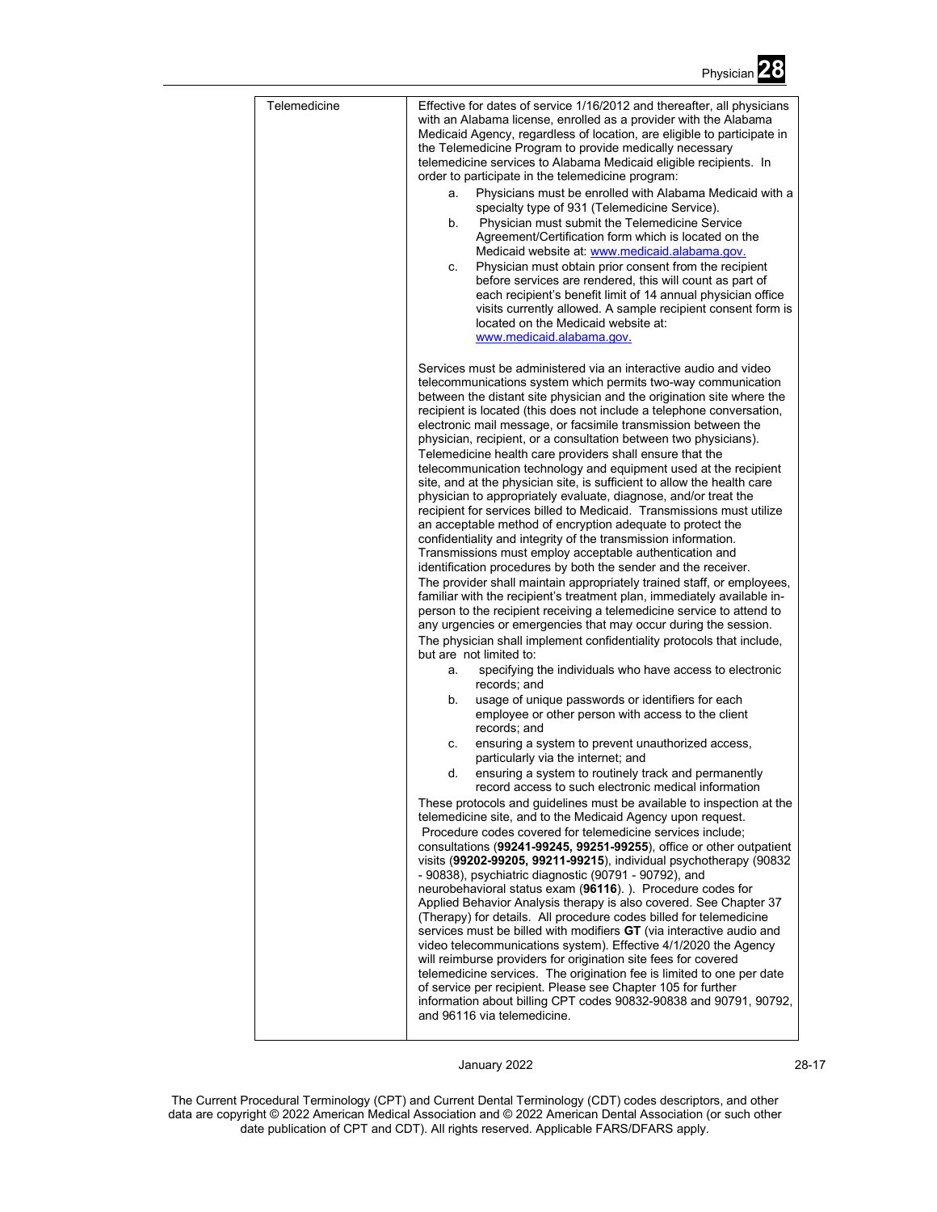| | |
|---|---|
| Telemedicine | Effective for dates of service 1/16/2012 and thereafter, all physicians with an Alabama license, enrolled as a provider with the Alabama Medicaid Agency, regardless of location, are eligible to participate in the Telemedicine Program to provide medically necessary telemedicine services to Alabama Medicaid eligible recipients. In order to participate in the telemedicine program:<br>a. Physicians must be enrolled with Alabama Medicaid with a specialty type of 931 (Telemedicine Service).<br>b. Physician must submit the Telemedicine Service Agreement/Certification form which is located on the Medicaid website at: www.medicaid.alabama.gov.<br>c. Physician must obtain prior consent from the recipient before services are rendered, this will count as part of each recipient's benefit limit of 14 annual physician office visits currently allowed. A sample recipient consent form is located on the Medicaid website at: www.medicaid.alabama.gov.<br><br>Services must be administered via an interactive audio and video telecommunications system which permits two-way communication between the distant site physician and the origination site where the recipient is located (this does not include a telephone conversation, electronic mail message, or facsimile transmission between the physician, recipient, or a consultation between two physicians). Telemedicine health care providers shall ensure that the telecommunication technology and equipment used at the recipient site, and at the physician site, is sufficient to allow the health care physician to appropriately evaluate, diagnose, and/or treat the recipient for services billed to Medicaid. Transmissions must utilize an acceptable method of encryption adequate to protect the confidentiality and integrity of the transmission information. Transmissions must employ acceptable authentication and identification procedures by both the sender and the receiver. The provider shall maintain appropriately trained staff, or employees, familiar with the recipient's treatment plan, immediately available in-person to the recipient receiving a telemedicine service to attend to any urgencies or emergencies that may occur during the session. The physician shall implement confidentiality protocols that include, but are not limited to:<br>a. specifying the individuals who have access to electronic records; and<br>b. usage of unique passwords or identifiers for each employee or other person with access to the client records; and<br>c. ensuring a system to prevent unauthorized access, particularly via the internet; and<br>d. ensuring a system to routinely track and permanently record access to such electronic medical information<br><br>These protocols and guidelines must be available to inspection at the telemedicine site, and to the Medicaid Agency upon request. Procedure codes covered for telemedicine services include; consultations (**99241-99245, 99251-99255**), office or other outpatient visits (**99202-99205, 99211-99215**), individual psychotherapy (90832 - 90838), psychiatric diagnostic (90791 - 90792), and neurobehavioral status exam (**96116**). ). Procedure codes for Applied Behavior Analysis therapy is also covered. See Chapter 37 (Therapy) for details. All procedure codes billed for telemedicine services must be billed with modifiers **GT** (via interactive audio and video telecommunications system). Effective 4/1/2020 the Agency will reimburse providers for origination site fees for covered telemedicine services. The origination fee is limited to one per date of service per recipient. Please see Chapter 105 for further information about billing CPT codes 90832-90838 and 90791, 90792, and 96116 via telemedicine. |

January 2022

The Current Procedural Terminology (CPT) and Current Dental Terminology (CDT) codes descriptors, and other data are copyright © 2022 American Medical Association and © 2022 American Dental Association (or such other date publication of CPT and CDT). All rights reserved. Applicable FARS/DFARS apply.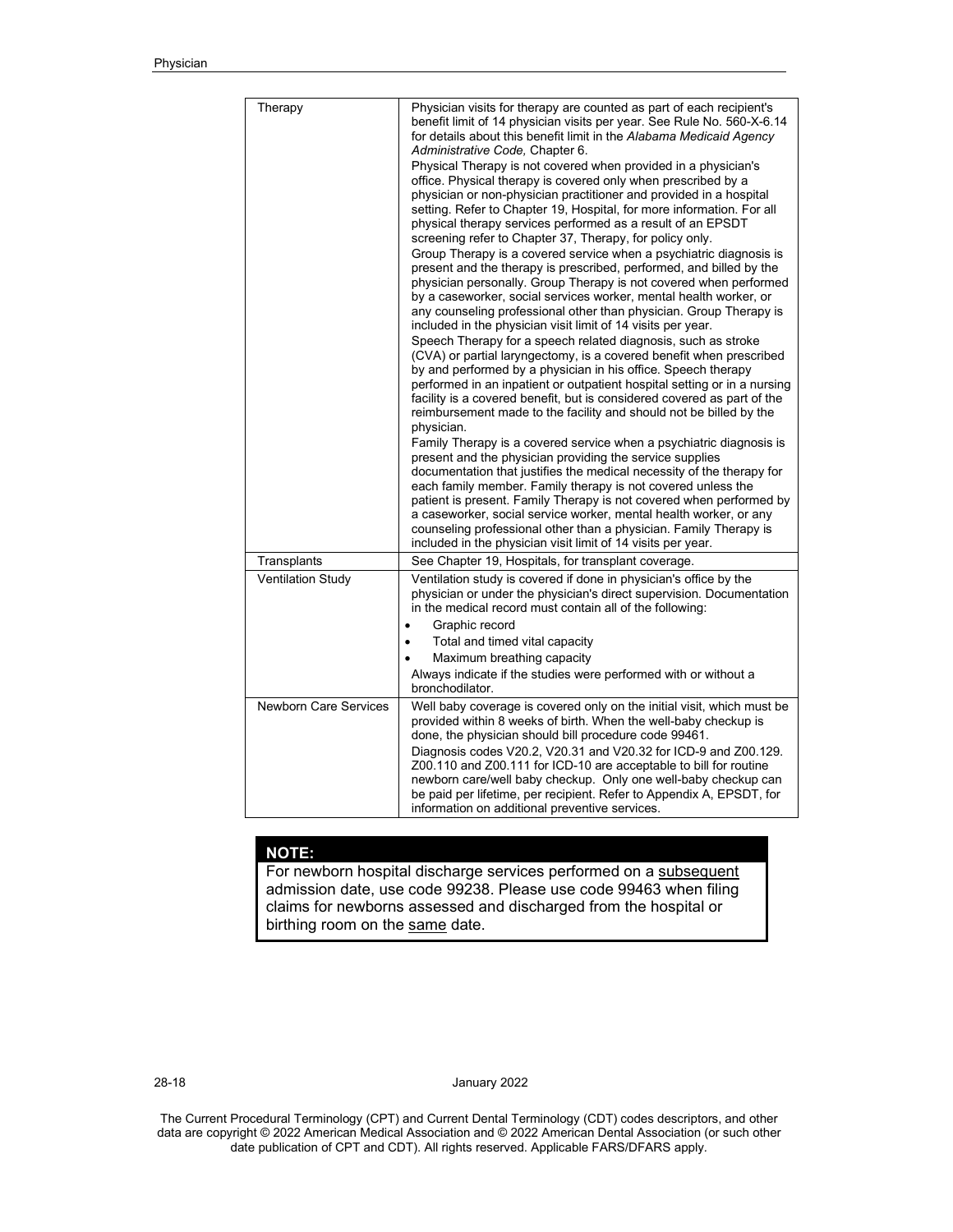| | |
|---|---|
| Therapy | Physician visits for therapy are counted as part of each recipient's benefit limit of 14 physician visits per year. See Rule No. 560-X-6.14 for details about this benefit limit in the *Alabama Medicaid Agency Administrative Code,* Chapter 6.<br>Physical Therapy is not covered when provided in a physician's office. Physical therapy is covered only when prescribed by a physician or non-physician practitioner and provided in a hospital setting. Refer to Chapter 19, Hospital, for more information. For all physical therapy services performed as a result of an EPSDT screening refer to Chapter 37, Therapy, for policy only.<br>Group Therapy is a covered service when a psychiatric diagnosis is present and the therapy is prescribed, performed, and billed by the physician personally. Group Therapy is not covered when performed by a caseworker, social services worker, mental health worker, or any counseling professional other than physician. Group Therapy is included in the physician visit limit of 14 visits per year.<br>Speech Therapy for a speech related diagnosis, such as stroke (CVA) or partial laryngectomy, is a covered benefit when prescribed by and performed by a physician in his office. Speech therapy performed in an inpatient or outpatient hospital setting or in a nursing facility is a covered benefit, but is considered covered as part of the reimbursement made to the facility and should not be billed by the physician.<br>Family Therapy is a covered service when a psychiatric diagnosis is present and the physician providing the service supplies documentation that justifies the medical necessity of the therapy for each family member. Family therapy is not covered unless the patient is present. Family Therapy is not covered when performed by a caseworker, social service worker, mental health worker, or any counseling professional other than a physician. Family Therapy is included in the physician visit limit of 14 visits per year. |
| Transplants | See Chapter 19, Hospitals, for transplant coverage. |
| Ventilation Study | Ventilation study is covered if done in physician's office by the physician or under the physician's direct supervision. Documentation in the medical record must contain all of the following:<br>• Graphic record<br>• Total and timed vital capacity<br>• Maximum breathing capacity<br>Always indicate if the studies were performed with or without a bronchodilator. |
| Newborn Care Services | Well baby coverage is covered only on the initial visit, which must be provided within 8 weeks of birth. When the well-baby checkup is done, the physician should bill procedure code 99461.<br>Diagnosis codes V20.2, V20.31 and V20.32 for ICD-9 and Z00.129. Z00.110 and Z00.111 for ICD-10 are acceptable to bill for routine newborn care/well baby checkup. Only one well-baby checkup can be paid per lifetime, per recipient. Refer to Appendix A, EPSDT, for information on additional preventive services. |

**NOTE:**

For newborn hospital discharge services performed on a subsequent admission date, use code 99238. Please use code 99463 when filing claims for newborns assessed and discharged from the hospital or birthing room on the same date.

The Current Procedural Terminology (CPT) and Current Dental Terminology (CDT) codes descriptors, and other data are copyright © 2022 American Medical Association and © 2022 American Dental Association (or such other date publication of CPT and CDT). All rights reserved. Applicable FARS/DFARS apply.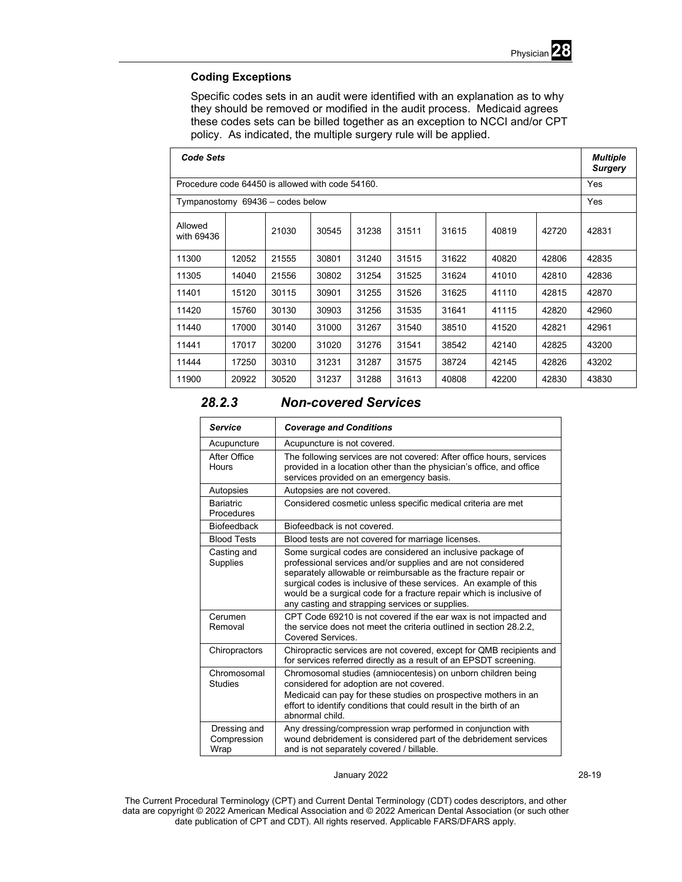### Coding Exceptions

Specific codes sets in an audit were identified with an explanation as to why they should be removed or modified in the audit process. Medicaid agrees these codes sets can be billed together as an exception to NCCI and/or CPT policy. As indicated, the multiple surgery rule will be applied.

| *Code Sets* | | | | | | | | | | *Multiple Surgery* |
|---|---|---|---|---|---|---|---|---|---|---|
| Procedure code 64450 is allowed with code 54160. | | | | | | | | | | Yes |
| Tympanostomy 69436 – codes below | | | | | | | | | | Yes |
| Allowed with 69436 | | 21030 | 30545 | 31238 | 31511 | 31615 | 40819 | 42720 | 42831 | |
| 11300 | 12052 | 21555 | 30801 | 31240 | 31515 | 31622 | 40820 | 42806 | 42835 | |
| 11305 | 14040 | 21556 | 30802 | 31254 | 31525 | 31624 | 41010 | 42810 | 42836 | |
| 11401 | 15120 | 30115 | 30901 | 31255 | 31526 | 31625 | 41110 | 42815 | 42870 | |
| 11420 | 15760 | 30130 | 30903 | 31256 | 31535 | 31641 | 41115 | 42820 | 42960 | |
| 11440 | 17000 | 30140 | 31000 | 31267 | 31540 | 38510 | 41520 | 42821 | 42961 | |
| 11441 | 17017 | 30200 | 31020 | 31276 | 31541 | 38542 | 42140 | 42825 | 43200 | |
| 11444 | 17250 | 30310 | 31231 | 31287 | 31575 | 38724 | 42145 | 42826 | 43202 | |
| 11900 | 20922 | 30520 | 31237 | 31288 | 31613 | 40808 | 42200 | 42830 | 43830 | |

## *28.2.3 Non-covered Services*

| *Service* | *Coverage and Conditions* |
|---|---|
| Acupuncture | Acupuncture is not covered. |
| After Office Hours | The following services are not covered: After office hours, services provided in a location other than the physician's office, and office services provided on an emergency basis. |
| Autopsies | Autopsies are not covered. |
| Bariatric Procedures | Considered cosmetic unless specific medical criteria are met |
| Biofeedback | Biofeedback is not covered. |
| Blood Tests | Blood tests are not covered for marriage licenses. |
| Casting and Supplies | Some surgical codes are considered an inclusive package of professional services and/or supplies and are not considered separately allowable or reimbursable as the fracture repair or surgical codes is inclusive of these services. An example of this would be a surgical code for a fracture repair which is inclusive of any casting and strapping services or supplies. |
| Cerumen Removal | CPT Code 69210 is not covered if the ear wax is not impacted and the service does not meet the criteria outlined in section 28.2.2, Covered Services. |
| Chiropractors | Chiropractic services are not covered, except for QMB recipients and for services referred directly as a result of an EPSDT screening. |
| Chromosomal Studies | Chromosomal studies (amniocentesis) on unborn children being considered for adoption are not covered.<br>Medicaid can pay for these studies on prospective mothers in an effort to identify conditions that could result in the birth of an abnormal child. |
| Dressing and Compression Wrap | Any dressing/compression wrap performed in conjunction with wound debridement is considered part of the debridement services and is not separately covered / billable. |

The Current Procedural Terminology (CPT) and Current Dental Terminology (CDT) codes descriptors, and other data are copyright © 2022 American Medical Association and © 2022 American Dental Association (or such other date publication of CPT and CDT). All rights reserved. Applicable FARS/DFARS apply.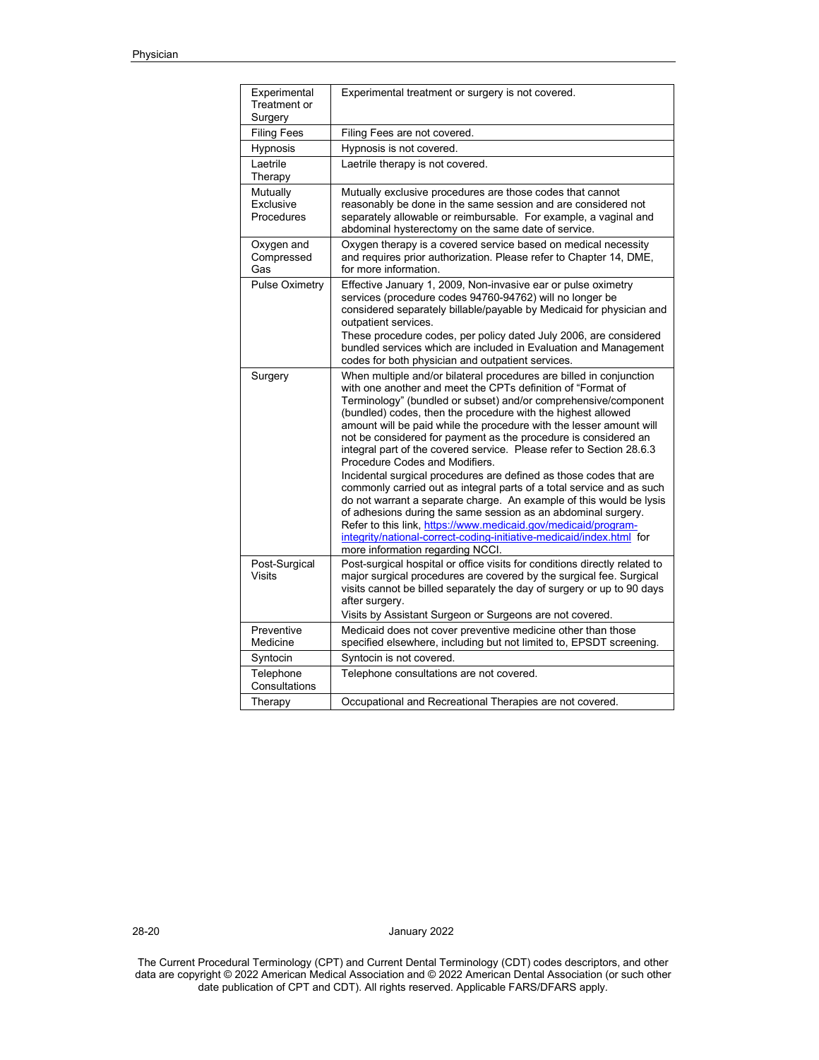| Experimental Treatment or Surgery | Experimental treatment or surgery is not covered. |
|---|---|
| Filing Fees | Filing Fees are not covered. |
| Hypnosis | Hypnosis is not covered. |
| Laetrile Therapy | Laetrile therapy is not covered. |
| Mutually Exclusive Procedures | Mutually exclusive procedures are those codes that cannot reasonably be done in the same session and are considered not separately allowable or reimbursable. For example, a vaginal and abdominal hysterectomy on the same date of service. |
| Oxygen and Compressed Gas | Oxygen therapy is a covered service based on medical necessity and requires prior authorization. Please refer to Chapter 14, DME, for more information. |
| Pulse Oximetry | Effective January 1, 2009, Non-invasive ear or pulse oximetry services (procedure codes 94760-94762) will no longer be considered separately billable/payable by Medicaid for physician and outpatient services.<br>These procedure codes, per policy dated July 2006, are considered bundled services which are included in Evaluation and Management codes for both physician and outpatient services. |
| Surgery | When multiple and/or bilateral procedures are billed in conjunction with one another and meet the CPTs definition of "Format of Terminology" (bundled or subset) and/or comprehensive/component (bundled) codes, then the procedure with the highest allowed amount will be paid while the procedure with the lesser amount will not be considered for payment as the procedure is considered an integral part of the covered service. Please refer to Section 28.6.3 Procedure Codes and Modifiers.<br>Incidental surgical procedures are defined as those codes that are commonly carried out as integral parts of a total service and as such do not warrant a separate charge. An example of this would be lysis of adhesions during the same session as an abdominal surgery. Refer to this link, https://www.medicaid.gov/medicaid/program-integrity/national-correct-coding-initiative-medicaid/index.html for more information regarding NCCI. |
| Post-Surgical Visits | Post-surgical hospital or office visits for conditions directly related to major surgical procedures are covered by the surgical fee. Surgical visits cannot be billed separately the day of surgery or up to 90 days after surgery.<br>Visits by Assistant Surgeon or Surgeons are not covered. |
| Preventive Medicine | Medicaid does not cover preventive medicine other than those specified elsewhere, including but not limited to, EPSDT screening. |
| Syntocin | Syntocin is not covered. |
| Telephone Consultations | Telephone consultations are not covered. |
| Therapy | Occupational and Recreational Therapies are not covered. |

The Current Procedural Terminology (CPT) and Current Dental Terminology (CDT) codes descriptors, and other data are copyright © 2022 American Medical Association and © 2022 American Dental Association (or such other date publication of CPT and CDT). All rights reserved. Applicable FARS/DFARS apply.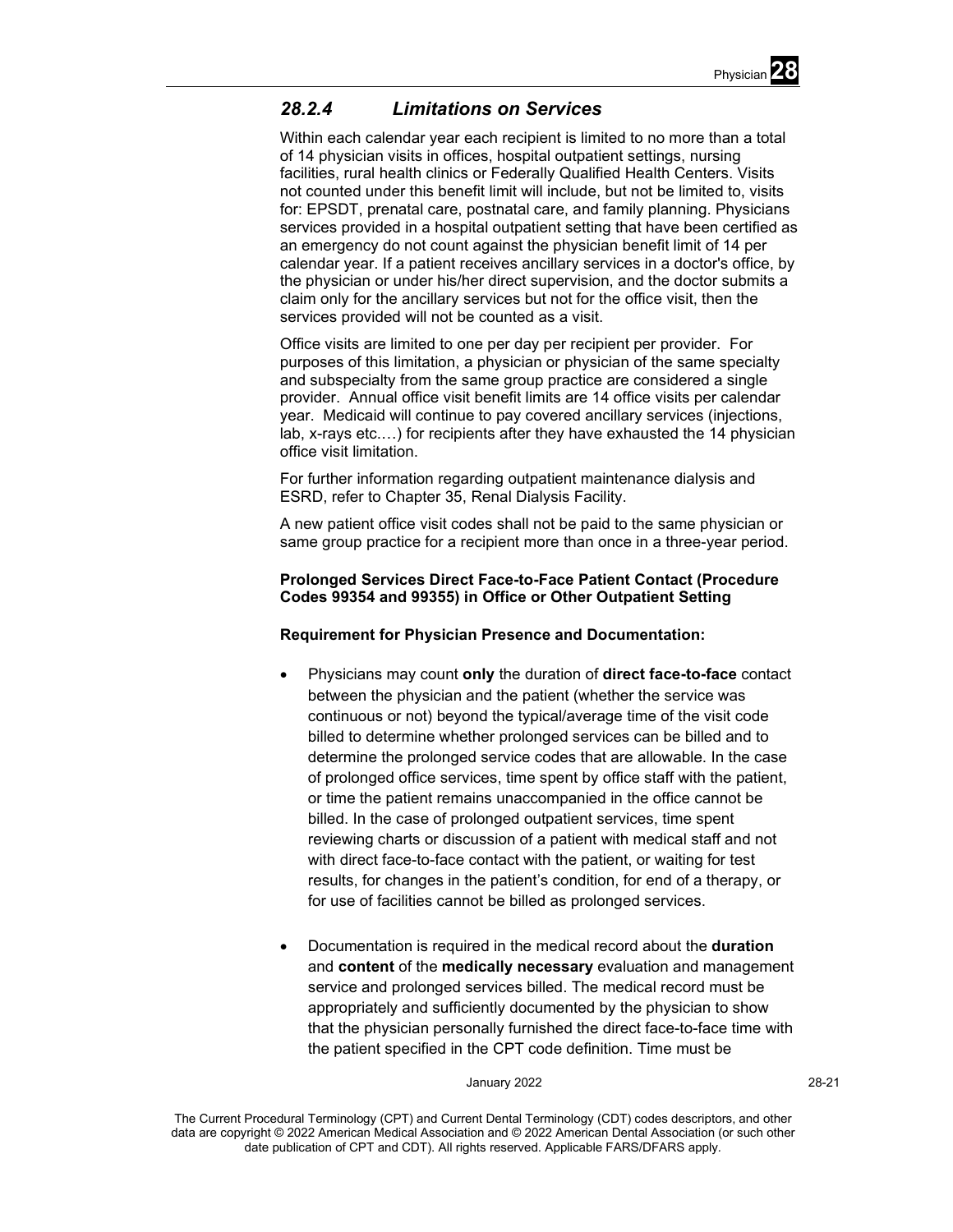### *28.2.4 Limitations on Services*

Within each calendar year each recipient is limited to no more than a total of 14 physician visits in offices, hospital outpatient settings, nursing facilities, rural health clinics or Federally Qualified Health Centers. Visits not counted under this benefit limit will include, but not be limited to, visits for: EPSDT, prenatal care, postnatal care, and family planning. Physicians services provided in a hospital outpatient setting that have been certified as an emergency do not count against the physician benefit limit of 14 per calendar year. If a patient receives ancillary services in a doctor's office, by the physician or under his/her direct supervision, and the doctor submits a claim only for the ancillary services but not for the office visit, then the services provided will not be counted as a visit.

Office visits are limited to one per day per recipient per provider. For purposes of this limitation, a physician or physician of the same specialty and subspecialty from the same group practice are considered a single provider. Annual office visit benefit limits are 14 office visits per calendar year. Medicaid will continue to pay covered ancillary services (injections, lab, x-rays etc.…) for recipients after they have exhausted the 14 physician office visit limitation.

For further information regarding outpatient maintenance dialysis and ESRD, refer to Chapter 35, Renal Dialysis Facility.

A new patient office visit codes shall not be paid to the same physician or same group practice for a recipient more than once in a three-year period.

**Prolonged Services Direct Face-to-Face Patient Contact (Procedure Codes 99354 and 99355) in Office or Other Outpatient Setting**

**Requirement for Physician Presence and Documentation:**

- Physicians may count **only** the duration of **direct face-to-face** contact between the physician and the patient (whether the service was continuous or not) beyond the typical/average time of the visit code billed to determine whether prolonged services can be billed and to determine the prolonged service codes that are allowable. In the case of prolonged office services, time spent by office staff with the patient, or time the patient remains unaccompanied in the office cannot be billed. In the case of prolonged outpatient services, time spent reviewing charts or discussion of a patient with medical staff and not with direct face-to-face contact with the patient, or waiting for test results, for changes in the patient's condition, for end of a therapy, or for use of facilities cannot be billed as prolonged services.

- Documentation is required in the medical record about the **duration** and **content** of the **medically necessary** evaluation and management service and prolonged services billed. The medical record must be appropriately and sufficiently documented by the physician to show that the physician personally furnished the direct face-to-face time with the patient specified in the CPT code definition. Time must be

January 2022

The Current Procedural Terminology (CPT) and Current Dental Terminology (CDT) codes descriptors, and other data are copyright © 2022 American Medical Association and © 2022 American Dental Association (or such other date publication of CPT and CDT). All rights reserved. Applicable FARS/DFARS apply.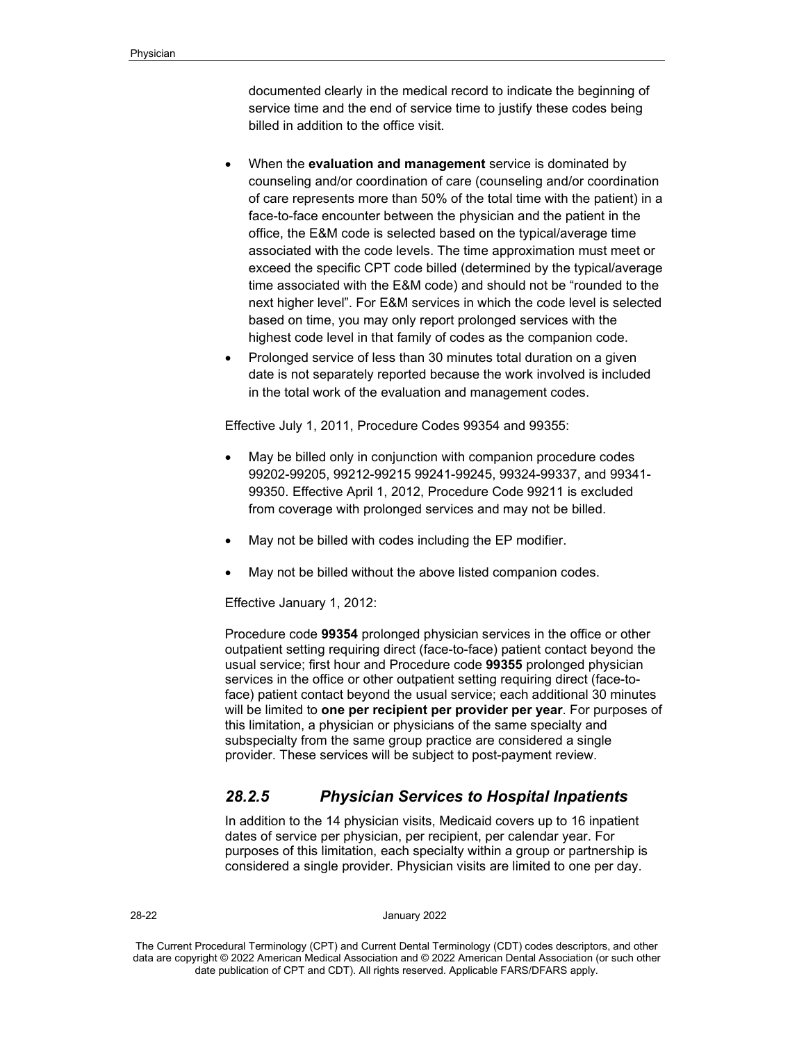documented clearly in the medical record to indicate the beginning of service time and the end of service time to justify these codes being billed in addition to the office visit.

- When the **evaluation and management** service is dominated by counseling and/or coordination of care (counseling and/or coordination of care represents more than 50% of the total time with the patient) in a face-to-face encounter between the physician and the patient in the office, the E&M code is selected based on the typical/average time associated with the code levels. The time approximation must meet or exceed the specific CPT code billed (determined by the typical/average time associated with the E&M code) and should not be "rounded to the next higher level". For E&M services in which the code level is selected based on time, you may only report prolonged services with the highest code level in that family of codes as the companion code.
- Prolonged service of less than 30 minutes total duration on a given date is not separately reported because the work involved is included in the total work of the evaluation and management codes.

Effective July 1, 2011, Procedure Codes 99354 and 99355:

- May be billed only in conjunction with companion procedure codes 99202-99205, 99212-99215 99241-99245, 99324-99337, and 99341-99350. Effective April 1, 2012, Procedure Code 99211 is excluded from coverage with prolonged services and may not be billed.
- May not be billed with codes including the EP modifier.
- May not be billed without the above listed companion codes.

Effective January 1, 2012:

Procedure code **99354** prolonged physician services in the office or other outpatient setting requiring direct (face-to-face) patient contact beyond the usual service; first hour and Procedure code **99355** prolonged physician services in the office or other outpatient setting requiring direct (face-to-face) patient contact beyond the usual service; each additional 30 minutes will be limited to **one per recipient per provider per year**. For purposes of this limitation, a physician or physicians of the same specialty and subspecialty from the same group practice are considered a single provider. These services will be subject to post-payment review.

### *28.2.5 Physician Services to Hospital Inpatients*

In addition to the 14 physician visits, Medicaid covers up to 16 inpatient dates of service per physician, per recipient, per calendar year. For purposes of this limitation, each specialty within a group or partnership is considered a single provider. Physician visits are limited to one per day.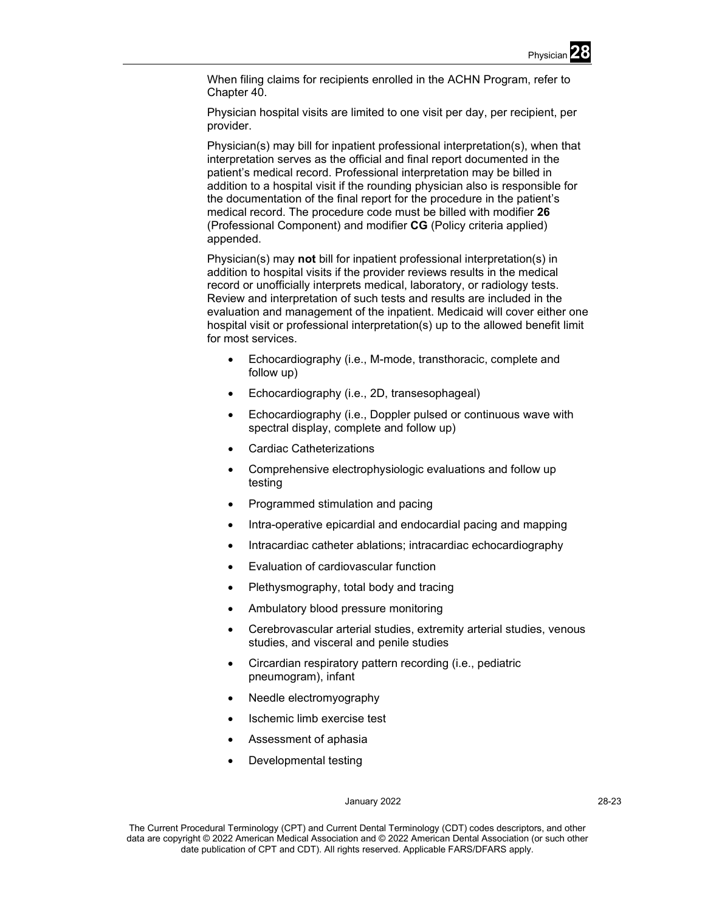When filing claims for recipients enrolled in the ACHN Program, refer to Chapter 40.

Physician hospital visits are limited to one visit per day, per recipient, per provider.

Physician(s) may bill for inpatient professional interpretation(s), when that interpretation serves as the official and final report documented in the patient's medical record. Professional interpretation may be billed in addition to a hospital visit if the rounding physician also is responsible for the documentation of the final report for the procedure in the patient's medical record. The procedure code must be billed with modifier **26** (Professional Component) and modifier **CG** (Policy criteria applied) appended.

Physician(s) may **not** bill for inpatient professional interpretation(s) in addition to hospital visits if the provider reviews results in the medical record or unofficially interprets medical, laboratory, or radiology tests. Review and interpretation of such tests and results are included in the evaluation and management of the inpatient. Medicaid will cover either one hospital visit or professional interpretation(s) up to the allowed benefit limit for most services.

- Echocardiography (i.e., M-mode, transthoracic, complete and follow up)
- Echocardiography (i.e., 2D, transesophageal)
- Echocardiography (i.e., Doppler pulsed or continuous wave with spectral display, complete and follow up)
- Cardiac Catheterizations
- Comprehensive electrophysiologic evaluations and follow up testing
- Programmed stimulation and pacing
- Intra-operative epicardial and endocardial pacing and mapping
- Intracardiac catheter ablations; intracardiac echocardiography
- Evaluation of cardiovascular function
- Plethysmography, total body and tracing
- Ambulatory blood pressure monitoring
- Cerebrovascular arterial studies, extremity arterial studies, venous studies, and visceral and penile studies
- Circardian respiratory pattern recording (i.e., pediatric pneumogram), infant
- Needle electromyography
- Ischemic limb exercise test
- Assessment of aphasia
- Developmental testing

The Current Procedural Terminology (CPT) and Current Dental Terminology (CDT) codes descriptors, and other data are copyright © 2022 American Medical Association and © 2022 American Dental Association (or such other date publication of CPT and CDT). All rights reserved. Applicable FARS/DFARS apply.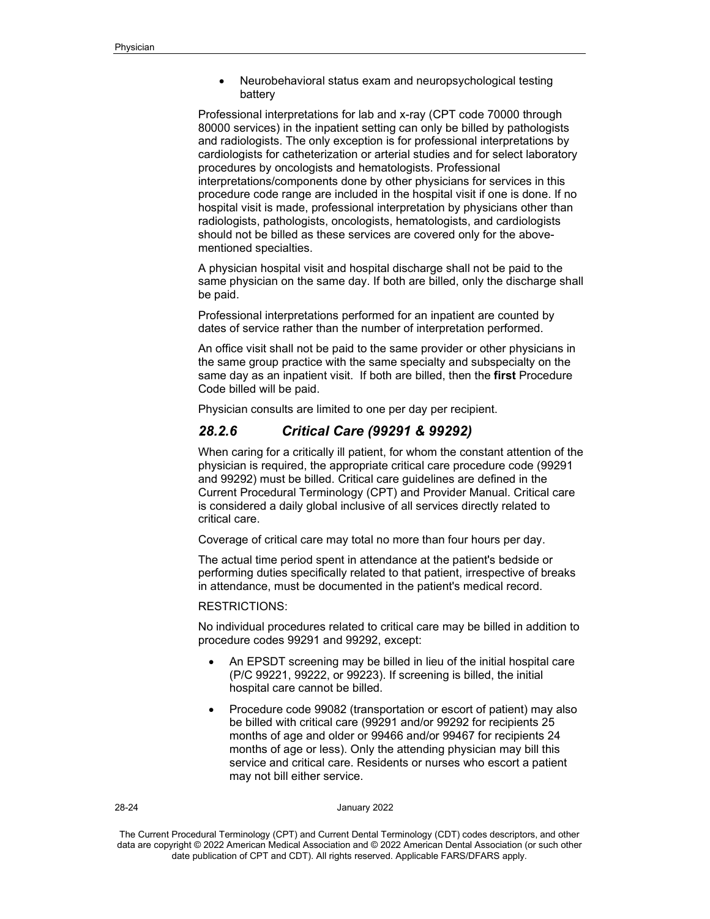- Neurobehavioral status exam and neuropsychological testing battery

Professional interpretations for lab and x-ray (CPT code 70000 through 80000 services) in the inpatient setting can only be billed by pathologists and radiologists. The only exception is for professional interpretations by cardiologists for catheterization or arterial studies and for select laboratory procedures by oncologists and hematologists. Professional interpretations/components done by other physicians for services in this procedure code range are included in the hospital visit if one is done. If no hospital visit is made, professional interpretation by physicians other than radiologists, pathologists, oncologists, hematologists, and cardiologists should not be billed as these services are covered only for the above-mentioned specialties.

A physician hospital visit and hospital discharge shall not be paid to the same physician on the same day. If both are billed, only the discharge shall be paid.

Professional interpretations performed for an inpatient are counted by dates of service rather than the number of interpretation performed.

An office visit shall not be paid to the same provider or other physicians in the same group practice with the same specialty and subspecialty on the same day as an inpatient visit. If both are billed, then the **first** Procedure Code billed will be paid.

Physician consults are limited to one per day per recipient.

### *28.2.6 Critical Care (99291 & 99292)*

When caring for a critically ill patient, for whom the constant attention of the physician is required, the appropriate critical care procedure code (99291 and 99292) must be billed. Critical care guidelines are defined in the Current Procedural Terminology (CPT) and Provider Manual. Critical care is considered a daily global inclusive of all services directly related to critical care.

Coverage of critical care may total no more than four hours per day.

The actual time period spent in attendance at the patient's bedside or performing duties specifically related to that patient, irrespective of breaks in attendance, must be documented in the patient's medical record.

RESTRICTIONS:

No individual procedures related to critical care may be billed in addition to procedure codes 99291 and 99292, except:

- An EPSDT screening may be billed in lieu of the initial hospital care (P/C 99221, 99222, or 99223). If screening is billed, the initial hospital care cannot be billed.
- Procedure code 99082 (transportation or escort of patient) may also be billed with critical care (99291 and/or 99292 for recipients 25 months of age and older or 99466 and/or 99467 for recipients 24 months of age or less). Only the attending physician may bill this service and critical care. Residents or nurses who escort a patient may not bill either service.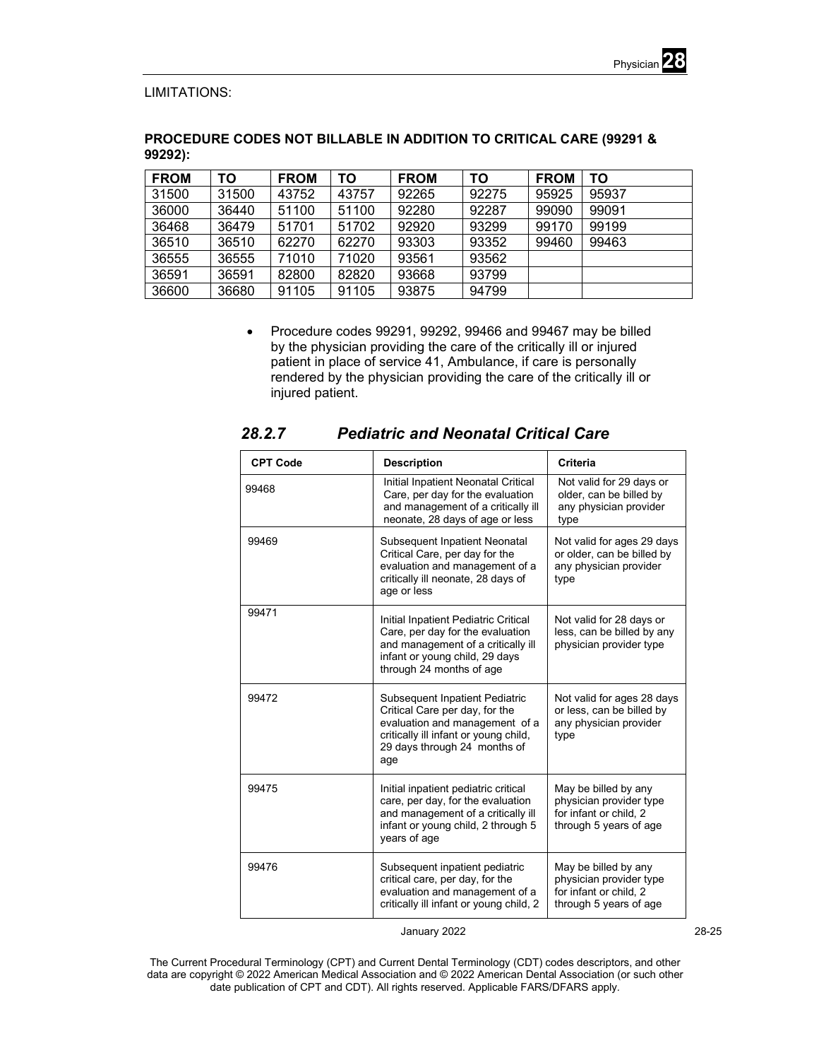LIMITATIONS:

**PROCEDURE CODES NOT BILLABLE IN ADDITION TO CRITICAL CARE (99291 & 99292):**

| FROM | TO | FROM | TO | FROM | TO | FROM | TO |
|---|---|---|---|---|---|---|---|
| 31500 | 31500 | 43752 | 43757 | 92265 | 92275 | 95925 | 95937 |
| 36000 | 36440 | 51100 | 51100 | 92280 | 92287 | 99090 | 99091 |
| 36468 | 36479 | 51701 | 51702 | 92920 | 93299 | 99170 | 99199 |
| 36510 | 36510 | 62270 | 62270 | 93303 | 93352 | 99460 | 99463 |
| 36555 | 36555 | 71010 | 71020 | 93561 | 93562 | | |
| 36591 | 36591 | 82800 | 82820 | 93668 | 93799 | | |
| 36600 | 36680 | 91105 | 91105 | 93875 | 94799 | | |

- Procedure codes 99291, 99292, 99466 and 99467 may be billed by the physician providing the care of the critically ill or injured patient in place of service 41, Ambulance, if care is personally rendered by the physician providing the care of the critically ill or injured patient.

### *28.2.7 Pediatric and Neonatal Critical Care*

| CPT Code | Description | Criteria |
|---|---|---|
| 99468 | Initial Inpatient Neonatal Critical Care, per day for the evaluation and management of a critically ill neonate, 28 days of age or less | Not valid for 29 days or older, can be billed by any physician provider type |
| 99469 | Subsequent Inpatient Neonatal Critical Care, per day for the evaluation and management of a critically ill neonate, 28 days of age or less | Not valid for ages 29 days or older, can be billed by any physician provider type |
| 99471 | Initial Inpatient Pediatric Critical Care, per day for the evaluation and management of a critically ill infant or young child, 29 days through 24 months of age | Not valid for 28 days or less, can be billed by any physician provider type |
| 99472 | Subsequent Inpatient Pediatric Critical Care per day, for the evaluation and management of a critically ill infant or young child, 29 days through 24 months of age | Not valid for ages 28 days or less, can be billed by any physician provider type |
| 99475 | Initial inpatient pediatric critical care, per day, for the evaluation and management of a critically ill infant or young child, 2 through 5 years of age | May be billed by any physician provider type for infant or child, 2 through 5 years of age |
| 99476 | Subsequent inpatient pediatric critical care, per day, for the evaluation and management of a critically ill infant or young child, 2 | May be billed by any physician provider type for infant or child, 2 through 5 years of age |

The Current Procedural Terminology (CPT) and Current Dental Terminology (CDT) codes descriptors, and other data are copyright © 2022 American Medical Association and © 2022 American Dental Association (or such other date publication of CPT and CDT). All rights reserved. Applicable FARS/DFARS apply.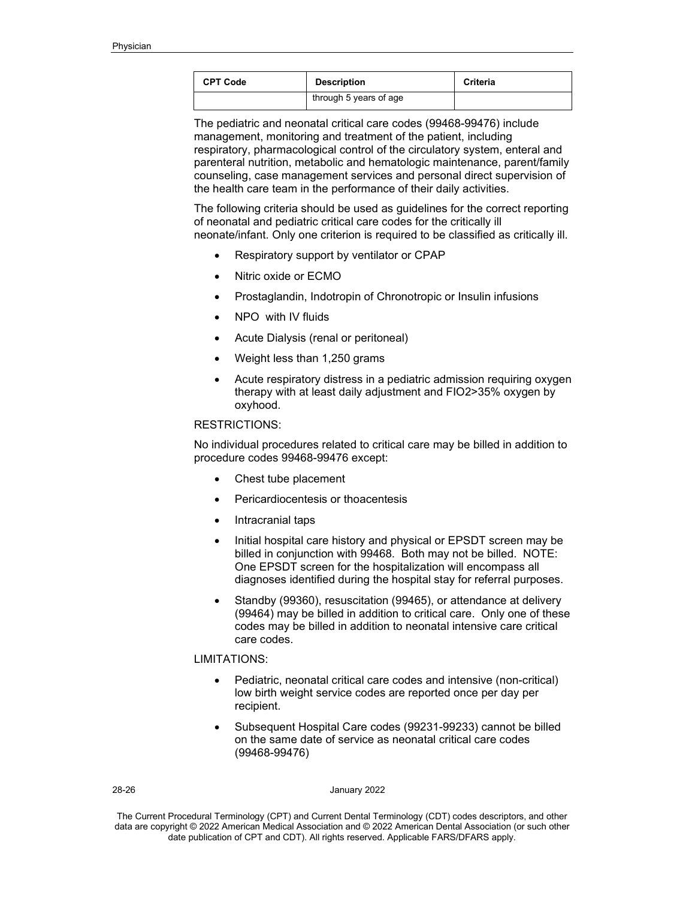| CPT Code | Description | Criteria |
| --- | --- | --- |
| | through 5 years of age | |

The pediatric and neonatal critical care codes (99468-99476) include management, monitoring and treatment of the patient, including respiratory, pharmacological control of the circulatory system, enteral and parenteral nutrition, metabolic and hematologic maintenance, parent/family counseling, case management services and personal direct supervision of the health care team in the performance of their daily activities.

The following criteria should be used as guidelines for the correct reporting of neonatal and pediatric critical care codes for the critically ill neonate/infant. Only one criterion is required to be classified as critically ill.

- Respiratory support by ventilator or CPAP
- Nitric oxide or ECMO
- Prostaglandin, Indotropin of Chronotropic or Insulin infusions
- NPO with IV fluids
- Acute Dialysis (renal or peritoneal)
- Weight less than 1,250 grams
- Acute respiratory distress in a pediatric admission requiring oxygen therapy with at least daily adjustment and FIO2>35% oxygen by oxyhood.

RESTRICTIONS:

No individual procedures related to critical care may be billed in addition to procedure codes 99468-99476 except:

- Chest tube placement
- Pericardiocentesis or thoacentesis
- Intracranial taps
- Initial hospital care history and physical or EPSDT screen may be billed in conjunction with 99468. Both may not be billed. NOTE: One EPSDT screen for the hospitalization will encompass all diagnoses identified during the hospital stay for referral purposes.
- Standby (99360), resuscitation (99465), or attendance at delivery (99464) may be billed in addition to critical care. Only one of these codes may be billed in addition to neonatal intensive care critical care codes.

LIMITATIONS:

- Pediatric, neonatal critical care codes and intensive (non-critical) low birth weight service codes are reported once per day per recipient.
- Subsequent Hospital Care codes (99231-99233) cannot be billed on the same date of service as neonatal critical care codes (99468-99476)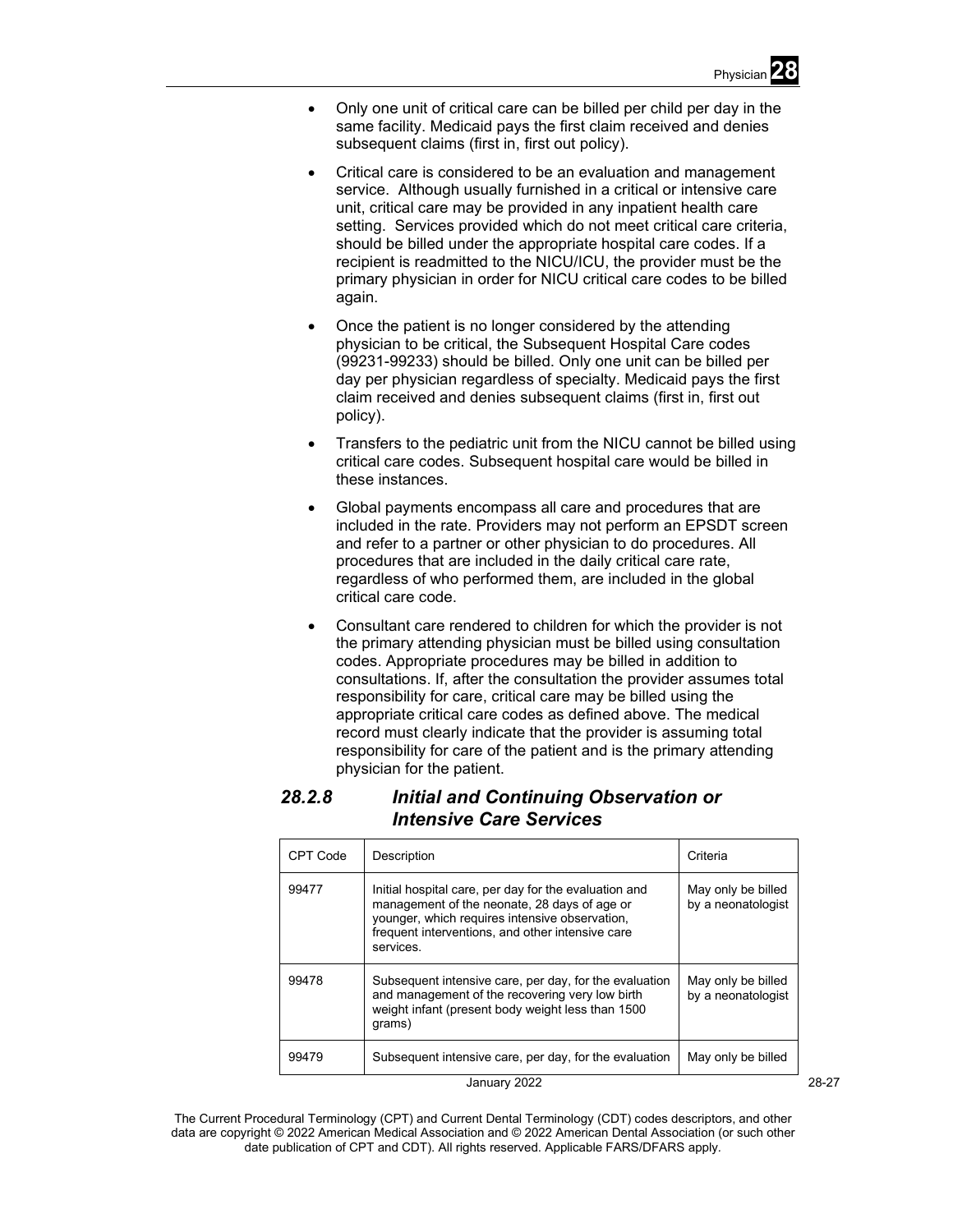- Only one unit of critical care can be billed per child per day in the same facility. Medicaid pays the first claim received and denies subsequent claims (first in, first out policy).
- Critical care is considered to be an evaluation and management service. Although usually furnished in a critical or intensive care unit, critical care may be provided in any inpatient health care setting. Services provided which do not meet critical care criteria, should be billed under the appropriate hospital care codes. If a recipient is readmitted to the NICU/ICU, the provider must be the primary physician in order for NICU critical care codes to be billed again.
- Once the patient is no longer considered by the attending physician to be critical, the Subsequent Hospital Care codes (99231-99233) should be billed. Only one unit can be billed per day per physician regardless of specialty. Medicaid pays the first claim received and denies subsequent claims (first in, first out policy).
- Transfers to the pediatric unit from the NICU cannot be billed using critical care codes. Subsequent hospital care would be billed in these instances.
- Global payments encompass all care and procedures that are included in the rate. Providers may not perform an EPSDT screen and refer to a partner or other physician to do procedures. All procedures that are included in the daily critical care rate, regardless of who performed them, are included in the global critical care code.
- Consultant care rendered to children for which the provider is not the primary attending physician must be billed using consultation codes. Appropriate procedures may be billed in addition to consultations. If, after the consultation the provider assumes total responsibility for care, critical care may be billed using the appropriate critical care codes as defined above. The medical record must clearly indicate that the provider is assuming total responsibility for care of the patient and is the primary attending physician for the patient.

### *28.2.8 Initial and Continuing Observation or Intensive Care Services*

| CPT Code | Description | Criteria |
|---|---|---|
| 99477 | Initial hospital care, per day for the evaluation and management of the neonate, 28 days of age or younger, which requires intensive observation, frequent interventions, and other intensive care services. | May only be billed by a neonatologist |
| 99478 | Subsequent intensive care, per day, for the evaluation and management of the recovering very low birth weight infant (present body weight less than 1500 grams) | May only be billed by a neonatologist |
| 99479 | Subsequent intensive care, per day, for the evaluation | May only be billed |

The Current Procedural Terminology (CPT) and Current Dental Terminology (CDT) codes descriptors, and other data are copyright © 2022 American Medical Association and © 2022 American Dental Association (or such other date publication of CPT and CDT). All rights reserved. Applicable FARS/DFARS apply.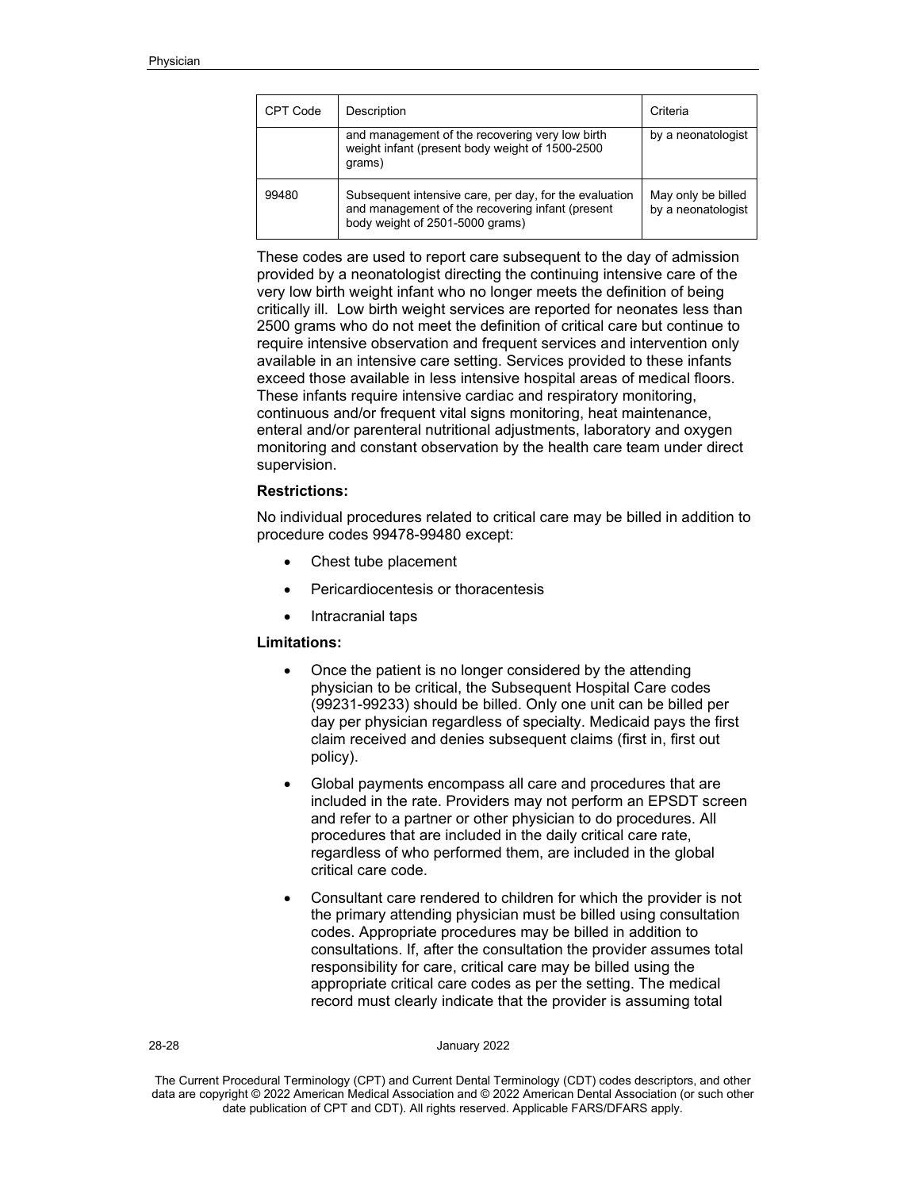| CPT Code | Description | Criteria |
|---|---|---|
| | and management of the recovering very low birth weight infant (present body weight of 1500-2500 grams) | by a neonatologist |
| 99480 | Subsequent intensive care, per day, for the evaluation and management of the recovering infant (present body weight of 2501-5000 grams) | May only be billed by a neonatologist |

These codes are used to report care subsequent to the day of admission provided by a neonatologist directing the continuing intensive care of the very low birth weight infant who no longer meets the definition of being critically ill. Low birth weight services are reported for neonates less than 2500 grams who do not meet the definition of critical care but continue to require intensive observation and frequent services and intervention only available in an intensive care setting. Services provided to these infants exceed those available in less intensive hospital areas of medical floors. These infants require intensive cardiac and respiratory monitoring, continuous and/or frequent vital signs monitoring, heat maintenance, enteral and/or parenteral nutritional adjustments, laboratory and oxygen monitoring and constant observation by the health care team under direct supervision.

**Restrictions:**

No individual procedures related to critical care may be billed in addition to procedure codes 99478-99480 except:

- Chest tube placement
- Pericardiocentesis or thoracentesis
- Intracranial taps

**Limitations:**

- Once the patient is no longer considered by the attending physician to be critical, the Subsequent Hospital Care codes (99231-99233) should be billed. Only one unit can be billed per day per physician regardless of specialty. Medicaid pays the first claim received and denies subsequent claims (first in, first out policy).
- Global payments encompass all care and procedures that are included in the rate. Providers may not perform an EPSDT screen and refer to a partner or other physician to do procedures. All procedures that are included in the daily critical care rate, regardless of who performed them, are included in the global critical care code.
- Consultant care rendered to children for which the provider is not the primary attending physician must be billed using consultation codes. Appropriate procedures may be billed in addition to consultations. If, after the consultation the provider assumes total responsibility for care, critical care may be billed using the appropriate critical care codes as per the setting. The medical record must clearly indicate that the provider is assuming total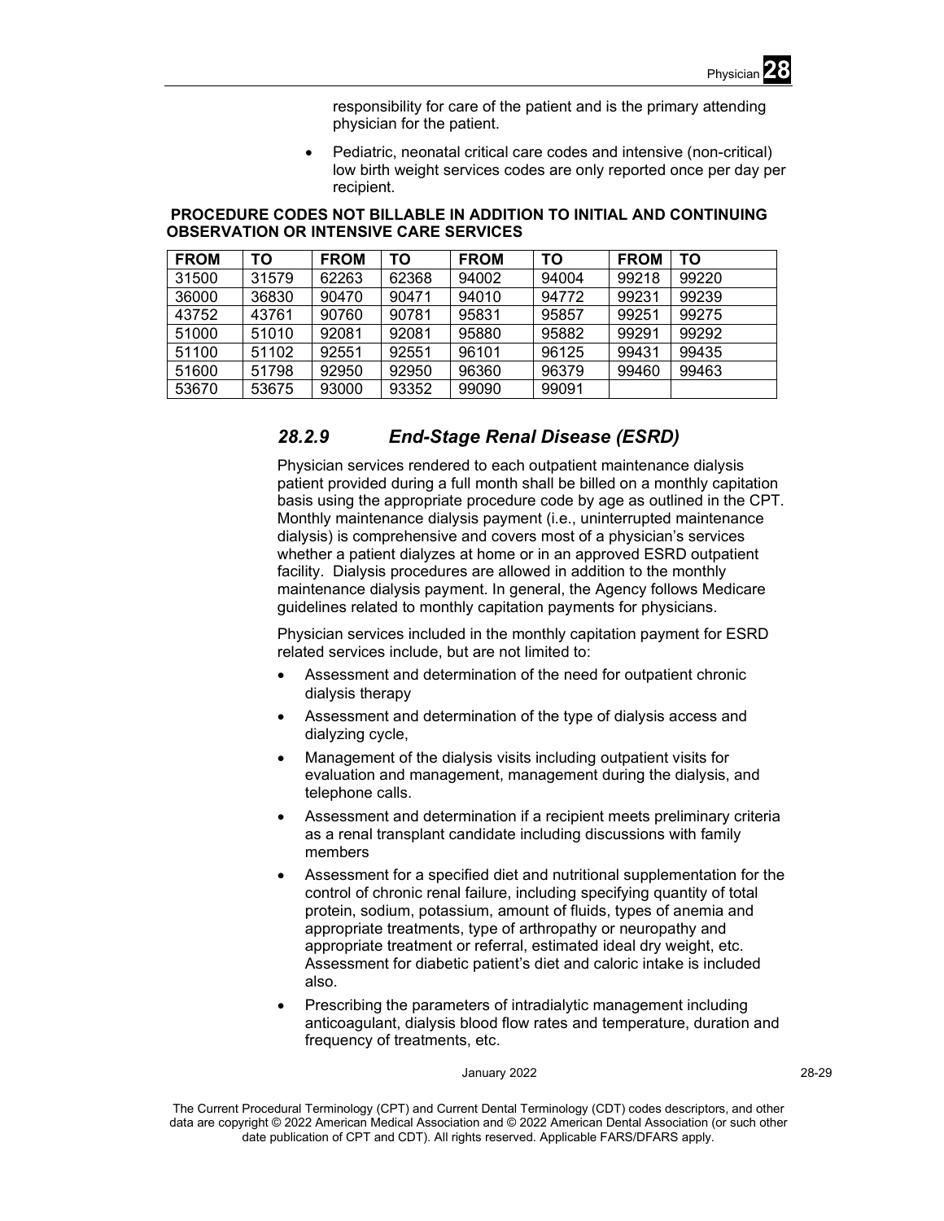responsibility for care of the patient and is the primary attending physician for the patient.

- Pediatric, neonatal critical care codes and intensive (non-critical) low birth weight services codes are only reported once per day per recipient.

**PROCEDURE CODES NOT BILLABLE IN ADDITION TO INITIAL AND CONTINUING OBSERVATION OR INTENSIVE CARE SERVICES**

| FROM | TO | FROM | TO | FROM | TO | FROM | TO |
|---|---|---|---|---|---|---|---|
| 31500 | 31579 | 62263 | 62368 | 94002 | 94004 | 99218 | 99220 |
| 36000 | 36830 | 90470 | 90471 | 94010 | 94772 | 99231 | 99239 |
| 43752 | 43761 | 90760 | 90781 | 95831 | 95857 | 99251 | 99275 |
| 51000 | 51010 | 92081 | 92081 | 95880 | 95882 | 99291 | 99292 |
| 51100 | 51102 | 92551 | 92551 | 96101 | 96125 | 99431 | 99435 |
| 51600 | 51798 | 92950 | 92950 | 96360 | 96379 | 99460 | 99463 |
| 53670 | 53675 | 93000 | 93352 | 99090 | 99091 | | |

### *28.2.9 End-Stage Renal Disease (ESRD)*

Physician services rendered to each outpatient maintenance dialysis patient provided during a full month shall be billed on a monthly capitation basis using the appropriate procedure code by age as outlined in the CPT. Monthly maintenance dialysis payment (i.e., uninterrupted maintenance dialysis) is comprehensive and covers most of a physician's services whether a patient dialyzes at home or in an approved ESRD outpatient facility. Dialysis procedures are allowed in addition to the monthly maintenance dialysis payment. In general, the Agency follows Medicare guidelines related to monthly capitation payments for physicians.

Physician services included in the monthly capitation payment for ESRD related services include, but are not limited to:

- Assessment and determination of the need for outpatient chronic dialysis therapy
- Assessment and determination of the type of dialysis access and dialyzing cycle,
- Management of the dialysis visits including outpatient visits for evaluation and management, management during the dialysis, and telephone calls.
- Assessment and determination if a recipient meets preliminary criteria as a renal transplant candidate including discussions with family members
- Assessment for a specified diet and nutritional supplementation for the control of chronic renal failure, including specifying quantity of total protein, sodium, potassium, amount of fluids, types of anemia and appropriate treatments, type of arthropathy or neuropathy and appropriate treatment or referral, estimated ideal dry weight, etc. Assessment for diabetic patient's diet and caloric intake is included also.
- Prescribing the parameters of intradialytic management including anticoagulant, dialysis blood flow rates and temperature, duration and frequency of treatments, etc.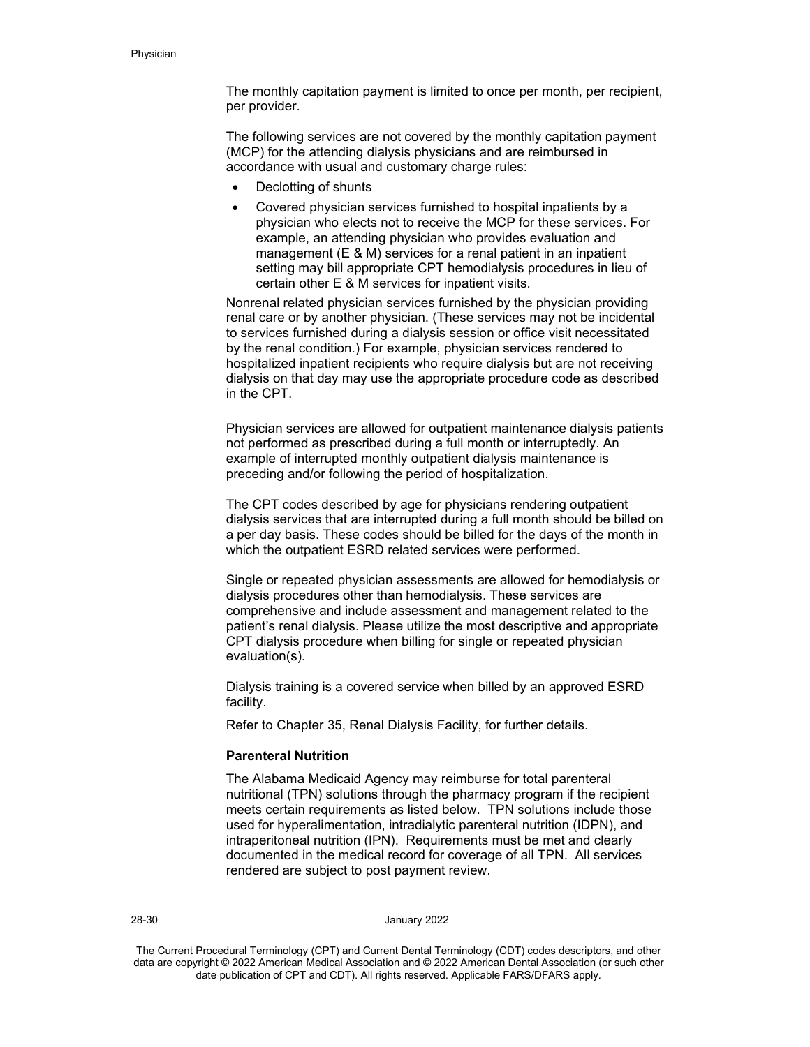The monthly capitation payment is limited to once per month, per recipient, per provider.

The following services are not covered by the monthly capitation payment (MCP) for the attending dialysis physicians and are reimbursed in accordance with usual and customary charge rules:

- Declotting of shunts
- Covered physician services furnished to hospital inpatients by a physician who elects not to receive the MCP for these services. For example, an attending physician who provides evaluation and management (E & M) services for a renal patient in an inpatient setting may bill appropriate CPT hemodialysis procedures in lieu of certain other E & M services for inpatient visits.

Nonrenal related physician services furnished by the physician providing renal care or by another physician. (These services may not be incidental to services furnished during a dialysis session or office visit necessitated by the renal condition.) For example, physician services rendered to hospitalized inpatient recipients who require dialysis but are not receiving dialysis on that day may use the appropriate procedure code as described in the CPT.

Physician services are allowed for outpatient maintenance dialysis patients not performed as prescribed during a full month or interruptedly. An example of interrupted monthly outpatient dialysis maintenance is preceding and/or following the period of hospitalization.

The CPT codes described by age for physicians rendering outpatient dialysis services that are interrupted during a full month should be billed on a per day basis. These codes should be billed for the days of the month in which the outpatient ESRD related services were performed.

Single or repeated physician assessments are allowed for hemodialysis or dialysis procedures other than hemodialysis. These services are comprehensive and include assessment and management related to the patient's renal dialysis. Please utilize the most descriptive and appropriate CPT dialysis procedure when billing for single or repeated physician evaluation(s).

Dialysis training is a covered service when billed by an approved ESRD facility.

Refer to Chapter 35, Renal Dialysis Facility, for further details.

**Parenteral Nutrition**

The Alabama Medicaid Agency may reimburse for total parenteral nutritional (TPN) solutions through the pharmacy program if the recipient meets certain requirements as listed below. TPN solutions include those used for hyperalimentation, intradialytic parenteral nutrition (IDPN), and intraperitoneal nutrition (IPN). Requirements must be met and clearly documented in the medical record for coverage of all TPN. All services rendered are subject to post payment review.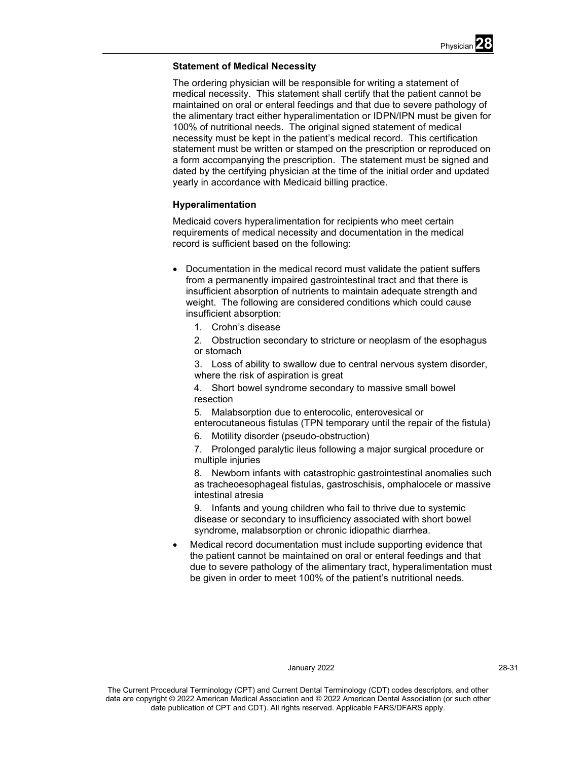### Statement of Medical Necessity

The ordering physician will be responsible for writing a statement of medical necessity. This statement shall certify that the patient cannot be maintained on oral or enteral feedings and that due to severe pathology of the alimentary tract either hyperalimentation or IDPN/IPN must be given for 100% of nutritional needs. The original signed statement of medical necessity must be kept in the patient's medical record. This certification statement must be written or stamped on the prescription or reproduced on a form accompanying the prescription. The statement must be signed and dated by the certifying physician at the time of the initial order and updated yearly in accordance with Medicaid billing practice.

### Hyperalimentation

Medicaid covers hyperalimentation for recipients who meet certain requirements of medical necessity and documentation in the medical record is sufficient based on the following:

- Documentation in the medical record must validate the patient suffers from a permanently impaired gastrointestinal tract and that there is insufficient absorption of nutrients to maintain adequate strength and weight. The following are considered conditions which could cause insufficient absorption:
    1. Crohn's disease
    2. Obstruction secondary to stricture or neoplasm of the esophagus or stomach
    3. Loss of ability to swallow due to central nervous system disorder, where the risk of aspiration is great
    4. Short bowel syndrome secondary to massive small bowel resection
    5. Malabsorption due to enterocolic, enterovesical or enterocutaneous fistulas (TPN temporary until the repair of the fistula)
    6. Motility disorder (pseudo-obstruction)
    7. Prolonged paralytic ileus following a major surgical procedure or multiple injuries
    8. Newborn infants with catastrophic gastrointestinal anomalies such as tracheoesophageal fistulas, gastroschisis, omphalocele or massive intestinal atresia
    9. Infants and young children who fail to thrive due to systemic disease or secondary to insufficiency associated with short bowel syndrome, malabsorption or chronic idiopathic diarrhea.
- Medical record documentation must include supporting evidence that the patient cannot be maintained on oral or enteral feedings and that due to severe pathology of the alimentary tract, hyperalimentation must be given in order to meet 100% of the patient's nutritional needs.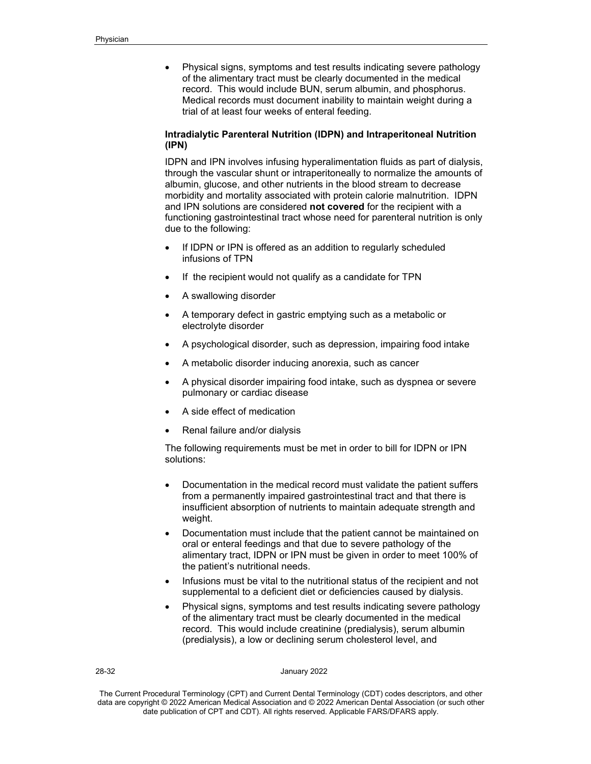- Physical signs, symptoms and test results indicating severe pathology of the alimentary tract must be clearly documented in the medical record. This would include BUN, serum albumin, and phosphorus. Medical records must document inability to maintain weight during a trial of at least four weeks of enteral feeding.

**Intradialytic Parenteral Nutrition (IDPN) and Intraperitoneal Nutrition (IPN)**

IDPN and IPN involves infusing hyperalimentation fluids as part of dialysis, through the vascular shunt or intraperitoneally to normalize the amounts of albumin, glucose, and other nutrients in the blood stream to decrease morbidity and mortality associated with protein calorie malnutrition. IDPN and IPN solutions are considered **not covered** for the recipient with a functioning gastrointestinal tract whose need for parenteral nutrition is only due to the following:

- If IDPN or IPN is offered as an addition to regularly scheduled infusions of TPN
- If the recipient would not qualify as a candidate for TPN
- A swallowing disorder
- A temporary defect in gastric emptying such as a metabolic or electrolyte disorder
- A psychological disorder, such as depression, impairing food intake
- A metabolic disorder inducing anorexia, such as cancer
- A physical disorder impairing food intake, such as dyspnea or severe pulmonary or cardiac disease
- A side effect of medication
- Renal failure and/or dialysis

The following requirements must be met in order to bill for IDPN or IPN solutions:

- Documentation in the medical record must validate the patient suffers from a permanently impaired gastrointestinal tract and that there is insufficient absorption of nutrients to maintain adequate strength and weight.
- Documentation must include that the patient cannot be maintained on oral or enteral feedings and that due to severe pathology of the alimentary tract, IDPN or IPN must be given in order to meet 100% of the patient's nutritional needs.
- Infusions must be vital to the nutritional status of the recipient and not supplemental to a deficient diet or deficiencies caused by dialysis.
- Physical signs, symptoms and test results indicating severe pathology of the alimentary tract must be clearly documented in the medical record. This would include creatinine (predialysis), serum albumin (predialysis), a low or declining serum cholesterol level, and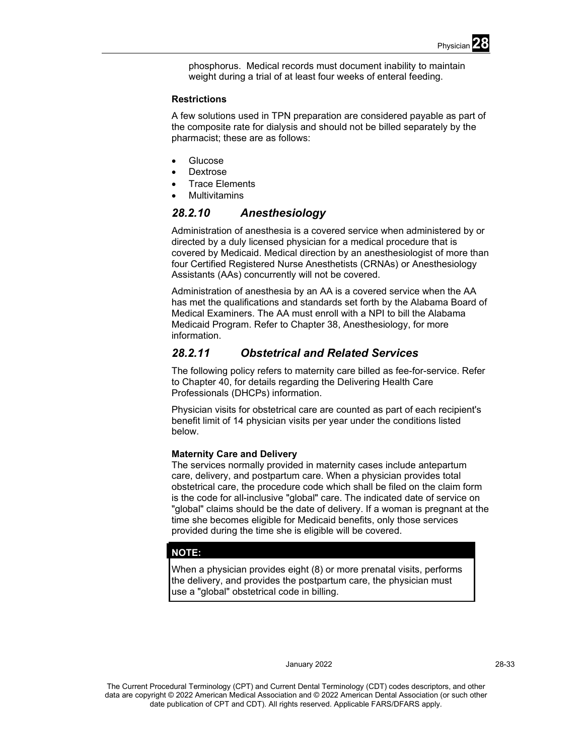phosphorus. Medical records must document inability to maintain weight during a trial of at least four weeks of enteral feeding.

**Restrictions**

A few solutions used in TPN preparation are considered payable as part of the composite rate for dialysis and should not be billed separately by the pharmacist; these are as follows:

- Glucose
- Dextrose
- Trace Elements
- Multivitamins

### *28.2.10 Anesthesiology*

Administration of anesthesia is a covered service when administered by or directed by a duly licensed physician for a medical procedure that is covered by Medicaid. Medical direction by an anesthesiologist of more than four Certified Registered Nurse Anesthetists (CRNAs) or Anesthesiology Assistants (AAs) concurrently will not be covered.

Administration of anesthesia by an AA is a covered service when the AA has met the qualifications and standards set forth by the Alabama Board of Medical Examiners. The AA must enroll with a NPI to bill the Alabama Medicaid Program. Refer to Chapter 38, Anesthesiology, for more information.

### *28.2.11 Obstetrical and Related Services*

The following policy refers to maternity care billed as fee-for-service. Refer to Chapter 40, for details regarding the Delivering Health Care Professionals (DHCPs) information.

Physician visits for obstetrical care are counted as part of each recipient's benefit limit of 14 physician visits per year under the conditions listed below.

**Maternity Care and Delivery**
The services normally provided in maternity cases include antepartum care, delivery, and postpartum care. When a physician provides total obstetrical care, the procedure code which shall be filed on the claim form is the code for all-inclusive "global" care. The indicated date of service on "global" claims should be the date of delivery. If a woman is pregnant at the time she becomes eligible for Medicaid benefits, only those services provided during the time she is eligible will be covered.

**NOTE:**

When a physician provides eight (8) or more prenatal visits, performs the delivery, and provides the postpartum care, the physician must use a "global" obstetrical code in billing.

The Current Procedural Terminology (CPT) and Current Dental Terminology (CDT) codes descriptors, and other data are copyright © 2022 American Medical Association and © 2022 American Dental Association (or such other date publication of CPT and CDT). All rights reserved. Applicable FARS/DFARS apply.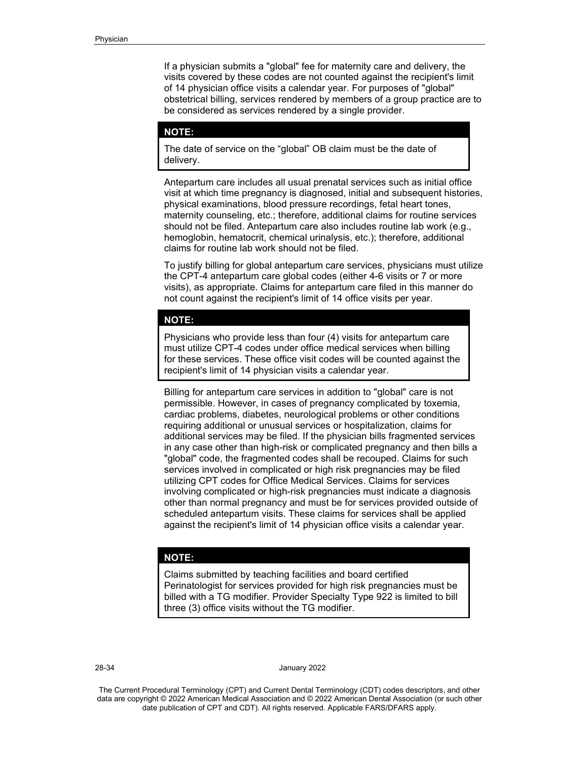If a physician submits a "global" fee for maternity care and delivery, the visits covered by these codes are not counted against the recipient's limit of 14 physician office visits a calendar year. For purposes of "global" obstetrical billing, services rendered by members of a group practice are to be considered as services rendered by a single provider.

> **NOTE:**
>
> The date of service on the “global” OB claim must be the date of delivery.

Antepartum care includes all usual prenatal services such as initial office visit at which time pregnancy is diagnosed, initial and subsequent histories, physical examinations, blood pressure recordings, fetal heart tones, maternity counseling, etc.; therefore, additional claims for routine services should not be filed. Antepartum care also includes routine lab work (e.g., hemoglobin, hematocrit, chemical urinalysis, etc.); therefore, additional claims for routine lab work should not be filed.

To justify billing for global antepartum care services, physicians must utilize the CPT-4 antepartum care global codes (either 4-6 visits or 7 or more visits), as appropriate. Claims for antepartum care filed in this manner do not count against the recipient's limit of 14 office visits per year.

> **NOTE:**
>
> Physicians who provide less than four (4) visits for antepartum care must utilize CPT-4 codes under office medical services when billing for these services. These office visit codes will be counted against the recipient's limit of 14 physician visits a calendar year.

Billing for antepartum care services in addition to "global" care is not permissible. However, in cases of pregnancy complicated by toxemia, cardiac problems, diabetes, neurological problems or other conditions requiring additional or unusual services or hospitalization, claims for additional services may be filed. If the physician bills fragmented services in any case other than high-risk or complicated pregnancy and then bills a "global" code, the fragmented codes shall be recouped. Claims for such services involved in complicated or high risk pregnancies may be filed utilizing CPT codes for Office Medical Services. Claims for services involving complicated or high-risk pregnancies must indicate a diagnosis other than normal pregnancy and must be for services provided outside of scheduled antepartum visits. These claims for services shall be applied against the recipient's limit of 14 physician office visits a calendar year.

> **NOTE:**
>
> Claims submitted by teaching facilities and board certified Perinatologist for services provided for high risk pregnancies must be billed with a TG modifier. Provider Specialty Type 922 is limited to bill three (3) office visits without the TG modifier.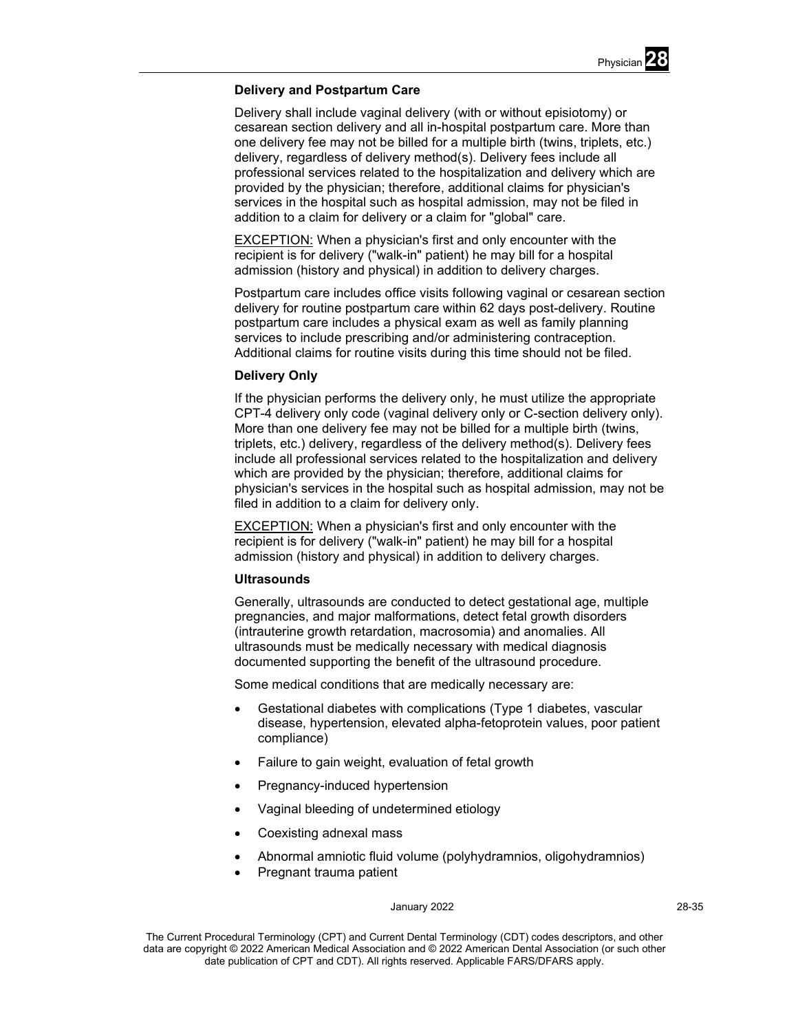### Delivery and Postpartum Care

Delivery shall include vaginal delivery (with or without episiotomy) or cesarean section delivery and all in-hospital postpartum care. More than one delivery fee may not be billed for a multiple birth (twins, triplets, etc.) delivery, regardless of delivery method(s). Delivery fees include all professional services related to the hospitalization and delivery which are provided by the physician; therefore, additional claims for physician's services in the hospital such as hospital admission, may not be filed in addition to a claim for delivery or a claim for "global" care.

EXCEPTION: When a physician's first and only encounter with the recipient is for delivery ("walk-in" patient) he may bill for a hospital admission (history and physical) in addition to delivery charges.

Postpartum care includes office visits following vaginal or cesarean section delivery for routine postpartum care within 62 days post-delivery. Routine postpartum care includes a physical exam as well as family planning services to include prescribing and/or administering contraception. Additional claims for routine visits during this time should not be filed.

### Delivery Only

If the physician performs the delivery only, he must utilize the appropriate CPT-4 delivery only code (vaginal delivery only or C-section delivery only). More than one delivery fee may not be billed for a multiple birth (twins, triplets, etc.) delivery, regardless of the delivery method(s). Delivery fees include all professional services related to the hospitalization and delivery which are provided by the physician; therefore, additional claims for physician's services in the hospital such as hospital admission, may not be filed in addition to a claim for delivery only.

EXCEPTION: When a physician's first and only encounter with the recipient is for delivery ("walk-in" patient) he may bill for a hospital admission (history and physical) in addition to delivery charges.

### Ultrasounds

Generally, ultrasounds are conducted to detect gestational age, multiple pregnancies, and major malformations, detect fetal growth disorders (intrauterine growth retardation, macrosomia) and anomalies. All ultrasounds must be medically necessary with medical diagnosis documented supporting the benefit of the ultrasound procedure.

Some medical conditions that are medically necessary are:

- Gestational diabetes with complications (Type 1 diabetes, vascular disease, hypertension, elevated alpha-fetoprotein values, poor patient compliance)
- Failure to gain weight, evaluation of fetal growth
- Pregnancy-induced hypertension
- Vaginal bleeding of undetermined etiology
- Coexisting adnexal mass
- Abnormal amniotic fluid volume (polyhydramnios, oligohydramnios)
- Pregnant trauma patient

The Current Procedural Terminology (CPT) and Current Dental Terminology (CDT) codes descriptors, and other data are copyright © 2022 American Medical Association and © 2022 American Dental Association (or such other date publication of CPT and CDT). All rights reserved. Applicable FARS/DFARS apply.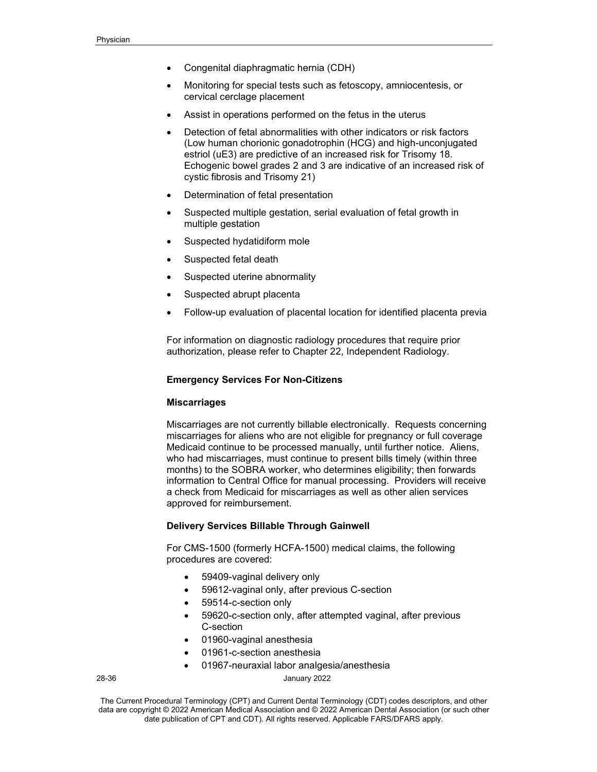- Congenital diaphragmatic hernia (CDH)
- Monitoring for special tests such as fetoscopy, amniocentesis, or cervical cerclage placement
- Assist in operations performed on the fetus in the uterus
- Detection of fetal abnormalities with other indicators or risk factors (Low human chorionic gonadotrophin (HCG) and high-unconjugated estriol (uE3) are predictive of an increased risk for Trisomy 18. Echogenic bowel grades 2 and 3 are indicative of an increased risk of cystic fibrosis and Trisomy 21)
- Determination of fetal presentation
- Suspected multiple gestation, serial evaluation of fetal growth in multiple gestation
- Suspected hydatidiform mole
- Suspected fetal death
- Suspected uterine abnormality
- Suspected abrupt placenta
- Follow-up evaluation of placental location for identified placenta previa

For information on diagnostic radiology procedures that require prior authorization, please refer to Chapter 22, Independent Radiology.

**Emergency Services For Non-Citizens**

**Miscarriages**

Miscarriages are not currently billable electronically. Requests concerning miscarriages for aliens who are not eligible for pregnancy or full coverage Medicaid continue to be processed manually, until further notice. Aliens, who had miscarriages, must continue to present bills timely (within three months) to the SOBRA worker, who determines eligibility; then forwards information to Central Office for manual processing. Providers will receive a check from Medicaid for miscarriages as well as other alien services approved for reimbursement.

**Delivery Services Billable Through Gainwell**

For CMS-1500 (formerly HCFA-1500) medical claims, the following procedures are covered:

- 59409-vaginal delivery only
- 59612-vaginal only, after previous C-section
- 59514-c-section only
- 59620-c-section only, after attempted vaginal, after previous C-section
- 01960-vaginal anesthesia
- 01961-c-section anesthesia
- 01967-neuraxial labor analgesia/anesthesia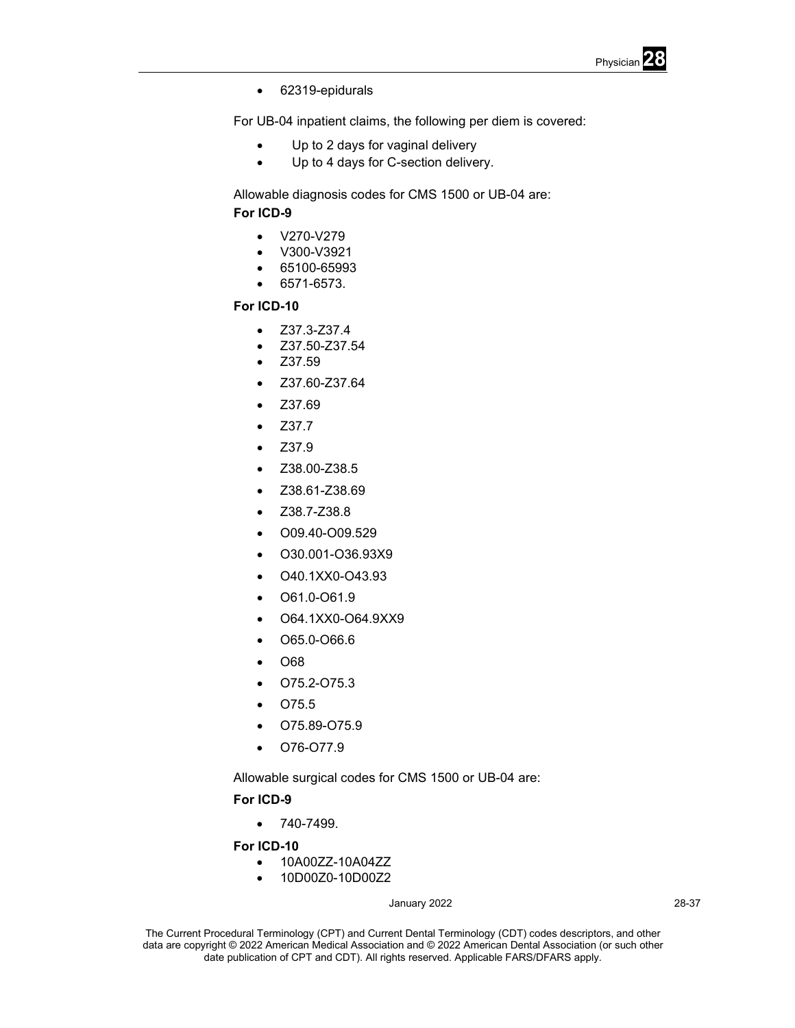- 62319-epidurals

For UB-04 inpatient claims, the following per diem is covered:

- Up to 2 days for vaginal delivery
- Up to 4 days for C-section delivery.

Allowable diagnosis codes for CMS 1500 or UB-04 are:

**For ICD-9**

- V270-V279
- V300-V3921
- 65100-65993
- 6571-6573.

**For ICD-10**

- Z37.3-Z37.4
- Z37.50-Z37.54
- Z37.59
- Z37.60-Z37.64
- Z37.69
- Z37.7
- Z37.9
- Z38.00-Z38.5
- Z38.61-Z38.69
- Z38.7-Z38.8
- O09.40-O09.529
- O30.001-O36.93X9
- O40.1XX0-O43.93
- O61.0-O61.9
- O64.1XX0-O64.9XX9
- O65.0-O66.6
- O68
- O75.2-O75.3
- O75.5
- O75.89-O75.9
- O76-O77.9

Allowable surgical codes for CMS 1500 or UB-04 are:

**For ICD-9**

- 740-7499.

**For ICD-10**

- 10A00ZZ-10A04ZZ
- 10D00Z0-10D00Z2

The Current Procedural Terminology (CPT) and Current Dental Terminology (CDT) codes descriptors, and other data are copyright © 2022 American Medical Association and © 2022 American Dental Association (or such other date publication of CPT and CDT). All rights reserved. Applicable FARS/DFARS apply.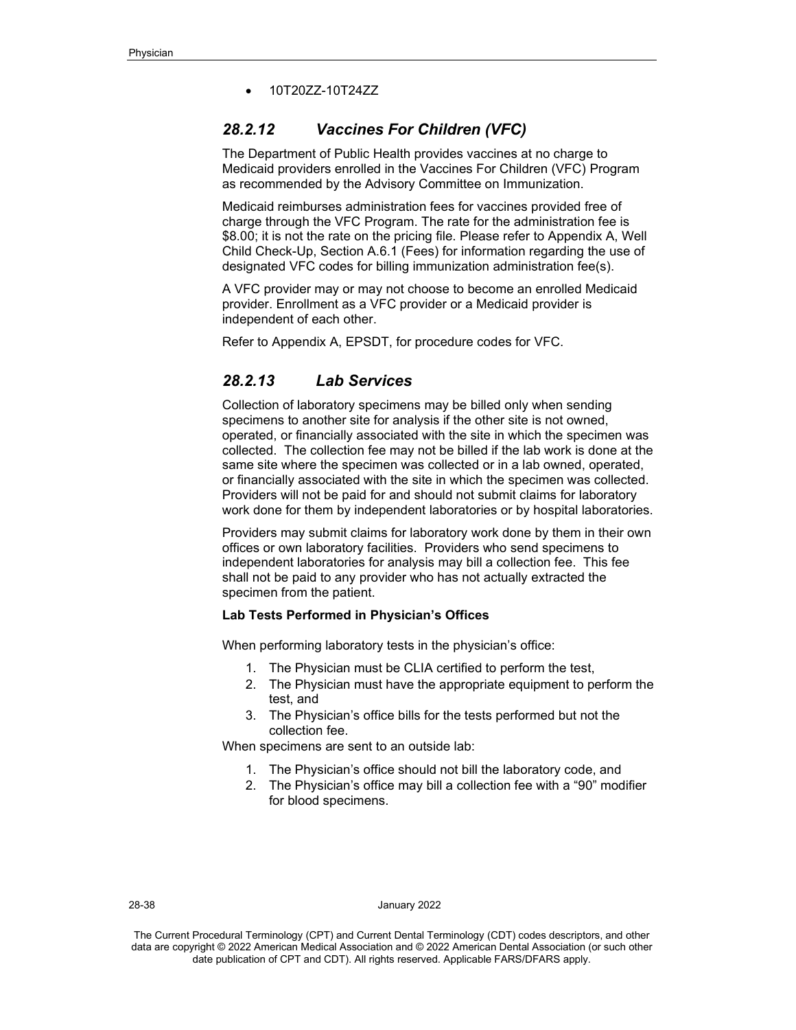- 10T20ZZ-10T24ZZ

### *28.2.12 Vaccines For Children (VFC)*

The Department of Public Health provides vaccines at no charge to Medicaid providers enrolled in the Vaccines For Children (VFC) Program as recommended by the Advisory Committee on Immunization.

Medicaid reimburses administration fees for vaccines provided free of charge through the VFC Program. The rate for the administration fee is $8.00; it is not the rate on the pricing file. Please refer to Appendix A, Well Child Check-Up, Section A.6.1 (Fees) for information regarding the use of designated VFC codes for billing immunization administration fee(s).

A VFC provider may or may not choose to become an enrolled Medicaid provider. Enrollment as a VFC provider or a Medicaid provider is independent of each other.

Refer to Appendix A, EPSDT, for procedure codes for VFC.

### *28.2.13 Lab Services*

Collection of laboratory specimens may be billed only when sending specimens to another site for analysis if the other site is not owned, operated, or financially associated with the site in which the specimen was collected. The collection fee may not be billed if the lab work is done at the same site where the specimen was collected or in a lab owned, operated, or financially associated with the site in which the specimen was collected. Providers will not be paid for and should not submit claims for laboratory work done for them by independent laboratories or by hospital laboratories.

Providers may submit claims for laboratory work done by them in their own offices or own laboratory facilities. Providers who send specimens to independent laboratories for analysis may bill a collection fee. This fee shall not be paid to any provider who has not actually extracted the specimen from the patient.

**Lab Tests Performed in Physician's Offices**

When performing laboratory tests in the physician's office:

1. The Physician must be CLIA certified to perform the test,
2. The Physician must have the appropriate equipment to perform the test, and
3. The Physician's office bills for the tests performed but not the collection fee.

When specimens are sent to an outside lab:

1. The Physician's office should not bill the laboratory code, and
2. The Physician's office may bill a collection fee with a "90" modifier for blood specimens.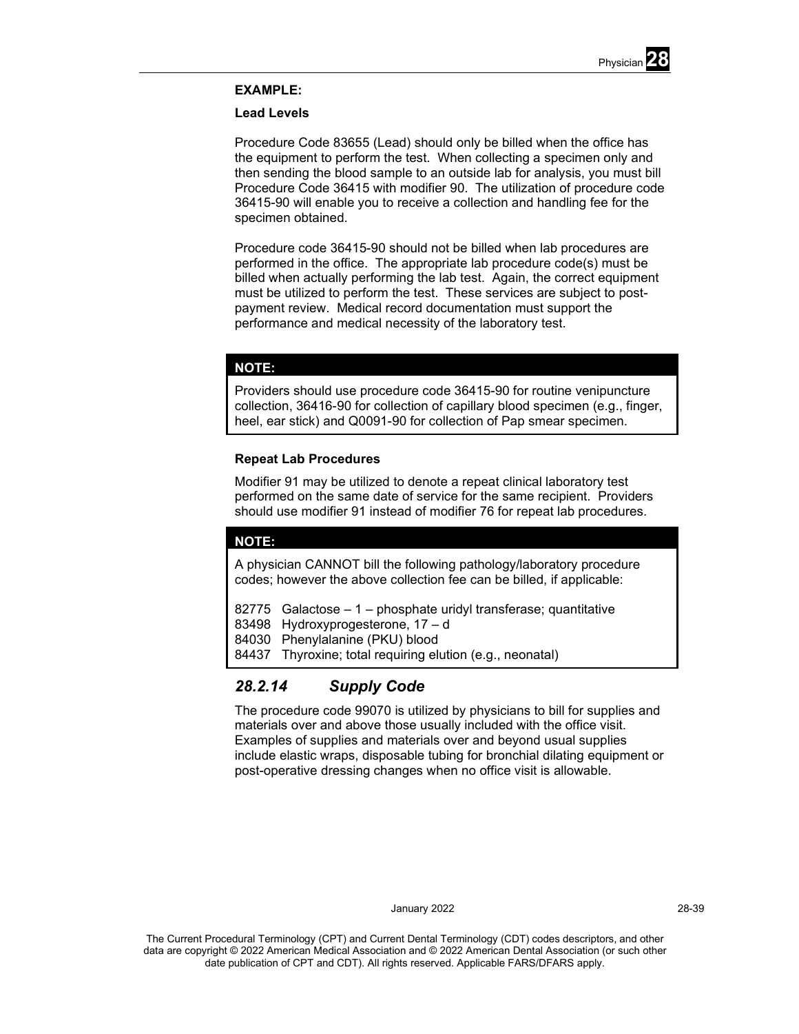**EXAMPLE:**

**Lead Levels**

Procedure Code 83655 (Lead) should only be billed when the office has the equipment to perform the test. When collecting a specimen only and then sending the blood sample to an outside lab for analysis, you must bill Procedure Code 36415 with modifier 90. The utilization of procedure code 36415-90 will enable you to receive a collection and handling fee for the specimen obtained.

Procedure code 36415-90 should not be billed when lab procedures are performed in the office. The appropriate lab procedure code(s) must be billed when actually performing the lab test. Again, the correct equipment must be utilized to perform the test. These services are subject to post-payment review. Medical record documentation must support the performance and medical necessity of the laboratory test.

> **NOTE:**
>
> Providers should use procedure code 36415-90 for routine venipuncture collection, 36416-90 for collection of capillary blood specimen (e.g., finger, heel, ear stick) and Q0091-90 for collection of Pap smear specimen.

**Repeat Lab Procedures**

Modifier 91 may be utilized to denote a repeat clinical laboratory test performed on the same date of service for the same recipient. Providers should use modifier 91 instead of modifier 76 for repeat lab procedures.

> **NOTE:**
>
> A physician CANNOT bill the following pathology/laboratory procedure codes; however the above collection fee can be billed, if applicable:
>
> 82775 Galactose – 1 – phosphate uridyl transferase; quantitative
> 83498 Hydroxyprogesterone, 17 – d
> 84030 Phenylalanine (PKU) blood
> 84437 Thyroxine; total requiring elution (e.g., neonatal)

### *28.2.14 Supply Code*

The procedure code 99070 is utilized by physicians to bill for supplies and materials over and above those usually included with the office visit. Examples of supplies and materials over and beyond usual supplies include elastic wraps, disposable tubing for bronchial dilating equipment or post-operative dressing changes when no office visit is allowable.

January 2022

The Current Procedural Terminology (CPT) and Current Dental Terminology (CDT) codes descriptors, and other data are copyright © 2022 American Medical Association and © 2022 American Dental Association (or such other date publication of CPT and CDT). All rights reserved. Applicable FARS/DFARS apply.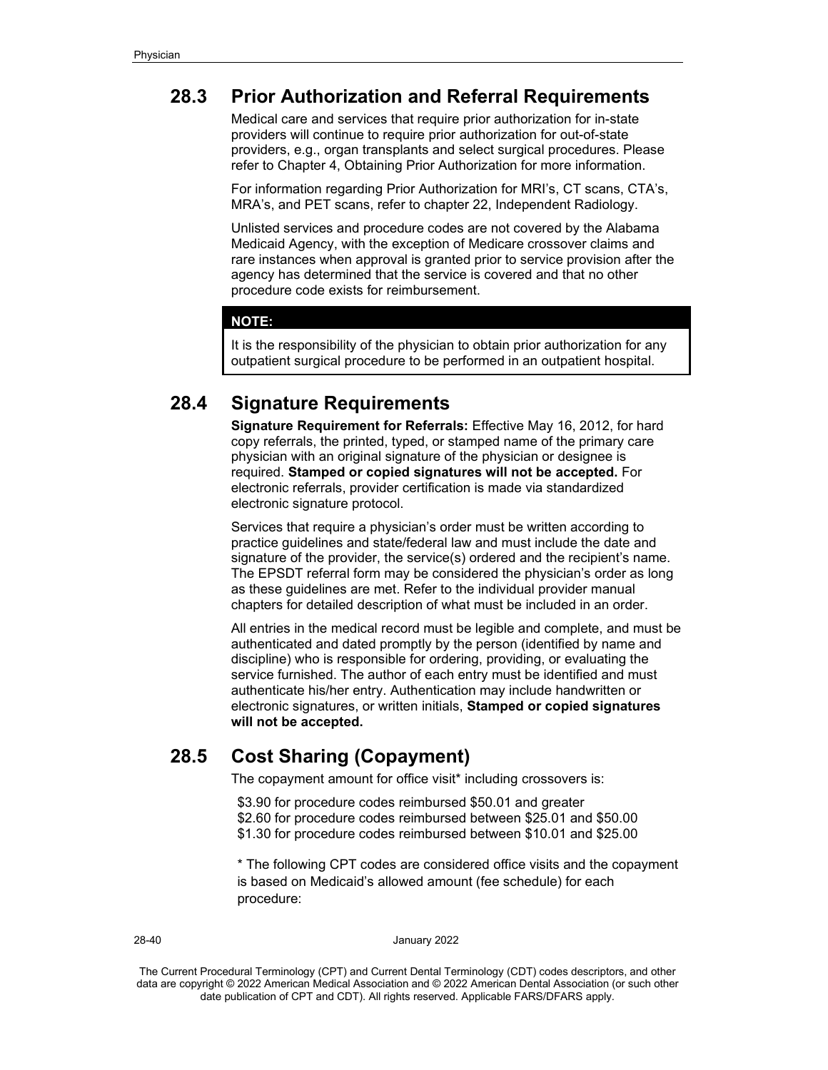## 28.3 Prior Authorization and Referral Requirements

Medical care and services that require prior authorization for in-state providers will continue to require prior authorization for out-of-state providers, e.g., organ transplants and select surgical procedures. Please refer to Chapter 4, Obtaining Prior Authorization for more information.

For information regarding Prior Authorization for MRI's, CT scans, CTA's, MRA's, and PET scans, refer to chapter 22, Independent Radiology.

Unlisted services and procedure codes are not covered by the Alabama Medicaid Agency, with the exception of Medicare crossover claims and rare instances when approval is granted prior to service provision after the agency has determined that the service is covered and that no other procedure code exists for reimbursement.

**NOTE:**

It is the responsibility of the physician to obtain prior authorization for any outpatient surgical procedure to be performed in an outpatient hospital.

## 28.4 Signature Requirements

**Signature Requirement for Referrals:** Effective May 16, 2012, for hard copy referrals, the printed, typed, or stamped name of the primary care physician with an original signature of the physician or designee is required. **Stamped or copied signatures will not be accepted.** For electronic referrals, provider certification is made via standardized electronic signature protocol.

Services that require a physician's order must be written according to practice guidelines and state/federal law and must include the date and signature of the provider, the service(s) ordered and the recipient's name. The EPSDT referral form may be considered the physician's order as long as these guidelines are met. Refer to the individual provider manual chapters for detailed description of what must be included in an order.

All entries in the medical record must be legible and complete, and must be authenticated and dated promptly by the person (identified by name and discipline) who is responsible for ordering, providing, or evaluating the service furnished. The author of each entry must be identified and must authenticate his/her entry. Authentication may include handwritten or electronic signatures, or written initials, **Stamped or copied signatures will not be accepted.**

## 28.5 Cost Sharing (Copayment)

The copayment amount for office visit* including crossovers is:

$3.90 for procedure codes reimbursed $50.01 and greater
$2.60 for procedure codes reimbursed between $25.01 and $50.00
$1.30 for procedure codes reimbursed between $10.01 and $25.00

* The following CPT codes are considered office visits and the copayment is based on Medicaid's allowed amount (fee schedule) for each procedure: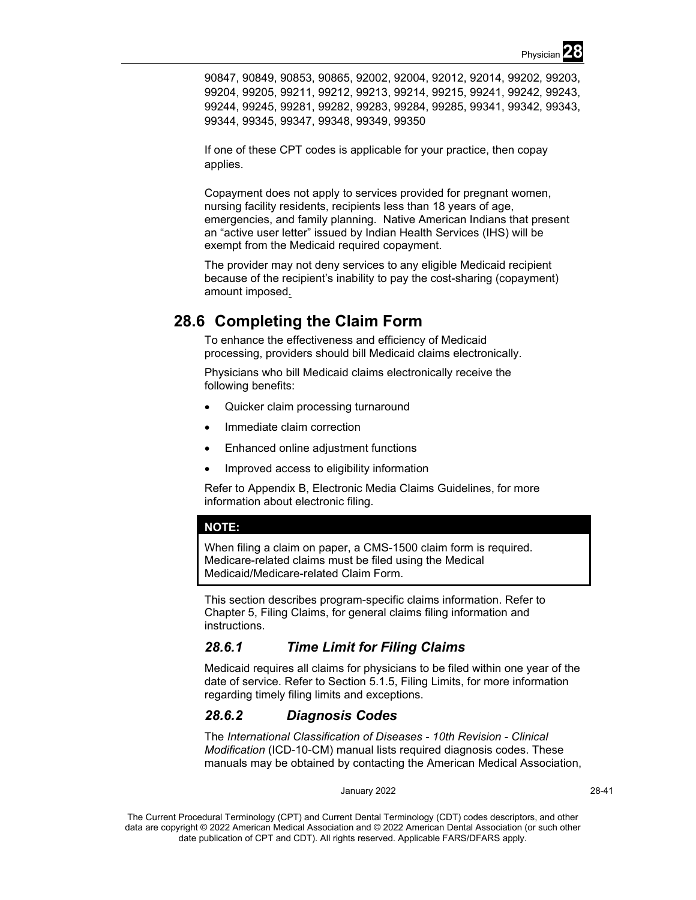90847, 90849, 90853, 90865, 92002, 92004, 92012, 92014, 99202, 99203, 99204, 99205, 99211, 99212, 99213, 99214, 99215, 99241, 99242, 99243, 99244, 99245, 99281, 99282, 99283, 99284, 99285, 99341, 99342, 99343, 99344, 99345, 99347, 99348, 99349, 99350

If one of these CPT codes is applicable for your practice, then copay applies.

Copayment does not apply to services provided for pregnant women, nursing facility residents, recipients less than 18 years of age, emergencies, and family planning. Native American Indians that present an "active user letter" issued by Indian Health Services (IHS) will be exempt from the Medicaid required copayment.

The provider may not deny services to any eligible Medicaid recipient because of the recipient's inability to pay the cost-sharing (copayment) amount imposed.

## 28.6 Completing the Claim Form

To enhance the effectiveness and efficiency of Medicaid processing, providers should bill Medicaid claims electronically.

Physicians who bill Medicaid claims electronically receive the following benefits:

- Quicker claim processing turnaround
- Immediate claim correction
- Enhanced online adjustment functions
- Improved access to eligibility information

Refer to Appendix B, Electronic Media Claims Guidelines, for more information about electronic filing.

**NOTE:**

When filing a claim on paper, a CMS-1500 claim form is required. Medicare-related claims must be filed using the Medical Medicaid/Medicare-related Claim Form.

This section describes program-specific claims information. Refer to Chapter 5, Filing Claims, for general claims filing information and instructions.

### *28.6.1 Time Limit for Filing Claims*

Medicaid requires all claims for physicians to be filed within one year of the date of service. Refer to Section 5.1.5, Filing Limits, for more information regarding timely filing limits and exceptions.

### *28.6.2 Diagnosis Codes*

The *International Classification of Diseases - 10th Revision - Clinical Modification* (ICD-10-CM) manual lists required diagnosis codes. These manuals may be obtained by contacting the American Medical Association,

The Current Procedural Terminology (CPT) and Current Dental Terminology (CDT) codes descriptors, and other data are copyright © 2022 American Medical Association and © 2022 American Dental Association (or such other date publication of CPT and CDT). All rights reserved. Applicable FARS/DFARS apply.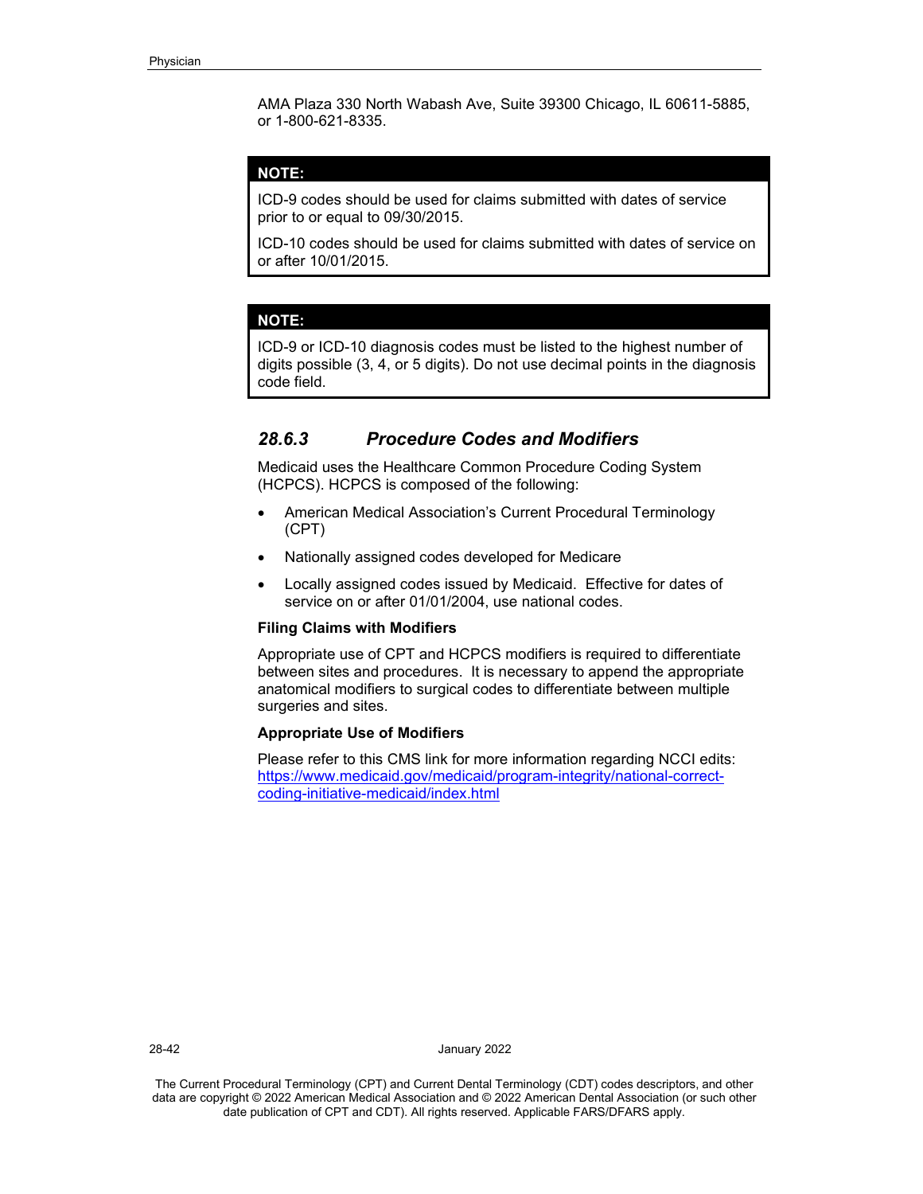AMA Plaza 330 North Wabash Ave, Suite 39300 Chicago, IL 60611-5885, or 1-800-621-8335.

> **NOTE:**
>
> ICD-9 codes should be used for claims submitted with dates of service prior to or equal to 09/30/2015.
>
> ICD-10 codes should be used for claims submitted with dates of service on or after 10/01/2015.

> **NOTE:**
>
> ICD-9 or ICD-10 diagnosis codes must be listed to the highest number of digits possible (3, 4, or 5 digits). Do not use decimal points in the diagnosis code field.

### *28.6.3 Procedure Codes and Modifiers*

Medicaid uses the Healthcare Common Procedure Coding System (HCPCS). HCPCS is composed of the following:

- American Medical Association's Current Procedural Terminology (CPT)
- Nationally assigned codes developed for Medicare
- Locally assigned codes issued by Medicaid. Effective for dates of service on or after 01/01/2004, use national codes.

**Filing Claims with Modifiers**

Appropriate use of CPT and HCPCS modifiers is required to differentiate between sites and procedures. It is necessary to append the appropriate anatomical modifiers to surgical codes to differentiate between multiple surgeries and sites.

**Appropriate Use of Modifiers**

Please refer to this CMS link for more information regarding NCCI edits: https://www.medicaid.gov/medicaid/program-integrity/national-correct-coding-initiative-medicaid/index.html

The Current Procedural Terminology (CPT) and Current Dental Terminology (CDT) codes descriptors, and other data are copyright © 2022 American Medical Association and © 2022 American Dental Association (or such other date publication of CPT and CDT). All rights reserved. Applicable FARS/DFARS apply.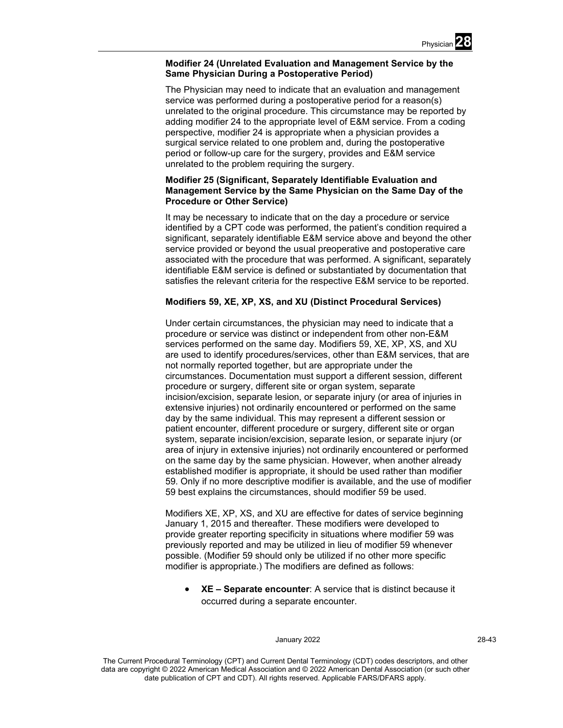**Modifier 24 (Unrelated Evaluation and Management Service by the Same Physician During a Postoperative Period)**

The Physician may need to indicate that an evaluation and management service was performed during a postoperative period for a reason(s) unrelated to the original procedure. This circumstance may be reported by adding modifier 24 to the appropriate level of E&M service. From a coding perspective, modifier 24 is appropriate when a physician provides a surgical service related to one problem and, during the postoperative period or follow-up care for the surgery, provides and E&M service unrelated to the problem requiring the surgery.

**Modifier 25 (Significant, Separately Identifiable Evaluation and Management Service by the Same Physician on the Same Day of the Procedure or Other Service)**

It may be necessary to indicate that on the day a procedure or service identified by a CPT code was performed, the patient's condition required a significant, separately identifiable E&M service above and beyond the other service provided or beyond the usual preoperative and postoperative care associated with the procedure that was performed. A significant, separately identifiable E&M service is defined or substantiated by documentation that satisfies the relevant criteria for the respective E&M service to be reported.

**Modifiers 59, XE, XP, XS, and XU (Distinct Procedural Services)**

Under certain circumstances, the physician may need to indicate that a procedure or service was distinct or independent from other non-E&M services performed on the same day. Modifiers 59, XE, XP, XS, and XU are used to identify procedures/services, other than E&M services, that are not normally reported together, but are appropriate under the circumstances. Documentation must support a different session, different procedure or surgery, different site or organ system, separate incision/excision, separate lesion, or separate injury (or area of injuries in extensive injuries) not ordinarily encountered or performed on the same day by the same individual. This may represent a different session or patient encounter, different procedure or surgery, different site or organ system, separate incision/excision, separate lesion, or separate injury (or area of injury in extensive injuries) not ordinarily encountered or performed on the same day by the same physician. However, when another already established modifier is appropriate, it should be used rather than modifier 59. Only if no more descriptive modifier is available, and the use of modifier 59 best explains the circumstances, should modifier 59 be used.

Modifiers XE, XP, XS, and XU are effective for dates of service beginning January 1, 2015 and thereafter. These modifiers were developed to provide greater reporting specificity in situations where modifier 59 was previously reported and may be utilized in lieu of modifier 59 whenever possible. (Modifier 59 should only be utilized if no other more specific modifier is appropriate.) The modifiers are defined as follows:

- **XE – Separate encounter**: A service that is distinct because it occurred during a separate encounter.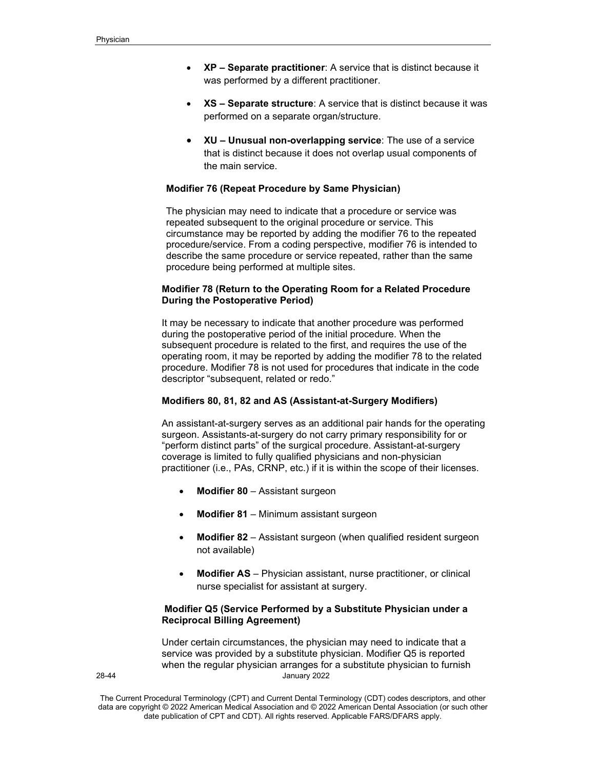- **XP – Separate practitioner**: A service that is distinct because it was performed by a different practitioner.
- **XS – Separate structure**: A service that is distinct because it was performed on a separate organ/structure.
- **XU – Unusual non-overlapping service**: The use of a service that is distinct because it does not overlap usual components of the main service.

**Modifier 76 (Repeat Procedure by Same Physician)**

The physician may need to indicate that a procedure or service was repeated subsequent to the original procedure or service. This circumstance may be reported by adding the modifier 76 to the repeated procedure/service. From a coding perspective, modifier 76 is intended to describe the same procedure or service repeated, rather than the same procedure being performed at multiple sites.

**Modifier 78 (Return to the Operating Room for a Related Procedure During the Postoperative Period)**

It may be necessary to indicate that another procedure was performed during the postoperative period of the initial procedure. When the subsequent procedure is related to the first, and requires the use of the operating room, it may be reported by adding the modifier 78 to the related procedure. Modifier 78 is not used for procedures that indicate in the code descriptor "subsequent, related or redo."

**Modifiers 80, 81, 82 and AS (Assistant-at-Surgery Modifiers)**

An assistant-at-surgery serves as an additional pair hands for the operating surgeon. Assistants-at-surgery do not carry primary responsibility for or "perform distinct parts" of the surgical procedure. Assistant-at-surgery coverage is limited to fully qualified physicians and non-physician practitioner (i.e., PAs, CRNP, etc.) if it is within the scope of their licenses.

- **Modifier 80** – Assistant surgeon
- **Modifier 81** – Minimum assistant surgeon
- **Modifier 82** – Assistant surgeon (when qualified resident surgeon not available)
- **Modifier AS** – Physician assistant, nurse practitioner, or clinical nurse specialist for assistant at surgery.

**Modifier Q5 (Service Performed by a Substitute Physician under a Reciprocal Billing Agreement)**

Under certain circumstances, the physician may need to indicate that a service was provided by a substitute physician. Modifier Q5 is reported when the regular physician arranges for a substitute physician to furnish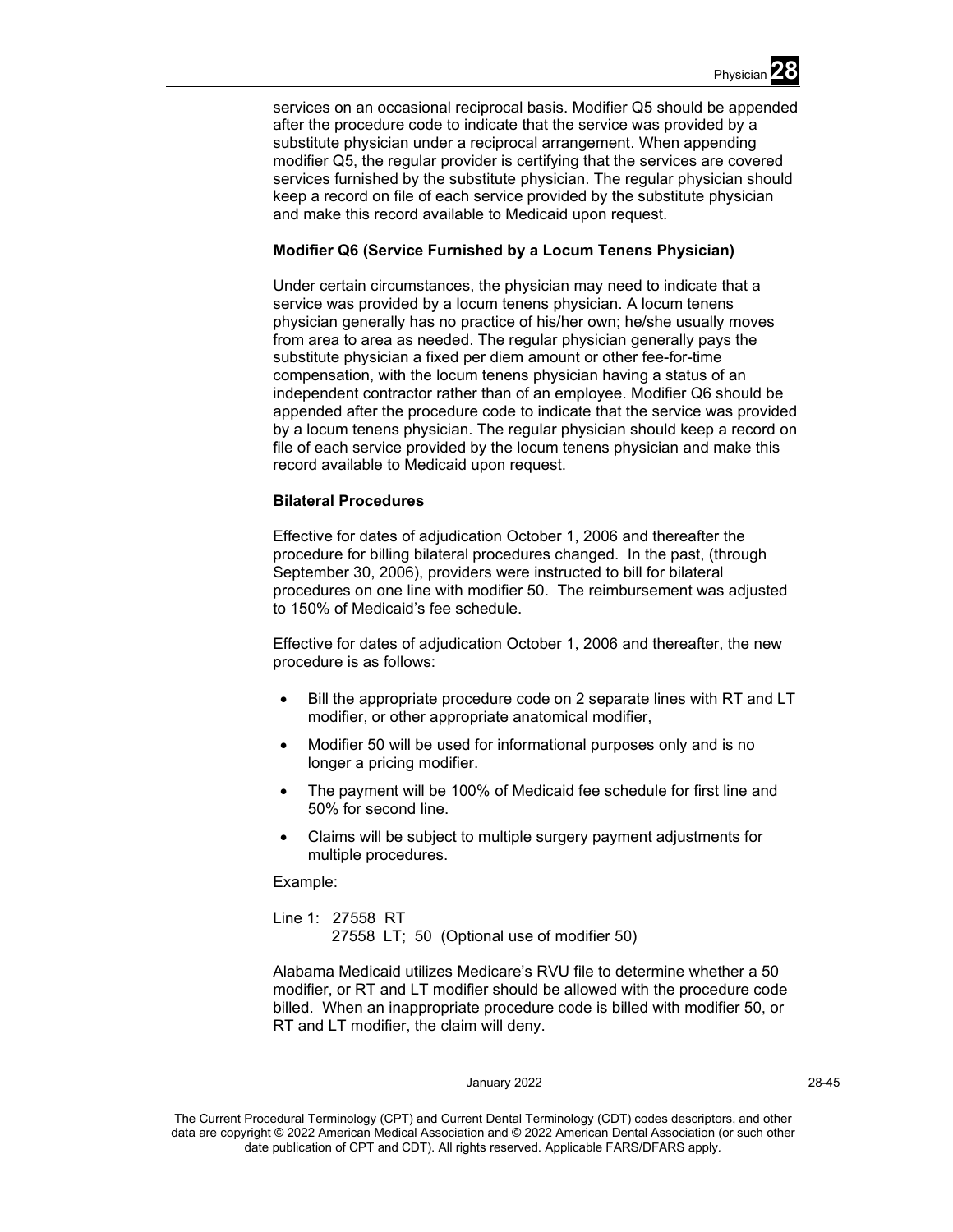services on an occasional reciprocal basis. Modifier Q5 should be appended after the procedure code to indicate that the service was provided by a substitute physician under a reciprocal arrangement. When appending modifier Q5, the regular provider is certifying that the services are covered services furnished by the substitute physician. The regular physician should keep a record on file of each service provided by the substitute physician and make this record available to Medicaid upon request.

**Modifier Q6 (Service Furnished by a Locum Tenens Physician)**

Under certain circumstances, the physician may need to indicate that a service was provided by a locum tenens physician. A locum tenens physician generally has no practice of his/her own; he/she usually moves from area to area as needed. The regular physician generally pays the substitute physician a fixed per diem amount or other fee-for-time compensation, with the locum tenens physician having a status of an independent contractor rather than of an employee. Modifier Q6 should be appended after the procedure code to indicate that the service was provided by a locum tenens physician. The regular physician should keep a record on file of each service provided by the locum tenens physician and make this record available to Medicaid upon request.

**Bilateral Procedures**

Effective for dates of adjudication October 1, 2006 and thereafter the procedure for billing bilateral procedures changed. In the past, (through September 30, 2006), providers were instructed to bill for bilateral procedures on one line with modifier 50. The reimbursement was adjusted to 150% of Medicaid's fee schedule.

Effective for dates of adjudication October 1, 2006 and thereafter, the new procedure is as follows:

- Bill the appropriate procedure code on 2 separate lines with RT and LT modifier, or other appropriate anatomical modifier,
- Modifier 50 will be used for informational purposes only and is no longer a pricing modifier.
- The payment will be 100% of Medicaid fee schedule for first line and 50% for second line.
- Claims will be subject to multiple surgery payment adjustments for multiple procedures.

Example:

Line 1: 27558 RT
27558 LT; 50 (Optional use of modifier 50)

Alabama Medicaid utilizes Medicare's RVU file to determine whether a 50 modifier, or RT and LT modifier should be allowed with the procedure code billed. When an inappropriate procedure code is billed with modifier 50, or RT and LT modifier, the claim will deny.

The Current Procedural Terminology (CPT) and Current Dental Terminology (CDT) codes descriptors, and other data are copyright © 2022 American Medical Association and © 2022 American Dental Association (or such other date publication of CPT and CDT). All rights reserved. Applicable FARS/DFARS apply.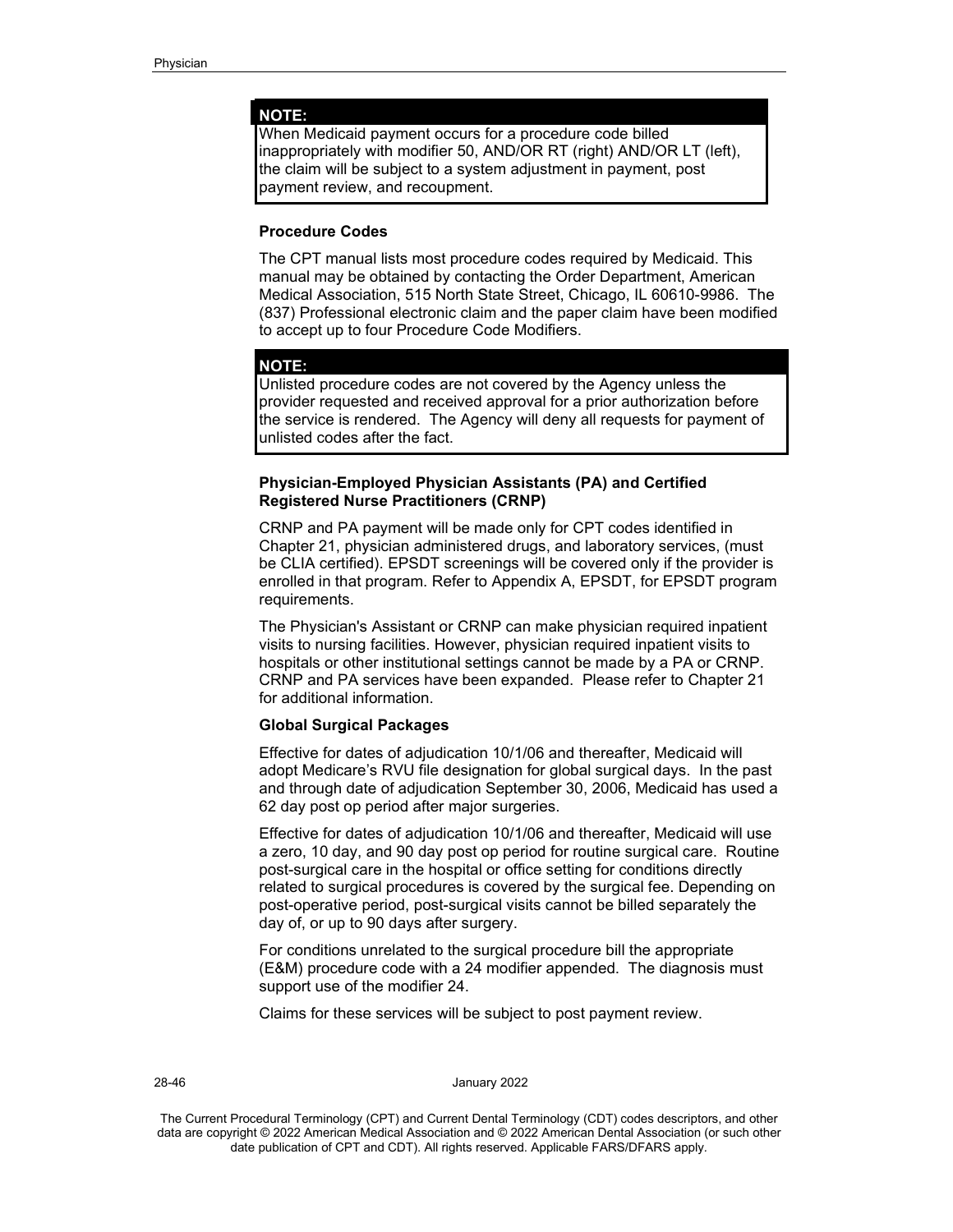> **NOTE:**
> When Medicaid payment occurs for a procedure code billed inappropriately with modifier 50, AND/OR RT (right) AND/OR LT (left), the claim will be subject to a system adjustment in payment, post payment review, and recoupment.

**Procedure Codes**

The CPT manual lists most procedure codes required by Medicaid. This manual may be obtained by contacting the Order Department, American Medical Association, 515 North State Street, Chicago, IL 60610-9986. The (837) Professional electronic claim and the paper claim have been modified to accept up to four Procedure Code Modifiers.

> **NOTE:**
> Unlisted procedure codes are not covered by the Agency unless the provider requested and received approval for a prior authorization before the service is rendered. The Agency will deny all requests for payment of unlisted codes after the fact.

**Physician-Employed Physician Assistants (PA) and Certified Registered Nurse Practitioners (CRNP)**

CRNP and PA payment will be made only for CPT codes identified in Chapter 21, physician administered drugs, and laboratory services, (must be CLIA certified). EPSDT screenings will be covered only if the provider is enrolled in that program. Refer to Appendix A, EPSDT, for EPSDT program requirements.

The Physician's Assistant or CRNP can make physician required inpatient visits to nursing facilities. However, physician required inpatient visits to hospitals or other institutional settings cannot be made by a PA or CRNP. CRNP and PA services have been expanded. Please refer to Chapter 21 for additional information.

**Global Surgical Packages**

Effective for dates of adjudication 10/1/06 and thereafter, Medicaid will adopt Medicare's RVU file designation for global surgical days. In the past and through date of adjudication September 30, 2006, Medicaid has used a 62 day post op period after major surgeries.

Effective for dates of adjudication 10/1/06 and thereafter, Medicaid will use a zero, 10 day, and 90 day post op period for routine surgical care. Routine post-surgical care in the hospital or office setting for conditions directly related to surgical procedures is covered by the surgical fee. Depending on post-operative period, post-surgical visits cannot be billed separately the day of, or up to 90 days after surgery.

For conditions unrelated to the surgical procedure bill the appropriate (E&M) procedure code with a 24 modifier appended. The diagnosis must support use of the modifier 24.

Claims for these services will be subject to post payment review.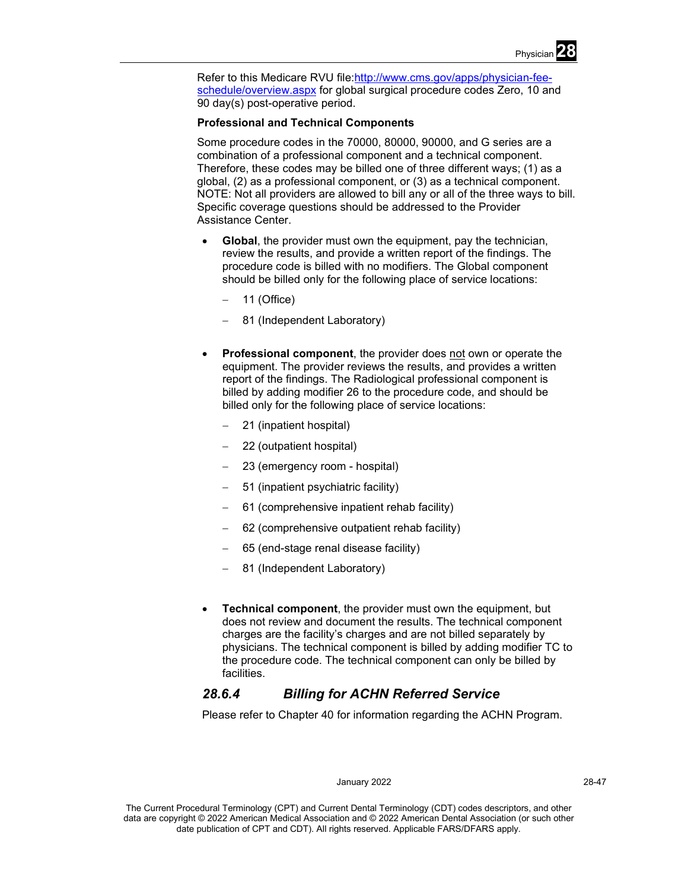Refer to this Medicare RVU file:[http://www.cms.gov/apps/physician-fee-schedule/overview.aspx](http://www.cms.gov/apps/physician-fee-schedule/overview.aspx) for global surgical procedure codes Zero, 10 and 90 day(s) post-operative period.

**Professional and Technical Components**

Some procedure codes in the 70000, 80000, 90000, and G series are a combination of a professional component and a technical component. Therefore, these codes may be billed one of three different ways; (1) as a global, (2) as a professional component, or (3) as a technical component. NOTE: Not all providers are allowed to bill any or all of the three ways to bill. Specific coverage questions should be addressed to the Provider Assistance Center.

- **Global**, the provider must own the equipment, pay the technician, review the results, and provide a written report of the findings. The procedure code is billed with no modifiers. The Global component should be billed only for the following place of service locations:
  - 11 (Office)
  - 81 (Independent Laboratory)

- **Professional component**, the provider does <u>not</u> own or operate the equipment. The provider reviews the results, and provides a written report of the findings. The Radiological professional component is billed by adding modifier 26 to the procedure code, and should be billed only for the following place of service locations:
  - 21 (inpatient hospital)
  - 22 (outpatient hospital)
  - 23 (emergency room - hospital)
  - 51 (inpatient psychiatric facility)
  - 61 (comprehensive inpatient rehab facility)
  - 62 (comprehensive outpatient rehab facility)
  - 65 (end-stage renal disease facility)
  - 81 (Independent Laboratory)

- **Technical component**, the provider must own the equipment, but does not review and document the results. The technical component charges are the facility's charges and are not billed separately by physicians. The technical component is billed by adding modifier TC to the procedure code. The technical component can only be billed by facilities.

### *28.6.4 Billing for ACHN Referred Service*

Please refer to Chapter 40 for information regarding the ACHN Program.

The Current Procedural Terminology (CPT) and Current Dental Terminology (CDT) codes descriptors, and other data are copyright © 2022 American Medical Association and © 2022 American Dental Association (or such other date publication of CPT and CDT). All rights reserved. Applicable FARS/DFARS apply.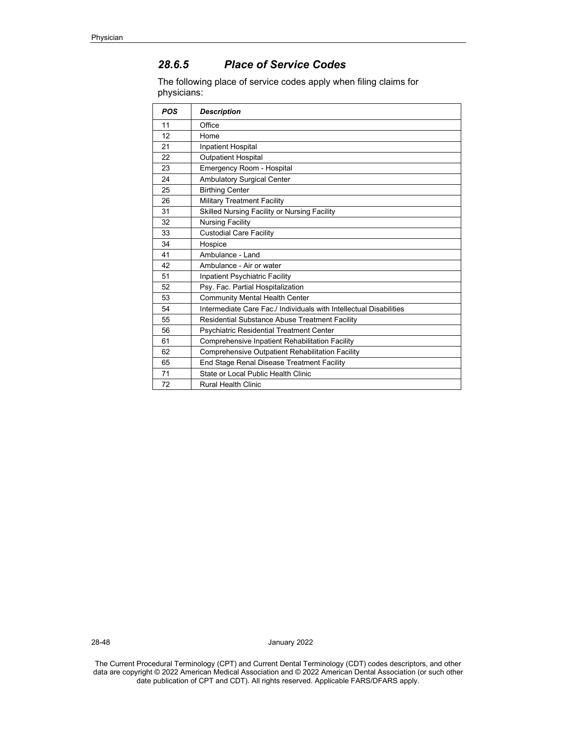### *28.6.5 Place of Service Codes*

The following place of service codes apply when filing claims for physicians:

| ***POS*** | ***Description*** |
|---|---|
| 11 | Office |
| 12 | Home |
| 21 | Inpatient Hospital |
| 22 | Outpatient Hospital |
| 23 | Emergency Room - Hospital |
| 24 | Ambulatory Surgical Center |
| 25 | Birthing Center |
| 26 | Military Treatment Facility |
| 31 | Skilled Nursing Facility or Nursing Facility |
| 32 | Nursing Facility |
| 33 | Custodial Care Facility |
| 34 | Hospice |
| 41 | Ambulance - Land |
| 42 | Ambulance - Air or water |
| 51 | Inpatient Psychiatric Facility |
| 52 | Psy. Fac. Partial Hospitalization |
| 53 | Community Mental Health Center |
| 54 | Intermediate Care Fac./ Individuals with Intellectual Disabilities |
| 55 | Residential Substance Abuse Treatment Facility |
| 56 | Psychiatric Residential Treatment Center |
| 61 | Comprehensive Inpatient Rehabilitation Facility |
| 62 | Comprehensive Outpatient Rehabilitation Facility |
| 65 | End Stage Renal Disease Treatment Facility |
| 71 | State or Local Public Health Clinic |
| 72 | Rural Health Clinic |

The Current Procedural Terminology (CPT) and Current Dental Terminology (CDT) codes descriptors, and other data are copyright © 2022 American Medical Association and © 2022 American Dental Association (or such other date publication of CPT and CDT). All rights reserved. Applicable FARS/DFARS apply.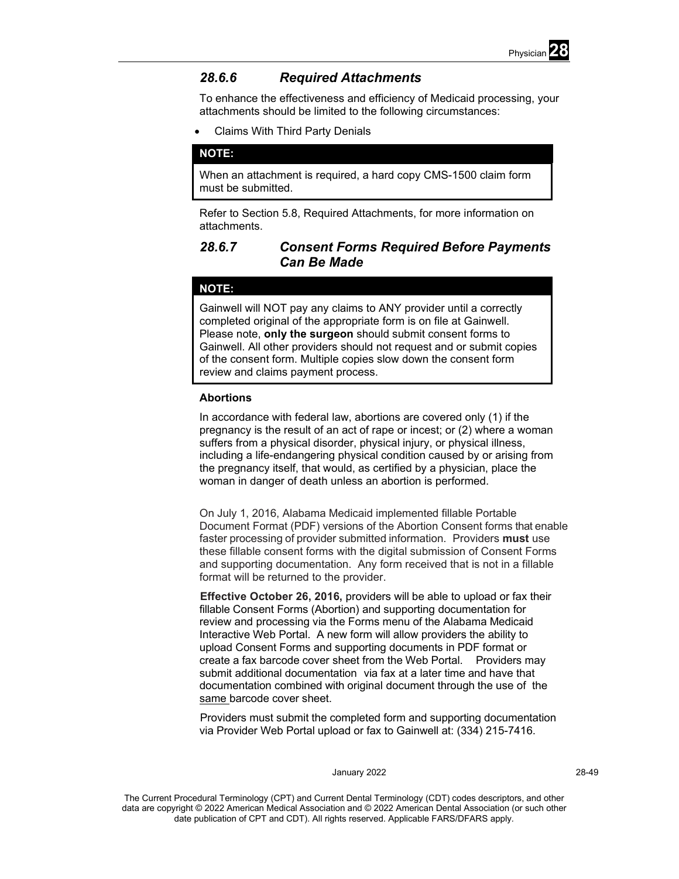### 28.6.6 Required Attachments

To enhance the effectiveness and efficiency of Medicaid processing, your attachments should be limited to the following circumstances:

- Claims With Third Party Denials

**NOTE:**

When an attachment is required, a hard copy CMS-1500 claim form must be submitted.

Refer to Section 5.8, Required Attachments, for more information on attachments.

### 28.6.7 Consent Forms Required Before Payments Can Be Made

**NOTE:**

Gainwell will NOT pay any claims to ANY provider until a correctly completed original of the appropriate form is on file at Gainwell. Please note, **only the surgeon** should submit consent forms to Gainwell. All other providers should not request and or submit copies of the consent form. Multiple copies slow down the consent form review and claims payment process.

**Abortions**

In accordance with federal law, abortions are covered only (1) if the pregnancy is the result of an act of rape or incest; or (2) where a woman suffers from a physical disorder, physical injury, or physical illness, including a life-endangering physical condition caused by or arising from the pregnancy itself, that would, as certified by a physician, place the woman in danger of death unless an abortion is performed.

On July 1, 2016, Alabama Medicaid implemented fillable Portable Document Format (PDF) versions of the Abortion Consent forms that enable faster processing of provider submitted information. Providers **must** use these fillable consent forms with the digital submission of Consent Forms and supporting documentation. Any form received that is not in a fillable format will be returned to the provider.

**Effective October 26, 2016,** providers will be able to upload or fax their fillable Consent Forms (Abortion) and supporting documentation for review and processing via the Forms menu of the Alabama Medicaid Interactive Web Portal. A new form will allow providers the ability to upload Consent Forms and supporting documents in PDF format or create a fax barcode cover sheet from the Web Portal. Providers may submit additional documentation via fax at a later time and have that documentation combined with original document through the use of the same barcode cover sheet.

Providers must submit the completed form and supporting documentation via Provider Web Portal upload or fax to Gainwell at: (334) 215-7416.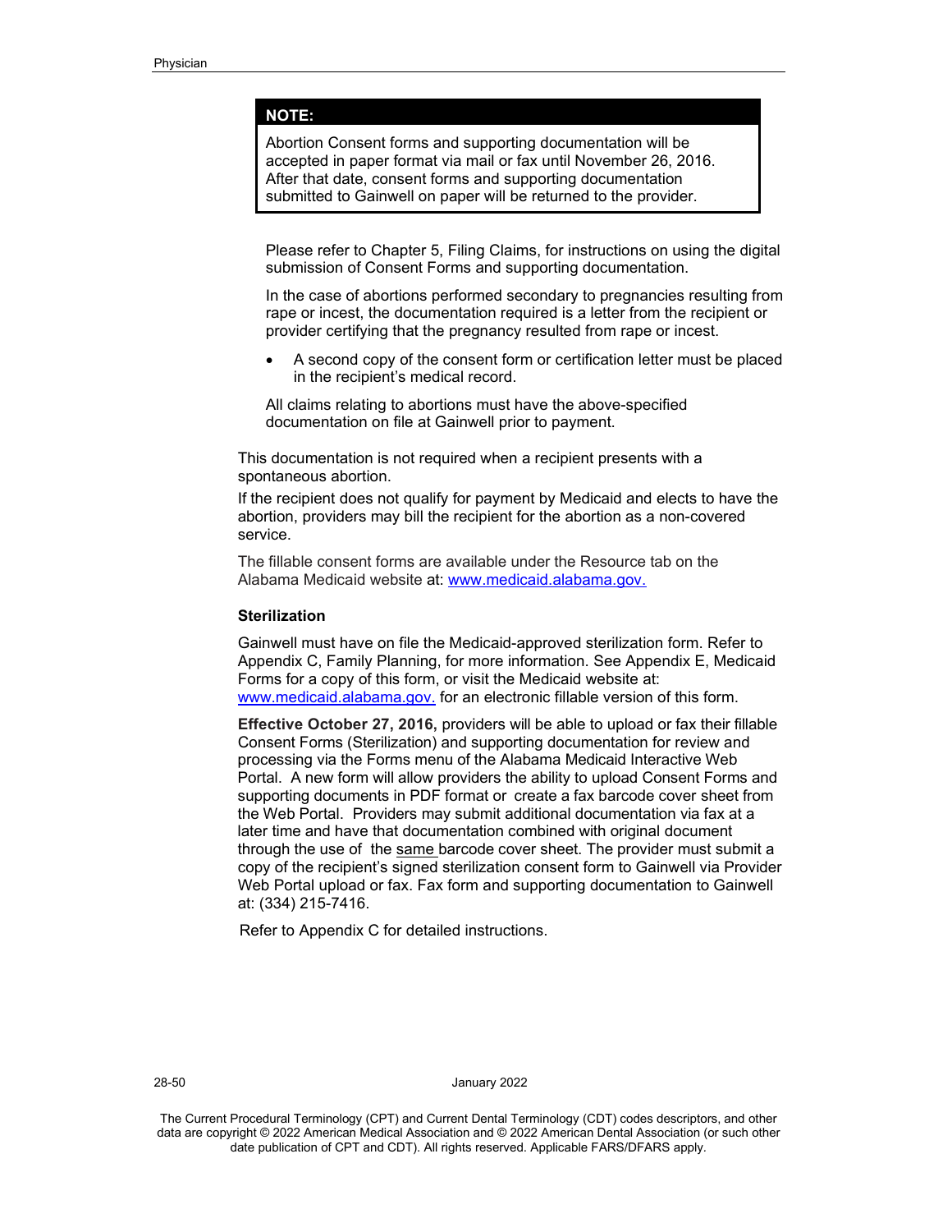**NOTE:**

Abortion Consent forms and supporting documentation will be accepted in paper format via mail or fax until November 26, 2016. After that date, consent forms and supporting documentation submitted to Gainwell on paper will be returned to the provider.

Please refer to Chapter 5, Filing Claims, for instructions on using the digital submission of Consent Forms and supporting documentation.

In the case of abortions performed secondary to pregnancies resulting from rape or incest, the documentation required is a letter from the recipient or provider certifying that the pregnancy resulted from rape or incest.

- A second copy of the consent form or certification letter must be placed in the recipient's medical record.

All claims relating to abortions must have the above-specified documentation on file at Gainwell prior to payment.

This documentation is not required when a recipient presents with a spontaneous abortion.

If the recipient does not qualify for payment by Medicaid and elects to have the abortion, providers may bill the recipient for the abortion as a non-covered service.

The fillable consent forms are available under the Resource tab on the Alabama Medicaid website at: www.medicaid.alabama.gov.

### Sterilization

Gainwell must have on file the Medicaid-approved sterilization form. Refer to Appendix C, Family Planning, for more information. See Appendix E, Medicaid Forms for a copy of this form, or visit the Medicaid website at: www.medicaid.alabama.gov. for an electronic fillable version of this form.

**Effective October 27, 2016,** providers will be able to upload or fax their fillable Consent Forms (Sterilization) and supporting documentation for review and processing via the Forms menu of the Alabama Medicaid Interactive Web Portal. A new form will allow providers the ability to upload Consent Forms and supporting documents in PDF format or create a fax barcode cover sheet from the Web Portal. Providers may submit additional documentation via fax at a later time and have that documentation combined with original document through the use of the same barcode cover sheet. The provider must submit a copy of the recipient's signed sterilization consent form to Gainwell via Provider Web Portal upload or fax. Fax form and supporting documentation to Gainwell at: (334) 215-7416.

Refer to Appendix C for detailed instructions.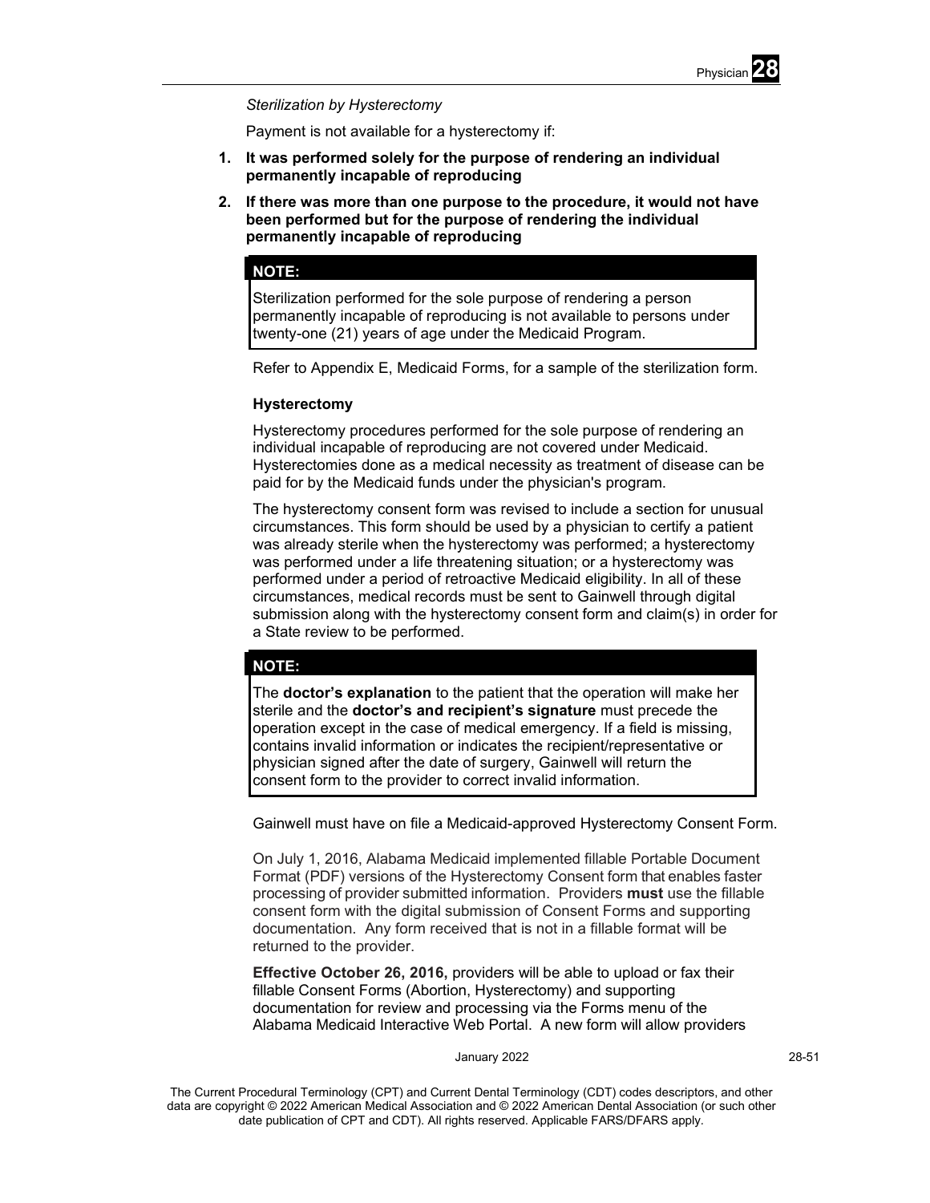*Sterilization by Hysterectomy*

Payment is not available for a hysterectomy if:

1. **It was performed solely for the purpose of rendering an individual permanently incapable of reproducing**
2. **If there was more than one purpose to the procedure, it would not have been performed but for the purpose of rendering the individual permanently incapable of reproducing**

> **NOTE:**
>
> Sterilization performed for the sole purpose of rendering a person permanently incapable of reproducing is not available to persons under twenty-one (21) years of age under the Medicaid Program.

Refer to Appendix E, Medicaid Forms, for a sample of the sterilization form.

### Hysterectomy

Hysterectomy procedures performed for the sole purpose of rendering an individual incapable of reproducing are not covered under Medicaid. Hysterectomies done as a medical necessity as treatment of disease can be paid for by the Medicaid funds under the physician's program.

The hysterectomy consent form was revised to include a section for unusual circumstances. This form should be used by a physician to certify a patient was already sterile when the hysterectomy was performed; a hysterectomy was performed under a life threatening situation; or a hysterectomy was performed under a period of retroactive Medicaid eligibility. In all of these circumstances, medical records must be sent to Gainwell through digital submission along with the hysterectomy consent form and claim(s) in order for a State review to be performed.

> **NOTE:**
>
> The **doctor's explanation** to the patient that the operation will make her sterile and the **doctor's and recipient's signature** must precede the operation except in the case of medical emergency. If a field is missing, contains invalid information or indicates the recipient/representative or physician signed after the date of surgery, Gainwell will return the consent form to the provider to correct invalid information.

Gainwell must have on file a Medicaid-approved Hysterectomy Consent Form.

On July 1, 2016, Alabama Medicaid implemented fillable Portable Document Format (PDF) versions of the Hysterectomy Consent form that enables faster processing of provider submitted information. Providers **must** use the fillable consent form with the digital submission of Consent Forms and supporting documentation. Any form received that is not in a fillable format will be returned to the provider.

**Effective October 26, 2016,** providers will be able to upload or fax their fillable Consent Forms (Abortion, Hysterectomy) and supporting documentation for review and processing via the Forms menu of the Alabama Medicaid Interactive Web Portal. A new form will allow providers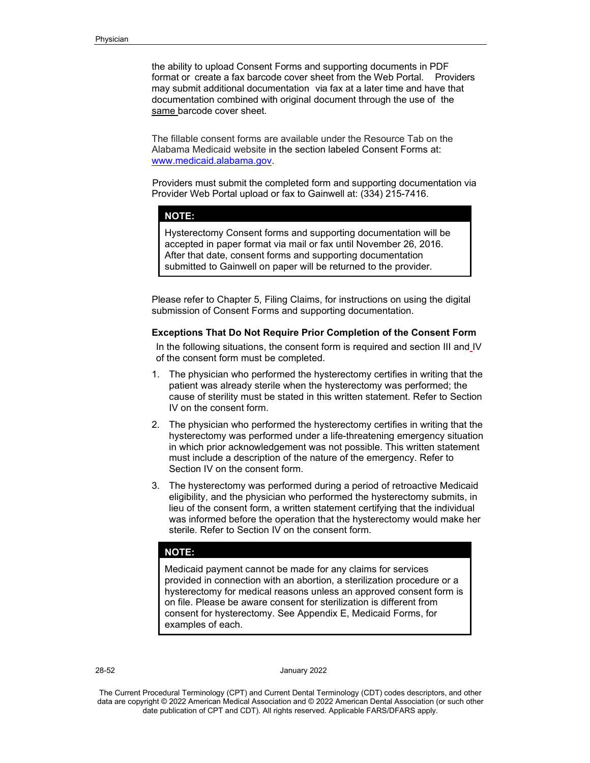the ability to upload Consent Forms and supporting documents in PDF format or create a fax barcode cover sheet from the Web Portal. Providers may submit additional documentation via fax at a later time and have that documentation combined with original document through the use of the same barcode cover sheet.

The fillable consent forms are available under the Resource Tab on the Alabama Medicaid website in the section labeled Consent Forms at: www.medicaid.alabama.gov.

Providers must submit the completed form and supporting documentation via Provider Web Portal upload or fax to Gainwell at: (334) 215-7416.

> **NOTE:**
>
> Hysterectomy Consent forms and supporting documentation will be accepted in paper format via mail or fax until November 26, 2016. After that date, consent forms and supporting documentation submitted to Gainwell on paper will be returned to the provider.

Please refer to Chapter 5, Filing Claims, for instructions on using the digital submission of Consent Forms and supporting documentation.

**Exceptions That Do Not Require Prior Completion of the Consent Form**

In the following situations, the consent form is required and section III and IV of the consent form must be completed.

1. The physician who performed the hysterectomy certifies in writing that the patient was already sterile when the hysterectomy was performed; the cause of sterility must be stated in this written statement. Refer to Section IV on the consent form.
2. The physician who performed the hysterectomy certifies in writing that the hysterectomy was performed under a life-threatening emergency situation in which prior acknowledgement was not possible. This written statement must include a description of the nature of the emergency. Refer to Section IV on the consent form.
3. The hysterectomy was performed during a period of retroactive Medicaid eligibility, and the physician who performed the hysterectomy submits, in lieu of the consent form, a written statement certifying that the individual was informed before the operation that the hysterectomy would make her sterile. Refer to Section IV on the consent form.

> **NOTE:**
>
> Medicaid payment cannot be made for any claims for services provided in connection with an abortion, a sterilization procedure or a hysterectomy for medical reasons unless an approved consent form is on file. Please be aware consent for sterilization is different from consent for hysterectomy. See Appendix E, Medicaid Forms, for examples of each.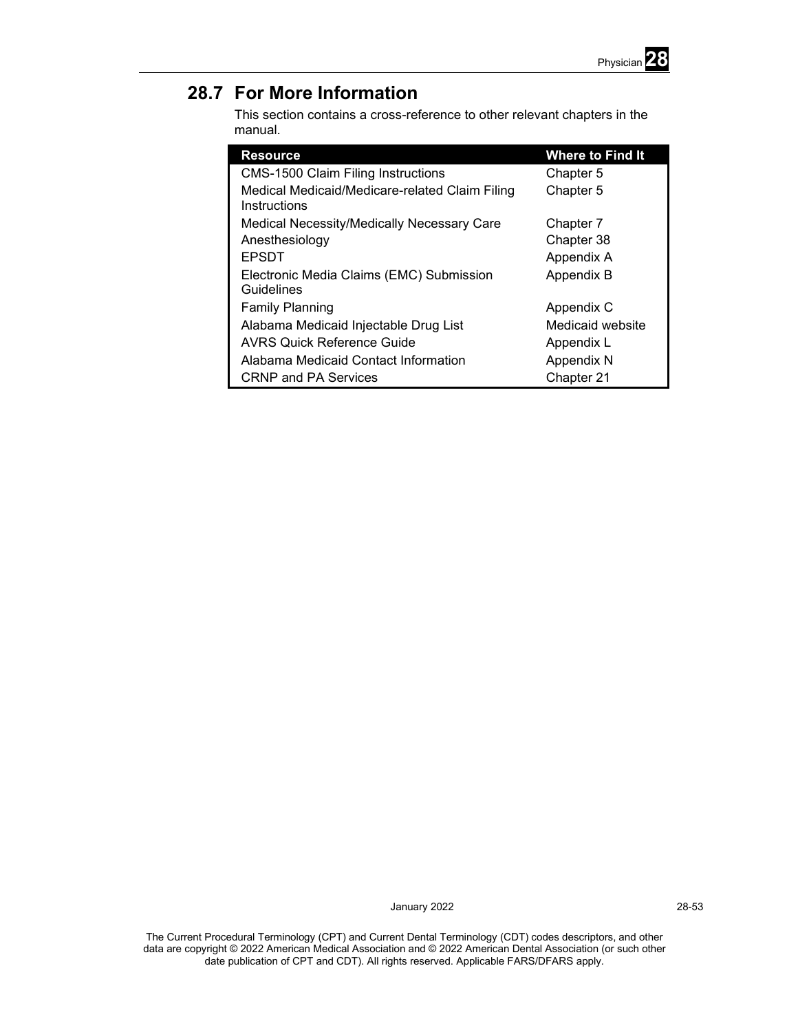## 28.7 For More Information

This section contains a cross-reference to other relevant chapters in the manual.

| Resource | Where to Find It |
|---|---|
| CMS-1500 Claim Filing Instructions | Chapter 5 |
| Medical Medicaid/Medicare-related Claim Filing Instructions | Chapter 5 |
| Medical Necessity/Medically Necessary Care | Chapter 7 |
| Anesthesiology | Chapter 38 |
| EPSDT | Appendix A |
| Electronic Media Claims (EMC) Submission Guidelines | Appendix B |
| Family Planning | Appendix C |
| Alabama Medicaid Injectable Drug List | Medicaid website |
| AVRS Quick Reference Guide | Appendix L |
| Alabama Medicaid Contact Information | Appendix N |
| CRNP and PA Services | Chapter 21 |

The Current Procedural Terminology (CPT) and Current Dental Terminology (CDT) codes descriptors, and other data are copyright © 2022 American Medical Association and © 2022 American Dental Association (or such other date publication of CPT and CDT). All rights reserved. Applicable FARS/DFARS apply.